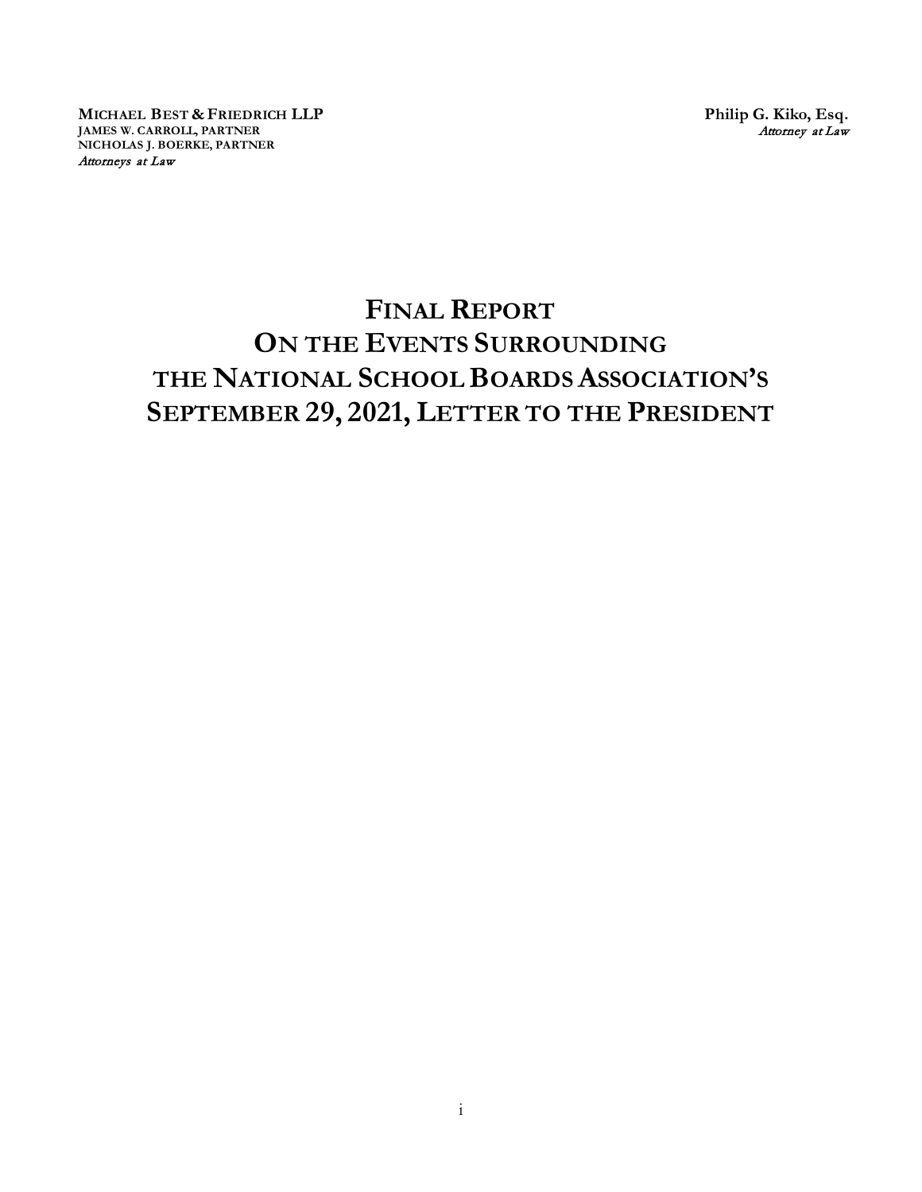**MICHAEL BEST & FRIEDRICH LLP**
**JAMES W. CARROLL, PARTNER**
**NICHOLAS J. BOERKE, PARTNER**
*Attorneys at Law*

**Philip G. Kiko, Esq.**
*Attorney at Law*

# FINAL REPORT ON THE EVENTS SURROUNDING THE NATIONAL SCHOOL BOARDS ASSOCIATION'S SEPTEMBER 29, 2021, LETTER TO THE PRESIDENT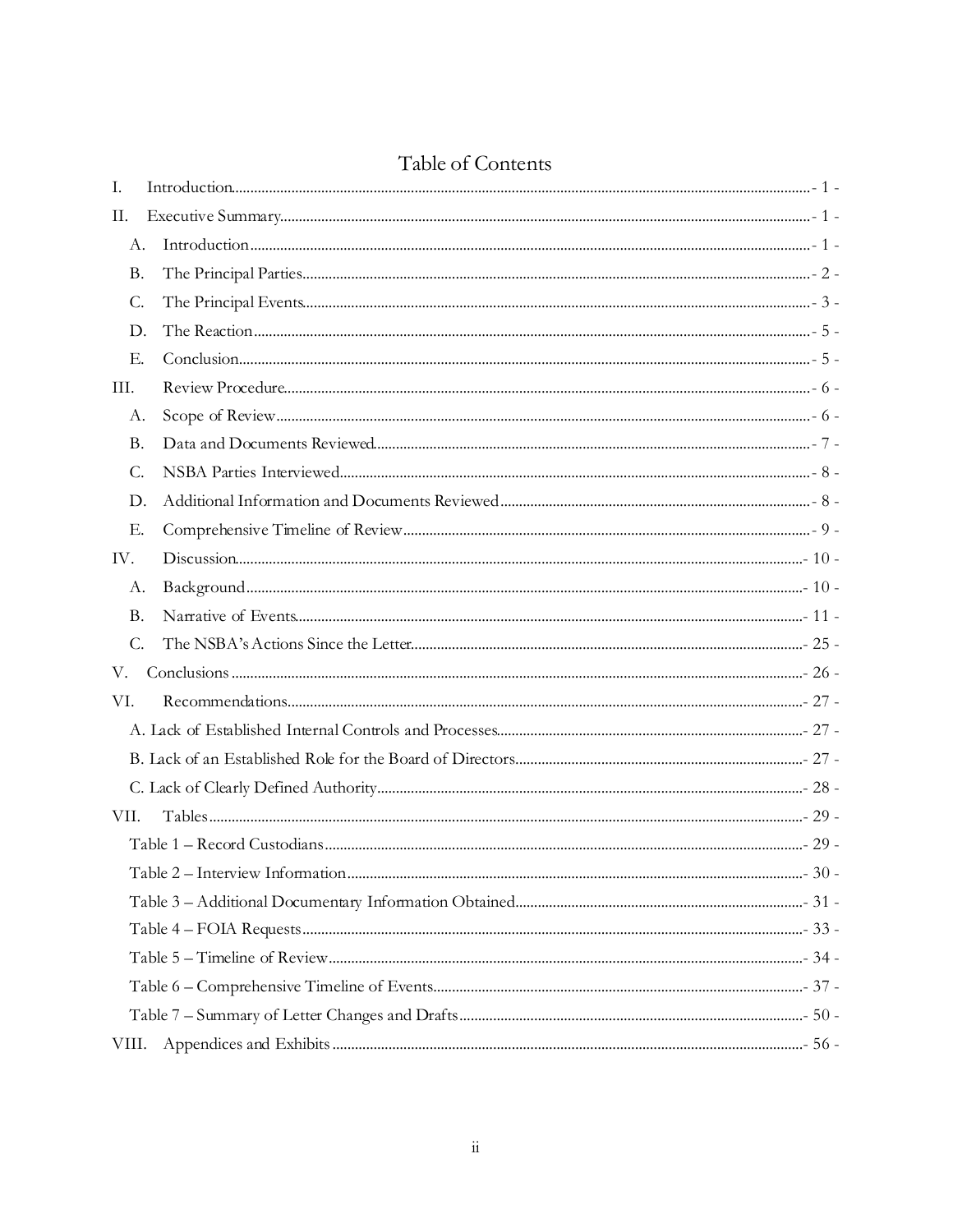# Table of Contents

I. Introduction - 1 -

II. Executive Summary - 1 -

- A. Introduction - 1 -
- B. The Principal Parties - 2 -
- C. The Principal Events - 3 -
- D. The Reaction - 5 -
- E. Conclusion - 5 -

III. Review Procedure - 6 -

- A. Scope of Review - 6 -
- B. Data and Documents Reviewed - 7 -
- C. NSBA Parties Interviewed - 8 -
- D. Additional Information and Documents Reviewed - 8 -
- E. Comprehensive Timeline of Review - 9 -

IV. Discussion - 10 -

- A. Background - 10 -
- B. Narrative of Events - 11 -
- C. The NSBA's Actions Since the Letter - 25 -

V. Conclusions - 26 -

VI. Recommendations - 27 -

- A. Lack of Established Internal Controls and Processes - 27 -
- B. Lack of an Established Role for the Board of Directors - 27 -
- C. Lack of Clearly Defined Authority - 28 -

VII. Tables - 29 -

- Table 1 – Record Custodians - 29 -
- Table 2 – Interview Information - 30 -
- Table 3 – Additional Documentary Information Obtained - 31 -
- Table 4 – FOIA Requests - 33 -
- Table 5 – Timeline of Review - 34 -
- Table 6 – Comprehensive Timeline of Events - 37 -
- Table 7 – Summary of Letter Changes and Drafts - 50 -

VIII. Appendices and Exhibits - 56 -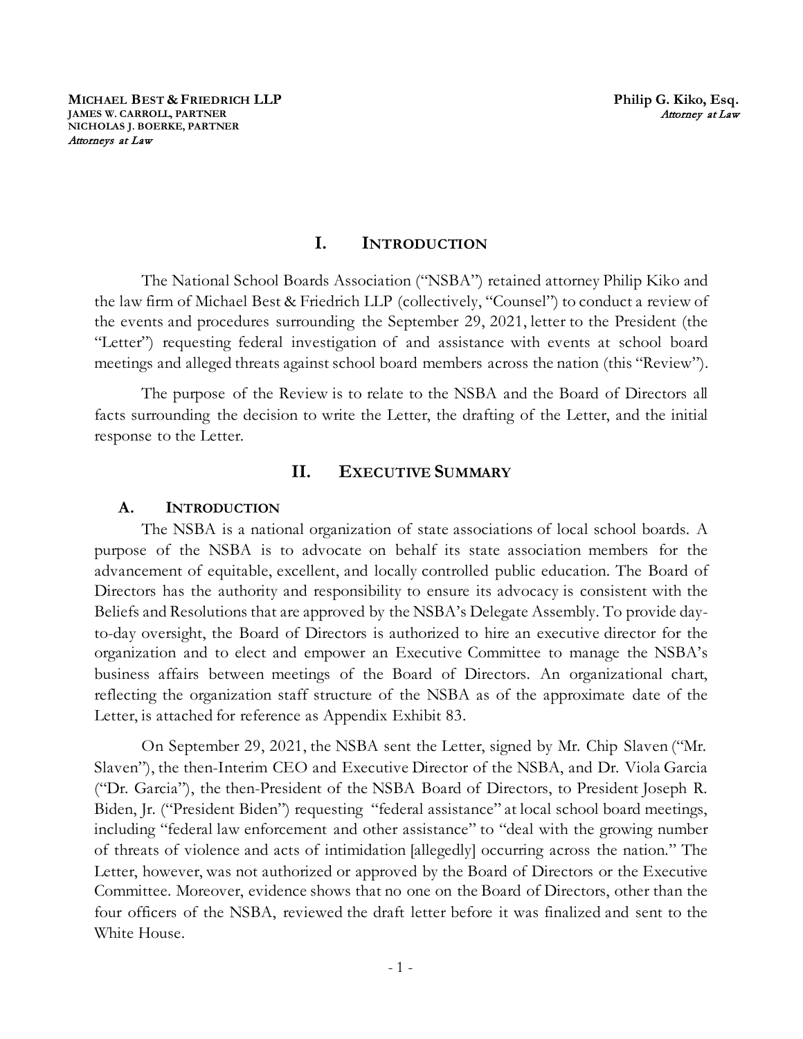**MICHAEL BEST & FRIEDRICH LLP**
**JAMES W. CARROLL, PARTNER**
**NICHOLAS J. BOERKE, PARTNER**
*Attorneys at Law*

**Philip G. Kiko, Esq.**
*Attorney at Law*

# I. INTRODUCTION

The National School Boards Association ("NSBA") retained attorney Philip Kiko and the law firm of Michael Best & Friedrich LLP (collectively, "Counsel") to conduct a review of the events and procedures surrounding the September 29, 2021, letter to the President (the "Letter") requesting federal investigation of and assistance with events at school board meetings and alleged threats against school board members across the nation (this "Review").

The purpose of the Review is to relate to the NSBA and the Board of Directors all facts surrounding the decision to write the Letter, the drafting of the Letter, and the initial response to the Letter.

# II. EXECUTIVE SUMMARY

## A. INTRODUCTION

The NSBA is a national organization of state associations of local school boards. A purpose of the NSBA is to advocate on behalf its state association members for the advancement of equitable, excellent, and locally controlled public education. The Board of Directors has the authority and responsibility to ensure its advocacy is consistent with the Beliefs and Resolutions that are approved by the NSBA's Delegate Assembly. To provide day-to-day oversight, the Board of Directors is authorized to hire an executive director for the organization and to elect and empower an Executive Committee to manage the NSBA's business affairs between meetings of the Board of Directors. An organizational chart, reflecting the organization staff structure of the NSBA as of the approximate date of the Letter, is attached for reference as Appendix Exhibit 83.

On September 29, 2021, the NSBA sent the Letter, signed by Mr. Chip Slaven ("Mr. Slaven"), the then-Interim CEO and Executive Director of the NSBA, and Dr. Viola Garcia ("Dr. Garcia"), the then-President of the NSBA Board of Directors, to President Joseph R. Biden, Jr. ("President Biden") requesting "federal assistance" at local school board meetings, including "federal law enforcement and other assistance" to "deal with the growing number of threats of violence and acts of intimidation [allegedly] occurring across the nation." The Letter, however, was not authorized or approved by the Board of Directors or the Executive Committee. Moreover, evidence shows that no one on the Board of Directors, other than the four officers of the NSBA, reviewed the draft letter before it was finalized and sent to the White House.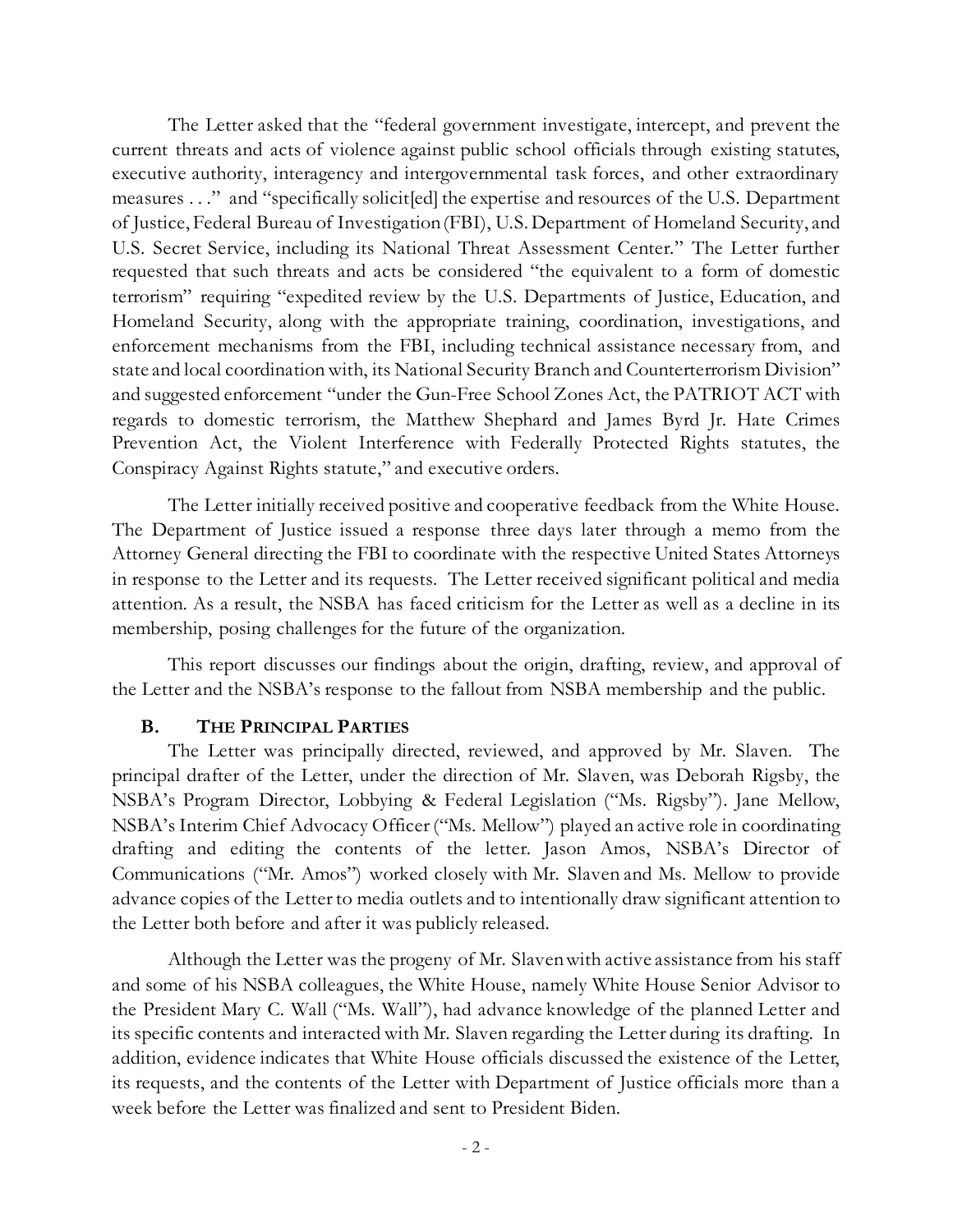The Letter asked that the "federal government investigate, intercept, and prevent the current threats and acts of violence against public school officials through existing statutes, executive authority, interagency and intergovernmental task forces, and other extraordinary measures . . ." and "specifically solicit[ed] the expertise and resources of the U.S. Department of Justice, Federal Bureau of Investigation (FBI), U.S. Department of Homeland Security, and U.S. Secret Service, including its National Threat Assessment Center." The Letter further requested that such threats and acts be considered "the equivalent to a form of domestic terrorism" requiring "expedited review by the U.S. Departments of Justice, Education, and Homeland Security, along with the appropriate training, coordination, investigations, and enforcement mechanisms from the FBI, including technical assistance necessary from, and state and local coordination with, its National Security Branch and Counterterrorism Division" and suggested enforcement "under the Gun-Free School Zones Act, the PATRIOT ACT with regards to domestic terrorism, the Matthew Shephard and James Byrd Jr. Hate Crimes Prevention Act, the Violent Interference with Federally Protected Rights statutes, the Conspiracy Against Rights statute," and executive orders.

The Letter initially received positive and cooperative feedback from the White House. The Department of Justice issued a response three days later through a memo from the Attorney General directing the FBI to coordinate with the respective United States Attorneys in response to the Letter and its requests. The Letter received significant political and media attention. As a result, the NSBA has faced criticism for the Letter as well as a decline in its membership, posing challenges for the future of the organization.

This report discusses our findings about the origin, drafting, review, and approval of the Letter and the NSBA's response to the fallout from NSBA membership and the public.

### B. THE PRINCIPAL PARTIES

The Letter was principally directed, reviewed, and approved by Mr. Slaven. The principal drafter of the Letter, under the direction of Mr. Slaven, was Deborah Rigsby, the NSBA's Program Director, Lobbying & Federal Legislation ("Ms. Rigsby"). Jane Mellow, NSBA's Interim Chief Advocacy Officer ("Ms. Mellow") played an active role in coordinating drafting and editing the contents of the letter. Jason Amos, NSBA's Director of Communications ("Mr. Amos") worked closely with Mr. Slaven and Ms. Mellow to provide advance copies of the Letter to media outlets and to intentionally draw significant attention to the Letter both before and after it was publicly released.

Although the Letter was the progeny of Mr. Slaven with active assistance from his staff and some of his NSBA colleagues, the White House, namely White House Senior Advisor to the President Mary C. Wall ("Ms. Wall"), had advance knowledge of the planned Letter and its specific contents and interacted with Mr. Slaven regarding the Letter during its drafting. In addition, evidence indicates that White House officials discussed the existence of the Letter, its requests, and the contents of the Letter with Department of Justice officials more than a week before the Letter was finalized and sent to President Biden.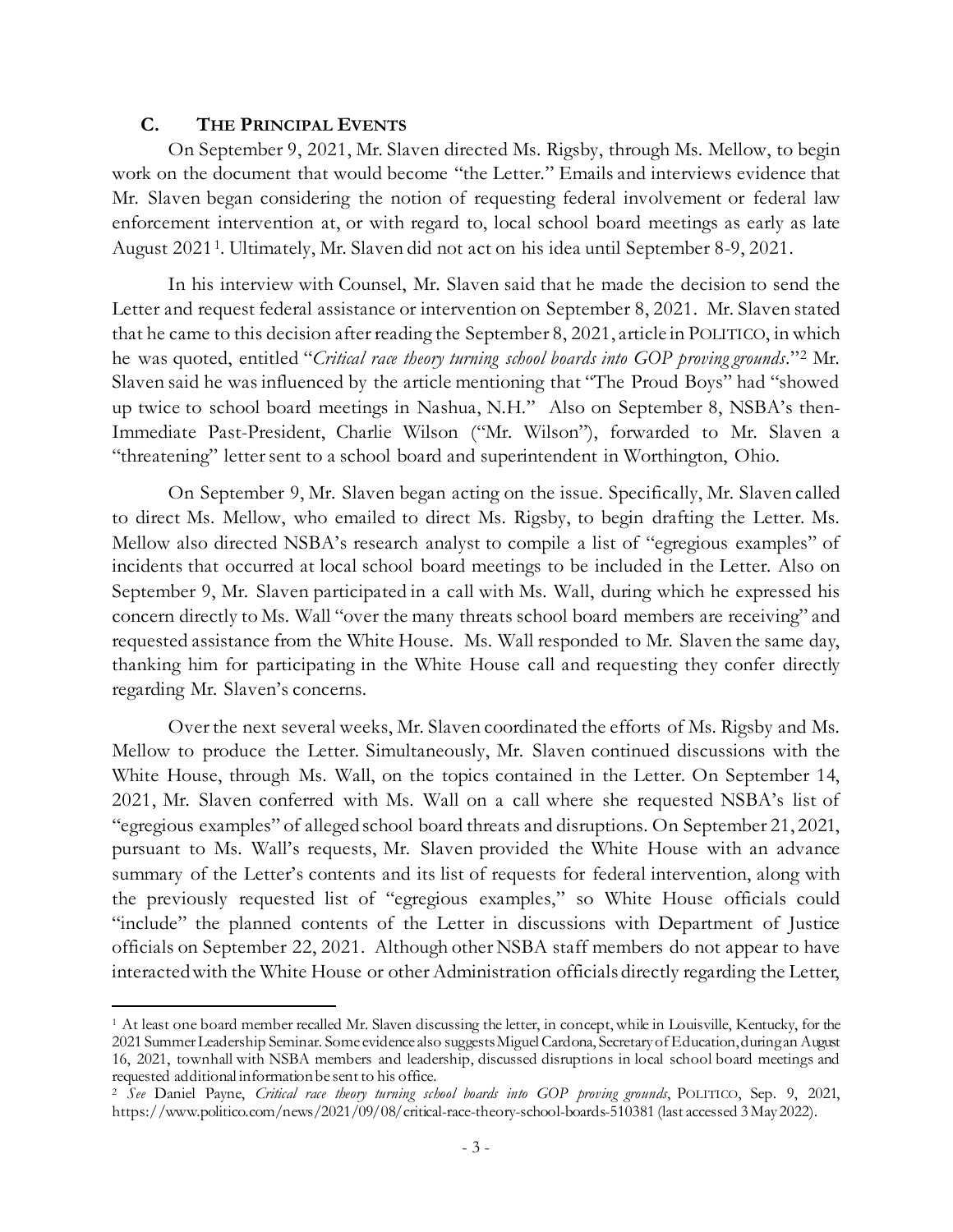### C. THE PRINCIPAL EVENTS

On September 9, 2021, Mr. Slaven directed Ms. Rigsby, through Ms. Mellow, to begin work on the document that would become "the Letter." Emails and interviews evidence that Mr. Slaven began considering the notion of requesting federal involvement or federal law enforcement intervention at, or with regard to, local school board meetings as early as late August 2021[1]. Ultimately, Mr. Slaven did not act on his idea until September 8-9, 2021.

In his interview with Counsel, Mr. Slaven said that he made the decision to send the Letter and request federal assistance or intervention on September 8, 2021. Mr. Slaven stated that he came to this decision after reading the September 8, 2021, article in POLITICO, in which he was quoted, entitled "*Critical race theory turning school boards into GOP proving grounds*."[2] Mr. Slaven said he was influenced by the article mentioning that "The Proud Boys" had "showed up twice to school board meetings in Nashua, N.H." Also on September 8, NSBA's then-Immediate Past-President, Charlie Wilson ("Mr. Wilson"), forwarded to Mr. Slaven a "threatening" letter sent to a school board and superintendent in Worthington, Ohio.

On September 9, Mr. Slaven began acting on the issue. Specifically, Mr. Slaven called to direct Ms. Mellow, who emailed to direct Ms. Rigsby, to begin drafting the Letter. Ms. Mellow also directed NSBA's research analyst to compile a list of "egregious examples" of incidents that occurred at local school board meetings to be included in the Letter. Also on September 9, Mr. Slaven participated in a call with Ms. Wall, during which he expressed his concern directly to Ms. Wall "over the many threats school board members are receiving" and requested assistance from the White House. Ms. Wall responded to Mr. Slaven the same day, thanking him for participating in the White House call and requesting they confer directly regarding Mr. Slaven's concerns.

Over the next several weeks, Mr. Slaven coordinated the efforts of Ms. Rigsby and Ms. Mellow to produce the Letter. Simultaneously, Mr. Slaven continued discussions with the White House, through Ms. Wall, on the topics contained in the Letter. On September 14, 2021, Mr. Slaven conferred with Ms. Wall on a call where she requested NSBA's list of "egregious examples" of alleged school board threats and disruptions. On September 21, 2021, pursuant to Ms. Wall's requests, Mr. Slaven provided the White House with an advance summary of the Letter's contents and its list of requests for federal intervention, along with the previously requested list of "egregious examples," so White House officials could "include" the planned contents of the Letter in discussions with Department of Justice officials on September 22, 2021. Although other NSBA staff members do not appear to have interacted with the White House or other Administration officials directly regarding the Letter,

---

[1] At least one board member recalled Mr. Slaven discussing the letter, in concept, while in Louisville, Kentucky, for the 2021 Summer Leadership Seminar. Some evidence also suggests Miguel Cardona, Secretary of Education, during an August 16, 2021, townhall with NSBA members and leadership, discussed disruptions in local school board meetings and requested additional information be sent to his office.

[2] *See* Daniel Payne, *Critical race theory turning school boards into GOP proving grounds*, POLITICO, Sep. 9, 2021, https://www.politico.com/news/2021/09/08/critical-race-theory-school-boards-510381 (last accessed 3 May 2022).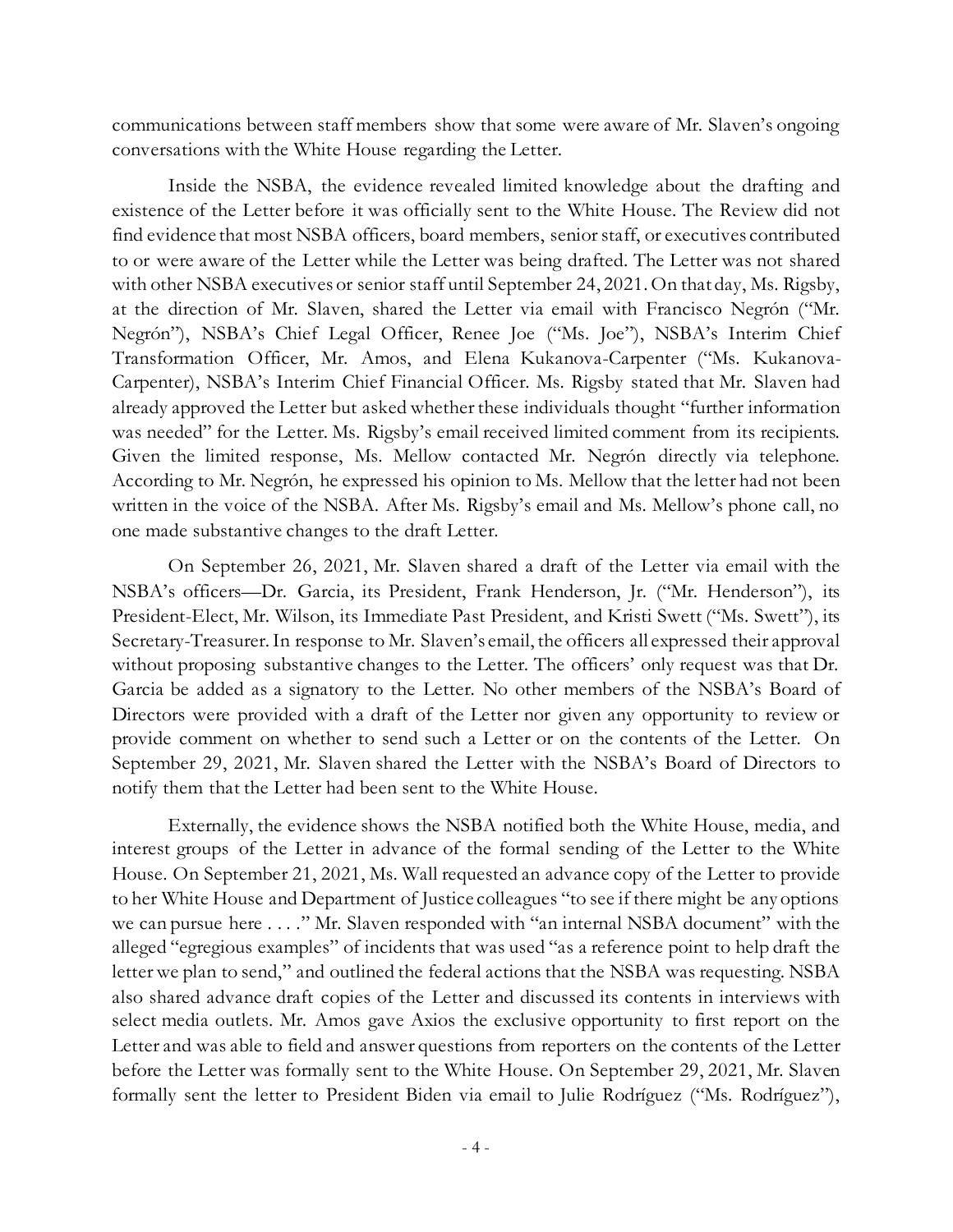communications between staff members show that some were aware of Mr. Slaven's ongoing conversations with the White House regarding the Letter.

Inside the NSBA, the evidence revealed limited knowledge about the drafting and existence of the Letter before it was officially sent to the White House. The Review did not find evidence that most NSBA officers, board members, senior staff, or executives contributed to or were aware of the Letter while the Letter was being drafted. The Letter was not shared with other NSBA executives or senior staff until September 24, 2021. On that day, Ms. Rigsby, at the direction of Mr. Slaven, shared the Letter via email with Francisco Negrón ("Mr. Negrón"), NSBA's Chief Legal Officer, Renee Joe ("Ms. Joe"), NSBA's Interim Chief Transformation Officer, Mr. Amos, and Elena Kukanova-Carpenter ("Ms. Kukanova-Carpenter), NSBA's Interim Chief Financial Officer. Ms. Rigsby stated that Mr. Slaven had already approved the Letter but asked whether these individuals thought "further information was needed" for the Letter. Ms. Rigsby's email received limited comment from its recipients. Given the limited response, Ms. Mellow contacted Mr. Negrón directly via telephone. According to Mr. Negrón, he expressed his opinion to Ms. Mellow that the letter had not been written in the voice of the NSBA. After Ms. Rigsby's email and Ms. Mellow's phone call, no one made substantive changes to the draft Letter.

On September 26, 2021, Mr. Slaven shared a draft of the Letter via email with the NSBA's officers—Dr. Garcia, its President, Frank Henderson, Jr. ("Mr. Henderson"), its President-Elect, Mr. Wilson, its Immediate Past President, and Kristi Swett ("Ms. Swett"), its Secretary-Treasurer. In response to Mr. Slaven's email, the officers all expressed their approval without proposing substantive changes to the Letter. The officers' only request was that Dr. Garcia be added as a signatory to the Letter. No other members of the NSBA's Board of Directors were provided with a draft of the Letter nor given any opportunity to review or provide comment on whether to send such a Letter or on the contents of the Letter. On September 29, 2021, Mr. Slaven shared the Letter with the NSBA's Board of Directors to notify them that the Letter had been sent to the White House.

Externally, the evidence shows the NSBA notified both the White House, media, and interest groups of the Letter in advance of the formal sending of the Letter to the White House. On September 21, 2021, Ms. Wall requested an advance copy of the Letter to provide to her White House and Department of Justice colleagues "to see if there might be any options we can pursue here . . . ." Mr. Slaven responded with "an internal NSBA document" with the alleged "egregious examples" of incidents that was used "as a reference point to help draft the letter we plan to send," and outlined the federal actions that the NSBA was requesting. NSBA also shared advance draft copies of the Letter and discussed its contents in interviews with select media outlets. Mr. Amos gave Axios the exclusive opportunity to first report on the Letter and was able to field and answer questions from reporters on the contents of the Letter before the Letter was formally sent to the White House. On September 29, 2021, Mr. Slaven formally sent the letter to President Biden via email to Julie Rodríguez ("Ms. Rodríguez"),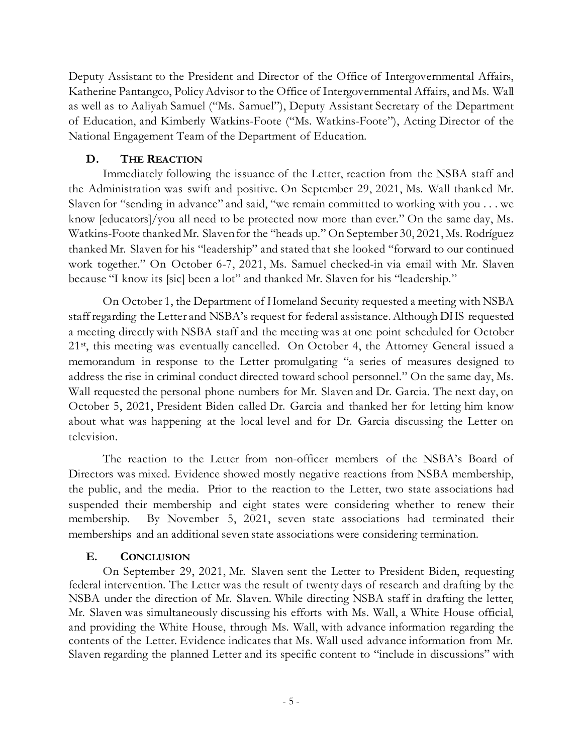Deputy Assistant to the President and Director of the Office of Intergovernmental Affairs, Katherine Pantangco, Policy Advisor to the Office of Intergovernmental Affairs, and Ms. Wall as well as to Aaliyah Samuel ("Ms. Samuel"), Deputy Assistant Secretary of the Department of Education, and Kimberly Watkins-Foote ("Ms. Watkins-Foote"), Acting Director of the National Engagement Team of the Department of Education.

### D. THE REACTION

Immediately following the issuance of the Letter, reaction from the NSBA staff and the Administration was swift and positive. On September 29, 2021, Ms. Wall thanked Mr. Slaven for "sending in advance" and said, "we remain committed to working with you . . . we know [educators]/you all need to be protected now more than ever." On the same day, Ms. Watkins-Foote thanked Mr. Slaven for the "heads up." On September 30, 2021, Ms. Rodríguez thanked Mr. Slaven for his "leadership" and stated that she looked "forward to our continued work together." On October 6-7, 2021, Ms. Samuel checked-in via email with Mr. Slaven because "I know its [sic] been a lot" and thanked Mr. Slaven for his "leadership."

On October 1, the Department of Homeland Security requested a meeting with NSBA staff regarding the Letter and NSBA's request for federal assistance. Although DHS requested a meeting directly with NSBA staff and the meeting was at one point scheduled for October 21st, this meeting was eventually cancelled. On October 4, the Attorney General issued a memorandum in response to the Letter promulgating "a series of measures designed to address the rise in criminal conduct directed toward school personnel." On the same day, Ms. Wall requested the personal phone numbers for Mr. Slaven and Dr. Garcia. The next day, on October 5, 2021, President Biden called Dr. Garcia and thanked her for letting him know about what was happening at the local level and for Dr. Garcia discussing the Letter on television.

The reaction to the Letter from non-officer members of the NSBA's Board of Directors was mixed. Evidence showed mostly negative reactions from NSBA membership, the public, and the media. Prior to the reaction to the Letter, two state associations had suspended their membership and eight states were considering whether to renew their membership. By November 5, 2021, seven state associations had terminated their memberships and an additional seven state associations were considering termination.

### E. CONCLUSION

On September 29, 2021, Mr. Slaven sent the Letter to President Biden, requesting federal intervention. The Letter was the result of twenty days of research and drafting by the NSBA under the direction of Mr. Slaven. While directing NSBA staff in drafting the letter, Mr. Slaven was simultaneously discussing his efforts with Ms. Wall, a White House official, and providing the White House, through Ms. Wall, with advance information regarding the contents of the Letter. Evidence indicates that Ms. Wall used advance information from Mr. Slaven regarding the planned Letter and its specific content to "include in discussions" with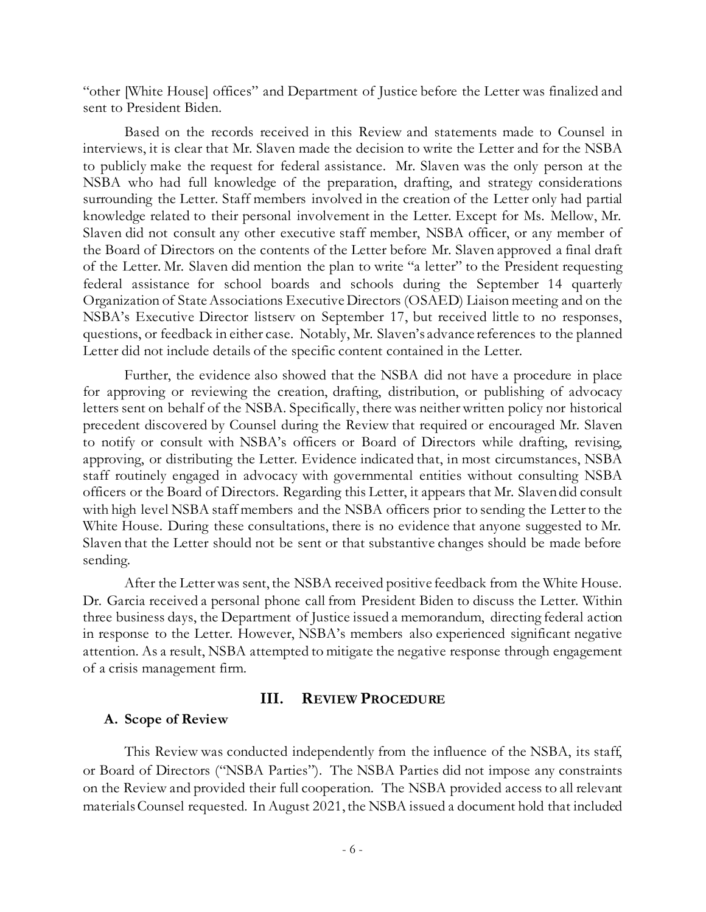"other [White House] offices" and Department of Justice before the Letter was finalized and sent to President Biden.

Based on the records received in this Review and statements made to Counsel in interviews, it is clear that Mr. Slaven made the decision to write the Letter and for the NSBA to publicly make the request for federal assistance. Mr. Slaven was the only person at the NSBA who had full knowledge of the preparation, drafting, and strategy considerations surrounding the Letter. Staff members involved in the creation of the Letter only had partial knowledge related to their personal involvement in the Letter. Except for Ms. Mellow, Mr. Slaven did not consult any other executive staff member, NSBA officer, or any member of the Board of Directors on the contents of the Letter before Mr. Slaven approved a final draft of the Letter. Mr. Slaven did mention the plan to write "a letter" to the President requesting federal assistance for school boards and schools during the September 14 quarterly Organization of State Associations Executive Directors (OSAED) Liaison meeting and on the NSBA's Executive Director listserv on September 17, but received little to no responses, questions, or feedback in either case. Notably, Mr. Slaven's advance references to the planned Letter did not include details of the specific content contained in the Letter.

Further, the evidence also showed that the NSBA did not have a procedure in place for approving or reviewing the creation, drafting, distribution, or publishing of advocacy letters sent on behalf of the NSBA. Specifically, there was neither written policy nor historical precedent discovered by Counsel during the Review that required or encouraged Mr. Slaven to notify or consult with NSBA's officers or Board of Directors while drafting, revising, approving, or distributing the Letter. Evidence indicated that, in most circumstances, NSBA staff routinely engaged in advocacy with governmental entities without consulting NSBA officers or the Board of Directors. Regarding this Letter, it appears that Mr. Slaven did consult with high level NSBA staff members and the NSBA officers prior to sending the Letter to the White House. During these consultations, there is no evidence that anyone suggested to Mr. Slaven that the Letter should not be sent or that substantive changes should be made before sending.

After the Letter was sent, the NSBA received positive feedback from the White House. Dr. Garcia received a personal phone call from President Biden to discuss the Letter. Within three business days, the Department of Justice issued a memorandum, directing federal action in response to the Letter. However, NSBA's members also experienced significant negative attention. As a result, NSBA attempted to mitigate the negative response through engagement of a crisis management firm.

## III. REVIEW PROCEDURE

### A. Scope of Review

This Review was conducted independently from the influence of the NSBA, its staff, or Board of Directors ("NSBA Parties"). The NSBA Parties did not impose any constraints on the Review and provided their full cooperation. The NSBA provided access to all relevant materials Counsel requested. In August 2021, the NSBA issued a document hold that included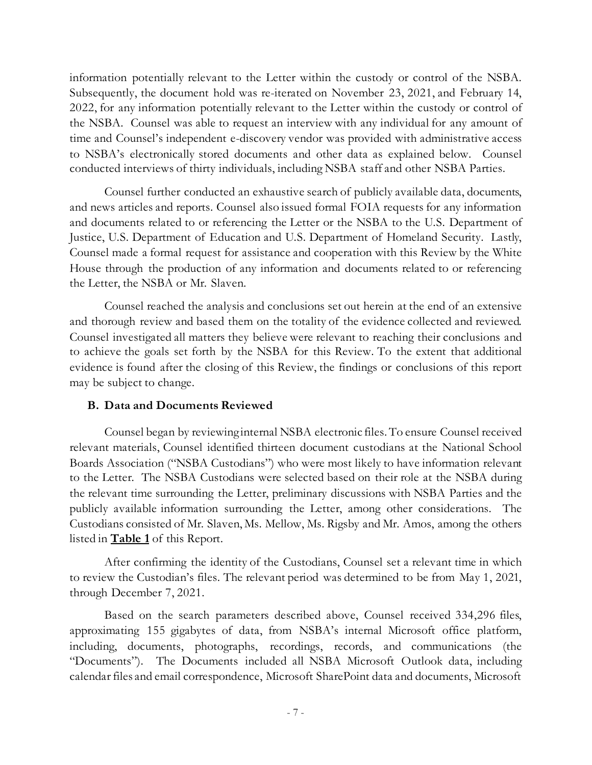information potentially relevant to the Letter within the custody or control of the NSBA. Subsequently, the document hold was re-iterated on November 23, 2021, and February 14, 2022, for any information potentially relevant to the Letter within the custody or control of the NSBA. Counsel was able to request an interview with any individual for any amount of time and Counsel's independent e-discovery vendor was provided with administrative access to NSBA's electronically stored documents and other data as explained below. Counsel conducted interviews of thirty individuals, including NSBA staff and other NSBA Parties.

Counsel further conducted an exhaustive search of publicly available data, documents, and news articles and reports. Counsel also issued formal FOIA requests for any information and documents related to or referencing the Letter or the NSBA to the U.S. Department of Justice, U.S. Department of Education and U.S. Department of Homeland Security. Lastly, Counsel made a formal request for assistance and cooperation with this Review by the White House through the production of any information and documents related to or referencing the Letter, the NSBA or Mr. Slaven.

Counsel reached the analysis and conclusions set out herein at the end of an extensive and thorough review and based them on the totality of the evidence collected and reviewed. Counsel investigated all matters they believe were relevant to reaching their conclusions and to achieve the goals set forth by the NSBA for this Review. To the extent that additional evidence is found after the closing of this Review, the findings or conclusions of this report may be subject to change.

### B. Data and Documents Reviewed

Counsel began by reviewing internal NSBA electronic files. To ensure Counsel received relevant materials, Counsel identified thirteen document custodians at the National School Boards Association ("NSBA Custodians") who were most likely to have information relevant to the Letter. The NSBA Custodians were selected based on their role at the NSBA during the relevant time surrounding the Letter, preliminary discussions with NSBA Parties and the publicly available information surrounding the Letter, among other considerations. The Custodians consisted of Mr. Slaven, Ms. Mellow, Ms. Rigsby and Mr. Amos, among the others listed in **Table 1** of this Report.

After confirming the identity of the Custodians, Counsel set a relevant time in which to review the Custodian's files. The relevant period was determined to be from May 1, 2021, through December 7, 2021.

Based on the search parameters described above, Counsel received 334,296 files, approximating 155 gigabytes of data, from NSBA's internal Microsoft office platform, including, documents, photographs, recordings, records, and communications (the "Documents"). The Documents included all NSBA Microsoft Outlook data, including calendar files and email correspondence, Microsoft SharePoint data and documents, Microsoft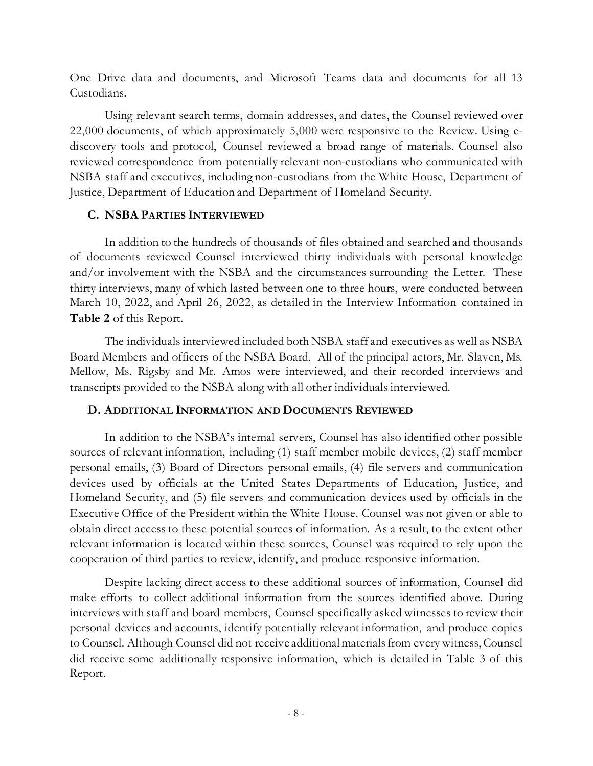One Drive data and documents, and Microsoft Teams data and documents for all 13 Custodians.

Using relevant search terms, domain addresses, and dates, the Counsel reviewed over 22,000 documents, of which approximately 5,000 were responsive to the Review. Using e-discovery tools and protocol, Counsel reviewed a broad range of materials. Counsel also reviewed correspondence from potentially relevant non-custodians who communicated with NSBA staff and executives, including non-custodians from the White House, Department of Justice, Department of Education and Department of Homeland Security.

### C. NSBA Parties Interviewed

In addition to the hundreds of thousands of files obtained and searched and thousands of documents reviewed Counsel interviewed thirty individuals with personal knowledge and/or involvement with the NSBA and the circumstances surrounding the Letter. These thirty interviews, many of which lasted between one to three hours, were conducted between March 10, 2022, and April 26, 2022, as detailed in the Interview Information contained in **Table 2** of this Report.

The individuals interviewed included both NSBA staff and executives as well as NSBA Board Members and officers of the NSBA Board. All of the principal actors, Mr. Slaven, Ms. Mellow, Ms. Rigsby and Mr. Amos were interviewed, and their recorded interviews and transcripts provided to the NSBA along with all other individuals interviewed.

### D. Additional Information and Documents Reviewed

In addition to the NSBA's internal servers, Counsel has also identified other possible sources of relevant information, including (1) staff member mobile devices, (2) staff member personal emails, (3) Board of Directors personal emails, (4) file servers and communication devices used by officials at the United States Departments of Education, Justice, and Homeland Security, and (5) file servers and communication devices used by officials in the Executive Office of the President within the White House. Counsel was not given or able to obtain direct access to these potential sources of information. As a result, to the extent other relevant information is located within these sources, Counsel was required to rely upon the cooperation of third parties to review, identify, and produce responsive information.

Despite lacking direct access to these additional sources of information, Counsel did make efforts to collect additional information from the sources identified above. During interviews with staff and board members, Counsel specifically asked witnesses to review their personal devices and accounts, identify potentially relevant information, and produce copies to Counsel. Although Counsel did not receive additional materials from every witness, Counsel did receive some additionally responsive information, which is detailed in Table 3 of this Report.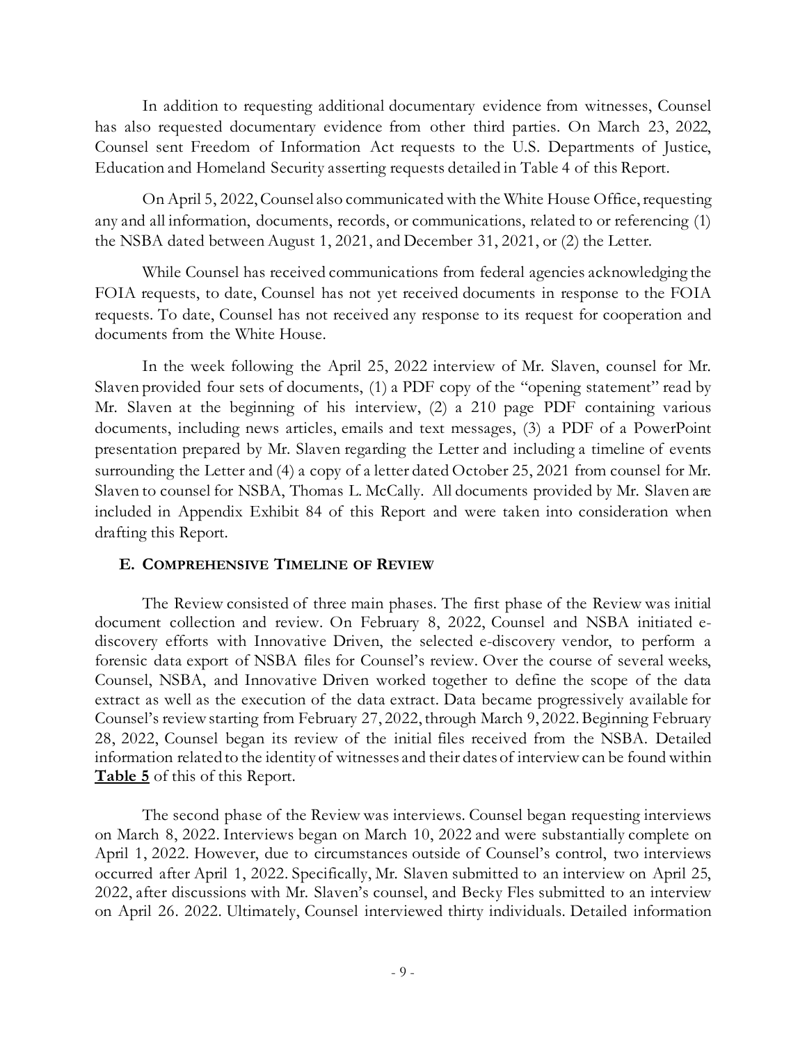In addition to requesting additional documentary evidence from witnesses, Counsel has also requested documentary evidence from other third parties. On March 23, 2022, Counsel sent Freedom of Information Act requests to the U.S. Departments of Justice, Education and Homeland Security asserting requests detailed in Table 4 of this Report.

On April 5, 2022, Counsel also communicated with the White House Office, requesting any and all information, documents, records, or communications, related to or referencing (1) the NSBA dated between August 1, 2021, and December 31, 2021, or (2) the Letter.

While Counsel has received communications from federal agencies acknowledging the FOIA requests, to date, Counsel has not yet received documents in response to the FOIA requests. To date, Counsel has not received any response to its request for cooperation and documents from the White House.

In the week following the April 25, 2022 interview of Mr. Slaven, counsel for Mr. Slaven provided four sets of documents, (1) a PDF copy of the "opening statement" read by Mr. Slaven at the beginning of his interview, (2) a 210 page PDF containing various documents, including news articles, emails and text messages, (3) a PDF of a PowerPoint presentation prepared by Mr. Slaven regarding the Letter and including a timeline of events surrounding the Letter and (4) a copy of a letter dated October 25, 2021 from counsel for Mr. Slaven to counsel for NSBA, Thomas L. McCally. All documents provided by Mr. Slaven are included in Appendix Exhibit 84 of this Report and were taken into consideration when drafting this Report.

### E. Comprehensive Timeline of Review

The Review consisted of three main phases. The first phase of the Review was initial document collection and review. On February 8, 2022, Counsel and NSBA initiated e-discovery efforts with Innovative Driven, the selected e-discovery vendor, to perform a forensic data export of NSBA files for Counsel's review. Over the course of several weeks, Counsel, NSBA, and Innovative Driven worked together to define the scope of the data extract as well as the execution of the data extract. Data became progressively available for Counsel's review starting from February 27, 2022, through March 9, 2022. Beginning February 28, 2022, Counsel began its review of the initial files received from the NSBA. Detailed information related to the identity of witnesses and their dates of interview can be found within **Table 5** of this of this Report.

The second phase of the Review was interviews. Counsel began requesting interviews on March 8, 2022. Interviews began on March 10, 2022 and were substantially complete on April 1, 2022. However, due to circumstances outside of Counsel's control, two interviews occurred after April 1, 2022. Specifically, Mr. Slaven submitted to an interview on April 25, 2022, after discussions with Mr. Slaven's counsel, and Becky Fles submitted to an interview on April 26. 2022. Ultimately, Counsel interviewed thirty individuals. Detailed information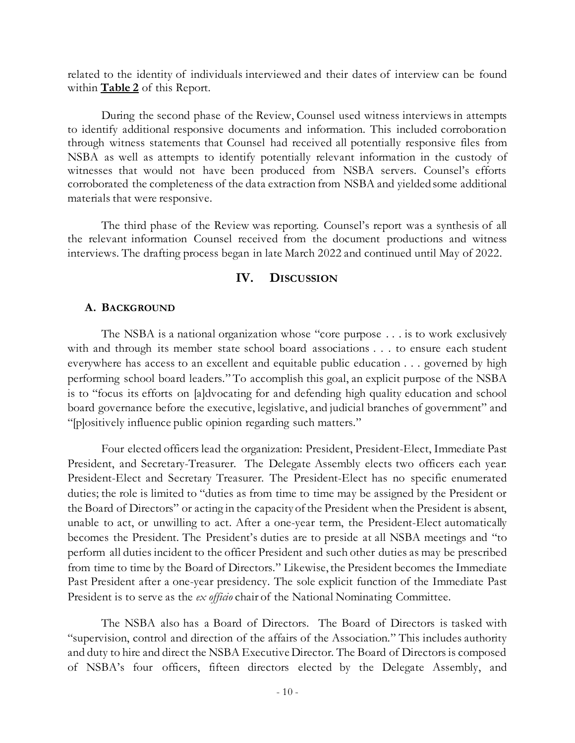related to the identity of individuals interviewed and their dates of interview can be found within **Table 2** of this Report.

During the second phase of the Review, Counsel used witness interviews in attempts to identify additional responsive documents and information. This included corroboration through witness statements that Counsel had received all potentially responsive files from NSBA as well as attempts to identify potentially relevant information in the custody of witnesses that would not have been produced from NSBA servers. Counsel's efforts corroborated the completeness of the data extraction from NSBA and yielded some additional materials that were responsive.

The third phase of the Review was reporting. Counsel's report was a synthesis of all the relevant information Counsel received from the document productions and witness interviews. The drafting process began in late March 2022 and continued until May of 2022.

## IV. DISCUSSION

### A. BACKGROUND

The NSBA is a national organization whose "core purpose . . . is to work exclusively with and through its member state school board associations . . . to ensure each student everywhere has access to an excellent and equitable public education . . . governed by high performing school board leaders." To accomplish this goal, an explicit purpose of the NSBA is to "focus its efforts on [a]dvocating for and defending high quality education and school board governance before the executive, legislative, and judicial branches of government" and "[p]ositively influence public opinion regarding such matters."

Four elected officers lead the organization: President, President-Elect, Immediate Past President, and Secretary-Treasurer. The Delegate Assembly elects two officers each year: President-Elect and Secretary Treasurer. The President-Elect has no specific enumerated duties; the role is limited to "duties as from time to time may be assigned by the President or the Board of Directors" or acting in the capacity of the President when the President is absent, unable to act, or unwilling to act. After a one-year term, the President-Elect automatically becomes the President. The President's duties are to preside at all NSBA meetings and "to perform all duties incident to the officer President and such other duties as may be prescribed from time to time by the Board of Directors." Likewise, the President becomes the Immediate Past President after a one-year presidency. The sole explicit function of the Immediate Past President is to serve as the *ex officio* chair of the National Nominating Committee.

The NSBA also has a Board of Directors. The Board of Directors is tasked with "supervision, control and direction of the affairs of the Association." This includes authority and duty to hire and direct the NSBA Executive Director. The Board of Directors is composed of NSBA's four officers, fifteen directors elected by the Delegate Assembly, and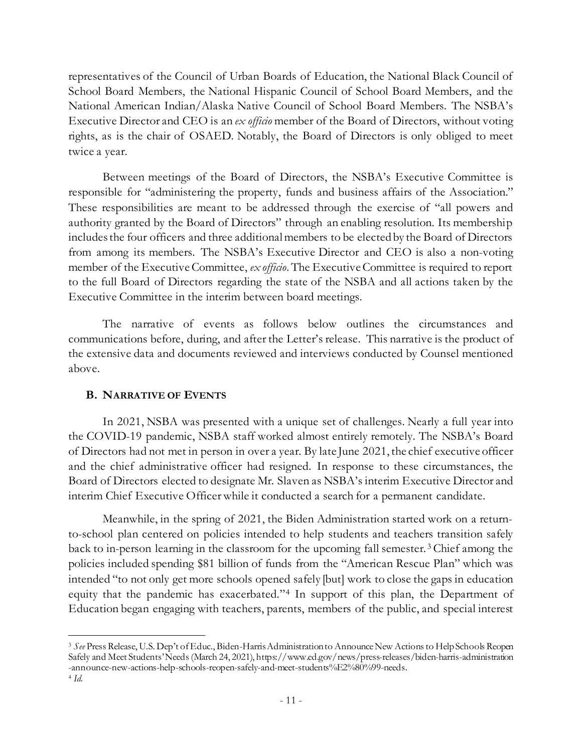representatives of the Council of Urban Boards of Education, the National Black Council of School Board Members, the National Hispanic Council of School Board Members, and the National American Indian/Alaska Native Council of School Board Members. The NSBA's Executive Director and CEO is an *ex officio* member of the Board of Directors, without voting rights, as is the chair of OSAED. Notably, the Board of Directors is only obliged to meet twice a year.

Between meetings of the Board of Directors, the NSBA's Executive Committee is responsible for "administering the property, funds and business affairs of the Association." These responsibilities are meant to be addressed through the exercise of "all powers and authority granted by the Board of Directors" through an enabling resolution. Its membership includes the four officers and three additional members to be elected by the Board of Directors from among its members. The NSBA's Executive Director and CEO is also a non-voting member of the Executive Committee, *ex officio*. The Executive Committee is required to report to the full Board of Directors regarding the state of the NSBA and all actions taken by the Executive Committee in the interim between board meetings.

The narrative of events as follows below outlines the circumstances and communications before, during, and after the Letter's release. This narrative is the product of the extensive data and documents reviewed and interviews conducted by Counsel mentioned above.

### B. Narrative of Events

In 2021, NSBA was presented with a unique set of challenges. Nearly a full year into the COVID-19 pandemic, NSBA staff worked almost entirely remotely. The NSBA's Board of Directors had not met in person in over a year. By late June 2021, the chief executive officer and the chief administrative officer had resigned. In response to these circumstances, the Board of Directors elected to designate Mr. Slaven as NSBA's interim Executive Director and interim Chief Executive Officer while it conducted a search for a permanent candidate.

Meanwhile, in the spring of 2021, the Biden Administration started work on a return-to-school plan centered on policies intended to help students and teachers transition safely back to in-person learning in the classroom for the upcoming fall semester.[3] Chief among the policies included spending $81 billion of funds from the "American Rescue Plan" which was intended "to not only get more schools opened safely [but] work to close the gaps in education equity that the pandemic has exacerbated."[4] In support of this plan, the Department of Education began engaging with teachers, parents, members of the public, and special interest

---

[3] *See* Press Release, U.S. Dep't of Educ., Biden-Harris Administration to Announce New Actions to Help Schools Reopen Safely and Meet Students' Needs (March 24, 2021), https://www.ed.gov/news/press-releases/biden-harris-administration-announce-new-actions-help-schools-reopen-safely-and-meet-students%E2%80%99-needs.

[4] *Id.*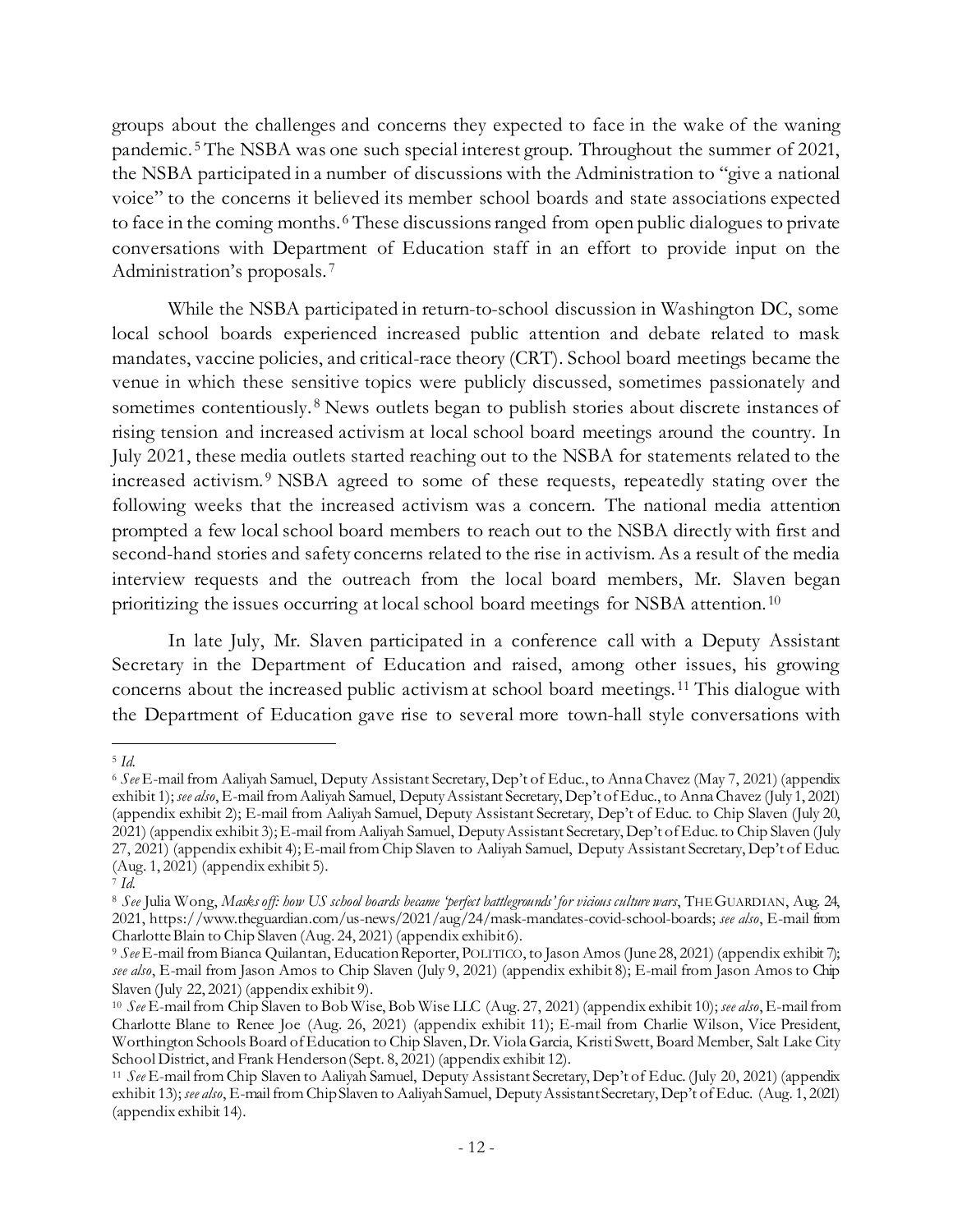groups about the challenges and concerns they expected to face in the wake of the waning pandemic.[5] The NSBA was one such special interest group. Throughout the summer of 2021, the NSBA participated in a number of discussions with the Administration to "give a national voice" to the concerns it believed its member school boards and state associations expected to face in the coming months.[6] These discussions ranged from open public dialogues to private conversations with Department of Education staff in an effort to provide input on the Administration's proposals.[7]

While the NSBA participated in return-to-school discussion in Washington DC, some local school boards experienced increased public attention and debate related to mask mandates, vaccine policies, and critical-race theory (CRT). School board meetings became the venue in which these sensitive topics were publicly discussed, sometimes passionately and sometimes contentiously.[8] News outlets began to publish stories about discrete instances of rising tension and increased activism at local school board meetings around the country. In July 2021, these media outlets started reaching out to the NSBA for statements related to the increased activism.[9] NSBA agreed to some of these requests, repeatedly stating over the following weeks that the increased activism was a concern. The national media attention prompted a few local school board members to reach out to the NSBA directly with first and second-hand stories and safety concerns related to the rise in activism. As a result of the media interview requests and the outreach from the local board members, Mr. Slaven began prioritizing the issues occurring at local school board meetings for NSBA attention.[10]

In late July, Mr. Slaven participated in a conference call with a Deputy Assistant Secretary in the Department of Education and raised, among other issues, his growing concerns about the increased public activism at school board meetings.[11] This dialogue with the Department of Education gave rise to several more town-hall style conversations with

---

[5] *Id.*

[6] *See* E-mail from Aaliyah Samuel, Deputy Assistant Secretary, Dep't of Educ., to Anna Chavez (May 7, 2021) (appendix exhibit 1); *see also*, E-mail from Aaliyah Samuel, Deputy Assistant Secretary, Dep't of Educ., to Anna Chavez (July 1, 2021) (appendix exhibit 2); E-mail from Aaliyah Samuel, Deputy Assistant Secretary, Dep't of Educ. to Chip Slaven (July 20, 2021) (appendix exhibit 3); E-mail from Aaliyah Samuel, Deputy Assistant Secretary, Dep't of Educ. to Chip Slaven (July 27, 2021) (appendix exhibit 4); E-mail from Chip Slaven to Aaliyah Samuel, Deputy Assistant Secretary, Dep't of Educ. (Aug. 1, 2021) (appendix exhibit 5).

[7] *Id.*

[8] *See* Julia Wong, *Masks off: how US school boards became 'perfect battlegrounds' for vicious culture wars*, THE GUARDIAN, Aug. 24, 2021, https://www.theguardian.com/us-news/2021/aug/24/mask-mandates-covid-school-boards; *see also*, E-mail from Charlotte Blain to Chip Slaven (Aug. 24, 2021) (appendix exhibit 6).

[9] *See* E-mail from Bianca Quilantan, Education Reporter, POLITICO, to Jason Amos (June 28, 2021) (appendix exhibit 7); *see also*, E-mail from Jason Amos to Chip Slaven (July 9, 2021) (appendix exhibit 8); E-mail from Jason Amos to Chip Slaven (July 22, 2021) (appendix exhibit 9).

[10] *See* E-mail from Chip Slaven to Bob Wise, Bob Wise LLC (Aug. 27, 2021) (appendix exhibit 10); *see also*, E-mail from Charlotte Blane to Renee Joe (Aug. 26, 2021) (appendix exhibit 11); E-mail from Charlie Wilson, Vice President, Worthington Schools Board of Education to Chip Slaven, Dr. Viola Garcia, Kristi Swett, Board Member, Salt Lake City School District, and Frank Henderson (Sept. 8, 2021) (appendix exhibit 12).

[11] *See* E-mail from Chip Slaven to Aaliyah Samuel, Deputy Assistant Secretary, Dep't of Educ. (July 20, 2021) (appendix exhibit 13); *see also*, E-mail from Chip Slaven to Aaliyah Samuel, Deputy Assistant Secretary, Dep't of Educ. (Aug. 1, 2021) (appendix exhibit 14).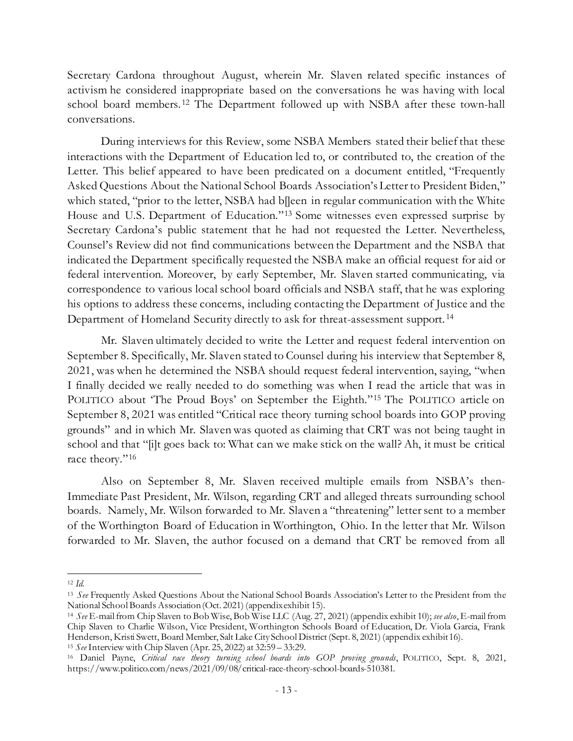Secretary Cardona throughout August, wherein Mr. Slaven related specific instances of activism he considered inappropriate based on the conversations he was having with local school board members.[12] The Department followed up with NSBA after these town-hall conversations.

During interviews for this Review, some NSBA Members stated their belief that these interactions with the Department of Education led to, or contributed to, the creation of the Letter. This belief appeared to have been predicated on a document entitled, "Frequently Asked Questions About the National School Boards Association's Letter to President Biden," which stated, "prior to the letter, NSBA had b[]een in regular communication with the White House and U.S. Department of Education."[13] Some witnesses even expressed surprise by Secretary Cardona's public statement that he had not requested the Letter. Nevertheless, Counsel's Review did not find communications between the Department and the NSBA that indicated the Department specifically requested the NSBA make an official request for aid or federal intervention. Moreover, by early September, Mr. Slaven started communicating, via correspondence to various local school board officials and NSBA staff, that he was exploring his options to address these concerns, including contacting the Department of Justice and the Department of Homeland Security directly to ask for threat-assessment support.[14]

Mr. Slaven ultimately decided to write the Letter and request federal intervention on September 8. Specifically, Mr. Slaven stated to Counsel during his interview that September 8, 2021, was when he determined the NSBA should request federal intervention, saying, "when I finally decided we really needed to do something was when I read the article that was in POLITICO about 'The Proud Boys' on September the Eighth."[15] The POLITICO article on September 8, 2021 was entitled "Critical race theory turning school boards into GOP proving grounds" and in which Mr. Slaven was quoted as claiming that CRT was not being taught in school and that "[i]t goes back to: What can we make stick on the wall? Ah, it must be critical race theory."[16]

Also on September 8, Mr. Slaven received multiple emails from NSBA's then-Immediate Past President, Mr. Wilson, regarding CRT and alleged threats surrounding school boards. Namely, Mr. Wilson forwarded to Mr. Slaven a "threatening" letter sent to a member of the Worthington Board of Education in Worthington, Ohio. In the letter that Mr. Wilson forwarded to Mr. Slaven, the author focused on a demand that CRT be removed from all

---

[12] *Id.*

[13] *See* Frequently Asked Questions About the National School Boards Association's Letter to the President from the National School Boards Association (Oct. 2021) (appendix exhibit 15).

[14] *See* E-mail from Chip Slaven to Bob Wise, Bob Wise LLC (Aug. 27, 2021) (appendix exhibit 10); *see also*, E-mail from Chip Slaven to Charlie Wilson, Vice President, Worthington Schools Board of Education, Dr. Viola Garcia, Frank Henderson, Kristi Swett, Board Member, Salt Lake City School District (Sept. 8, 2021) (appendix exhibit 16).

[15] *See* Interview with Chip Slaven (Apr. 25, 2022) at 32:59 – 33:29.

[16] Daniel Payne, *Critical race theory turning school boards into GOP proving grounds*, POLITICO, Sept. 8, 2021, https://www.politico.com/news/2021/09/08/critical-race-theory-school-boards-510381.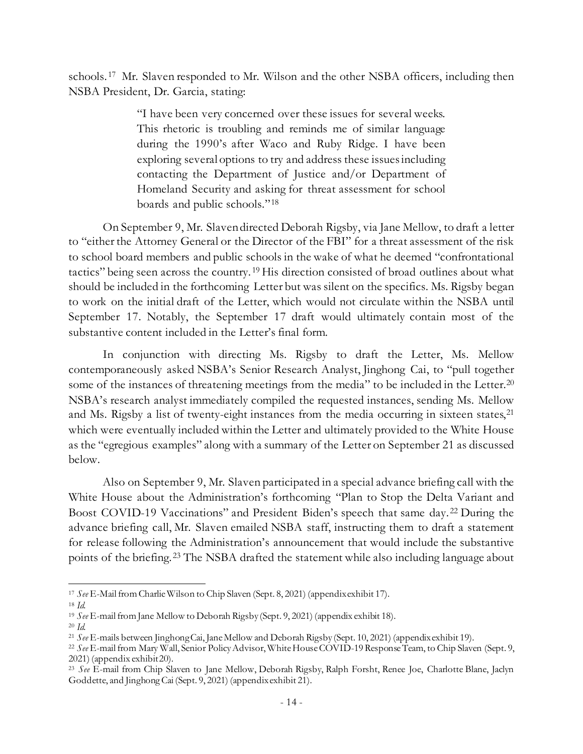schools.[17] Mr. Slaven responded to Mr. Wilson and the other NSBA officers, including then NSBA President, Dr. Garcia, stating:

> "I have been very concerned over these issues for several weeks. This rhetoric is troubling and reminds me of similar language during the 1990's after Waco and Ruby Ridge. I have been exploring several options to try and address these issues including contacting the Department of Justice and/or Department of Homeland Security and asking for threat assessment for school boards and public schools."[18]

On September 9, Mr. Slaven directed Deborah Rigsby, via Jane Mellow, to draft a letter to "either the Attorney General or the Director of the FBI" for a threat assessment of the risk to school board members and public schools in the wake of what he deemed "confrontational tactics" being seen across the country.[19] His direction consisted of broad outlines about what should be included in the forthcoming Letter but was silent on the specifics. Ms. Rigsby began to work on the initial draft of the Letter, which would not circulate within the NSBA until September 17. Notably, the September 17 draft would ultimately contain most of the substantive content included in the Letter's final form.

In conjunction with directing Ms. Rigsby to draft the Letter, Ms. Mellow contemporaneously asked NSBA's Senior Research Analyst, Jinghong Cai, to "pull together some of the instances of threatening meetings from the media" to be included in the Letter.[20] NSBA's research analyst immediately compiled the requested instances, sending Ms. Mellow and Ms. Rigsby a list of twenty-eight instances from the media occurring in sixteen states,[21] which were eventually included within the Letter and ultimately provided to the White House as the "egregious examples" along with a summary of the Letter on September 21 as discussed below.

Also on September 9, Mr. Slaven participated in a special advance briefing call with the White House about the Administration's forthcoming "Plan to Stop the Delta Variant and Boost COVID-19 Vaccinations" and President Biden's speech that same day.[22] During the advance briefing call, Mr. Slaven emailed NSBA staff, instructing them to draft a statement for release following the Administration's announcement that would include the substantive points of the briefing.[23] The NSBA drafted the statement while also including language about

---

[17] *See* E-Mail from Charlie Wilson to Chip Slaven (Sept. 8, 2021) (appendix exhibit 17).

[18] *Id.*

[19] *See* E-mail from Jane Mellow to Deborah Rigsby (Sept. 9, 2021) (appendix exhibit 18).

[20] *Id.*

[21] *See* E-mails between Jinghong Cai, Jane Mellow and Deborah Rigsby (Sept. 10, 2021) (appendix exhibit 19).

[22] *See* E-mail from Mary Wall, Senior Policy Advisor, White House COVID-19 Response Team, to Chip Slaven (Sept. 9, 2021) (appendix exhibit 20).

[23] *See* E-mail from Chip Slaven to Jane Mellow, Deborah Rigsby, Ralph Forsht, Renee Joe, Charlotte Blane, Jaclyn Goddette, and Jinghong Cai (Sept. 9, 2021) (appendix exhibit 21).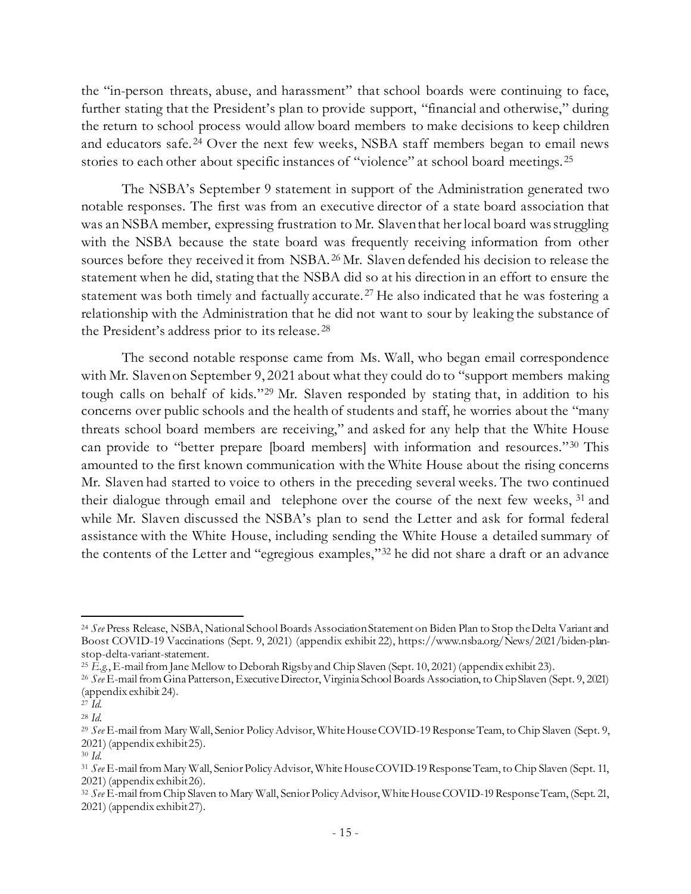the "in-person threats, abuse, and harassment" that school boards were continuing to face, further stating that the President's plan to provide support, "financial and otherwise," during the return to school process would allow board members to make decisions to keep children and educators safe.[24] Over the next few weeks, NSBA staff members began to email news stories to each other about specific instances of "violence" at school board meetings.[25]

The NSBA's September 9 statement in support of the Administration generated two notable responses. The first was from an executive director of a state board association that was an NSBA member, expressing frustration to Mr. Slaven that her local board was struggling with the NSBA because the state board was frequently receiving information from other sources before they received it from NSBA.[26] Mr. Slaven defended his decision to release the statement when he did, stating that the NSBA did so at his direction in an effort to ensure the statement was both timely and factually accurate.[27] He also indicated that he was fostering a relationship with the Administration that he did not want to sour by leaking the substance of the President's address prior to its release.[28]

The second notable response came from Ms. Wall, who began email correspondence with Mr. Slaven on September 9, 2021 about what they could do to "support members making tough calls on behalf of kids."[29] Mr. Slaven responded by stating that, in addition to his concerns over public schools and the health of students and staff, he worries about the "many threats school board members are receiving," and asked for any help that the White House can provide to "better prepare [board members] with information and resources."[30] This amounted to the first known communication with the White House about the rising concerns Mr. Slaven had started to voice to others in the preceding several weeks. The two continued their dialogue through email and telephone over the course of the next few weeks,[31] and while Mr. Slaven discussed the NSBA's plan to send the Letter and ask for formal federal assistance with the White House, including sending the White House a detailed summary of the contents of the Letter and "egregious examples,"[32] he did not share a draft or an advance

---

[24] *See* Press Release, NSBA, National School Boards Association Statement on Biden Plan to Stop the Delta Variant and Boost COVID-19 Vaccinations (Sept. 9, 2021) (appendix exhibit 22), https://www.nsba.org/News/2021/biden-plan-stop-delta-variant-statement.

[25] *E.g.*, E-mail from Jane Mellow to Deborah Rigsby and Chip Slaven (Sept. 10, 2021) (appendix exhibit 23).

[26] *See* E-mail from Gina Patterson, Executive Director, Virginia School Boards Association, to Chip Slaven (Sept. 9, 2021) (appendix exhibit 24).

[27] *Id.*

[28] *Id.*

[29] *See* E-mail from Mary Wall, Senior Policy Advisor, White House COVID-19 Response Team, to Chip Slaven (Sept. 9, 2021) (appendix exhibit 25).

[30] *Id.*

[31] *See* E-mail from Mary Wall, Senior Policy Advisor, White House COVID-19 Response Team, to Chip Slaven (Sept. 11, 2021) (appendix exhibit 26).

[32] *See* E-mail from Chip Slaven to Mary Wall, Senior Policy Advisor, White House COVID-19 Response Team, (Sept. 21, 2021) (appendix exhibit 27).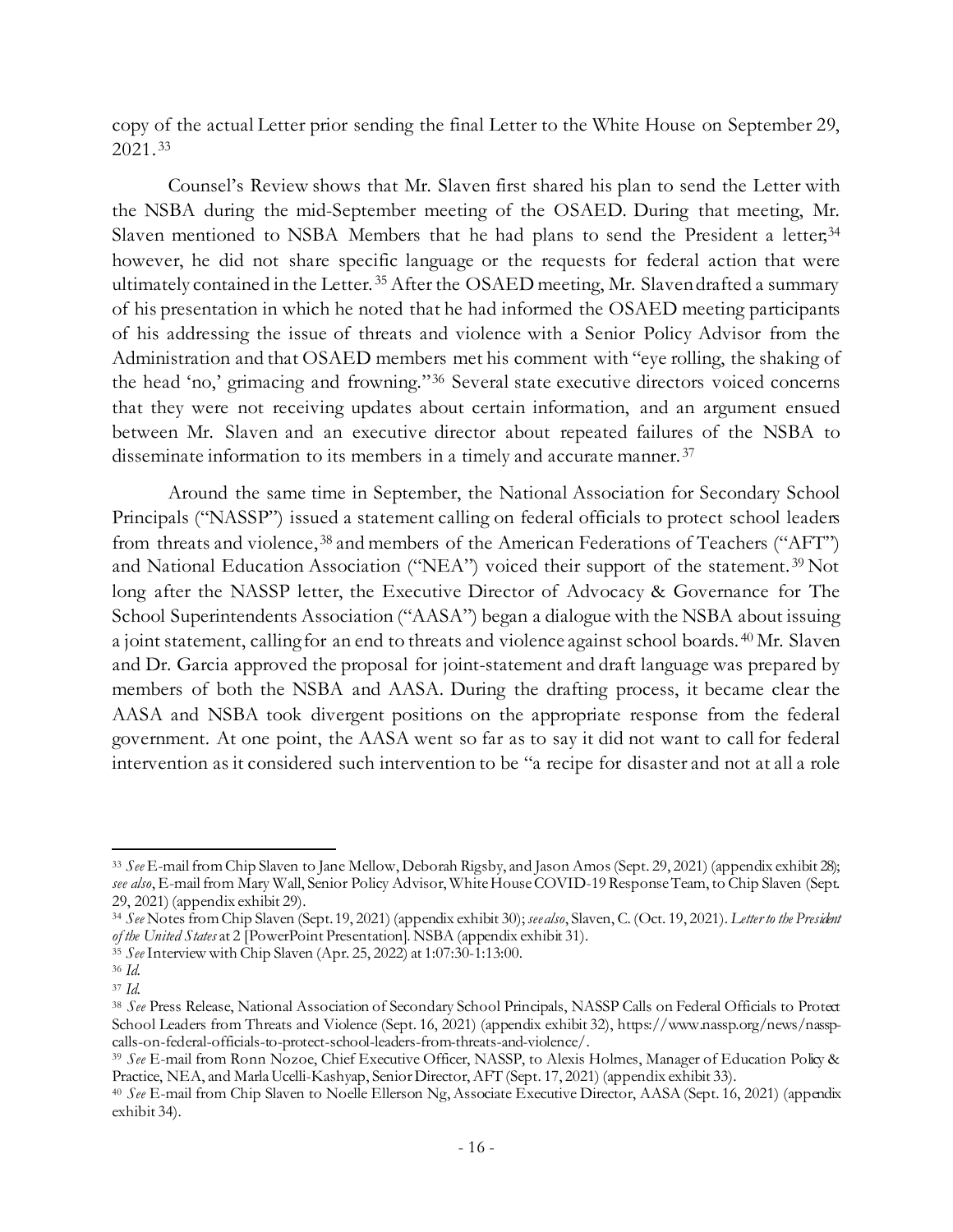copy of the actual Letter prior sending the final Letter to the White House on September 29, 2021.[33]

Counsel's Review shows that Mr. Slaven first shared his plan to send the Letter with the NSBA during the mid-September meeting of the OSAED. During that meeting, Mr. Slaven mentioned to NSBA Members that he had plans to send the President a letter;[34] however, he did not share specific language or the requests for federal action that were ultimately contained in the Letter.[35] After the OSAED meeting, Mr. Slaven drafted a summary of his presentation in which he noted that he had informed the OSAED meeting participants of his addressing the issue of threats and violence with a Senior Policy Advisor from the Administration and that OSAED members met his comment with "eye rolling, the shaking of the head 'no,' grimacing and frowning."[36] Several state executive directors voiced concerns that they were not receiving updates about certain information, and an argument ensued between Mr. Slaven and an executive director about repeated failures of the NSBA to disseminate information to its members in a timely and accurate manner.[37]

Around the same time in September, the National Association for Secondary School Principals ("NASSP") issued a statement calling on federal officials to protect school leaders from threats and violence,[38] and members of the American Federations of Teachers ("AFT") and National Education Association ("NEA") voiced their support of the statement.[39] Not long after the NASSP letter, the Executive Director of Advocacy & Governance for The School Superintendents Association ("AASA") began a dialogue with the NSBA about issuing a joint statement, calling for an end to threats and violence against school boards.[40] Mr. Slaven and Dr. Garcia approved the proposal for joint-statement and draft language was prepared by members of both the NSBA and AASA. During the drafting process, it became clear the AASA and NSBA took divergent positions on the appropriate response from the federal government. At one point, the AASA went so far as to say it did not want to call for federal intervention as it considered such intervention to be "a recipe for disaster and not at all a role

---

[33] *See* E-mail from Chip Slaven to Jane Mellow, Deborah Rigsby, and Jason Amos (Sept. 29, 2021) (appendix exhibit 28); *see also*, E-mail from Mary Wall, Senior Policy Advisor, White House COVID-19 Response Team, to Chip Slaven (Sept. 29, 2021) (appendix exhibit 29).

[34] *See* Notes from Chip Slaven (Sept. 19, 2021) (appendix exhibit 30); *see also*, Slaven, C. (Oct. 19, 2021). *Letter to the President of the United States* at 2 [PowerPoint Presentation]. NSBA (appendix exhibit 31).

[35] *See* Interview with Chip Slaven (Apr. 25, 2022) at 1:07:30-1:13:00.

[36] *Id.*

[37] *Id.*

[38] *See* Press Release, National Association of Secondary School Principals, NASSP Calls on Federal Officials to Protect School Leaders from Threats and Violence (Sept. 16, 2021) (appendix exhibit 32), https://www.nassp.org/news/nassp-calls-on-federal-officials-to-protect-school-leaders-from-threats-and-violence/.

[39] *See* E-mail from Ronn Nozoe, Chief Executive Officer, NASSP, to Alexis Holmes, Manager of Education Policy & Practice, NEA, and Marla Ucelli-Kashyap, Senior Director, AFT (Sept. 17, 2021) (appendix exhibit 33).

[40] *See* E-mail from Chip Slaven to Noelle Ellerson Ng, Associate Executive Director, AASA (Sept. 16, 2021) (appendix exhibit 34).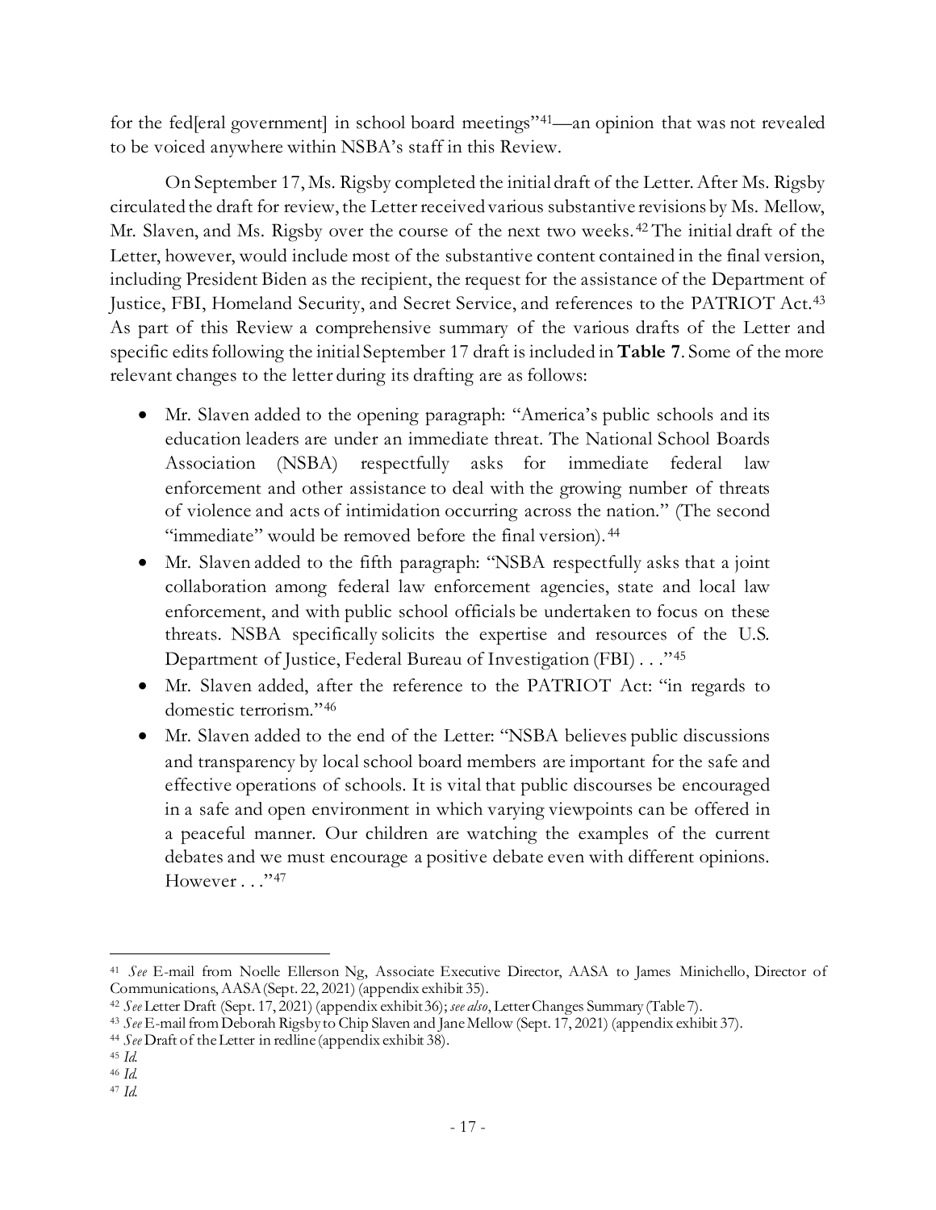for the fed[eral government] in school board meetings"[41]—an opinion that was not revealed to be voiced anywhere within NSBA's staff in this Review.

On September 17, Ms. Rigsby completed the initial draft of the Letter. After Ms. Rigsby circulated the draft for review, the Letter received various substantive revisions by Ms. Mellow, Mr. Slaven, and Ms. Rigsby over the course of the next two weeks.[42] The initial draft of the Letter, however, would include most of the substantive content contained in the final version, including President Biden as the recipient, the request for the assistance of the Department of Justice, FBI, Homeland Security, and Secret Service, and references to the PATRIOT Act.[43] As part of this Review a comprehensive summary of the various drafts of the Letter and specific edits following the initial September 17 draft is included in **Table 7**. Some of the more relevant changes to the letter during its drafting are as follows:

- Mr. Slaven added to the opening paragraph: "America's public schools and its education leaders are under an immediate threat. The National School Boards Association (NSBA) respectfully asks for immediate federal law enforcement and other assistance to deal with the growing number of threats of violence and acts of intimidation occurring across the nation." (The second "immediate" would be removed before the final version).[44]
- Mr. Slaven added to the fifth paragraph: "NSBA respectfully asks that a joint collaboration among federal law enforcement agencies, state and local law enforcement, and with public school officials be undertaken to focus on these threats. NSBA specifically solicits the expertise and resources of the U.S. Department of Justice, Federal Bureau of Investigation (FBI) . . ."[45]
- Mr. Slaven added, after the reference to the PATRIOT Act: "in regards to domestic terrorism."[46]
- Mr. Slaven added to the end of the Letter: "NSBA believes public discussions and transparency by local school board members are important for the safe and effective operations of schools. It is vital that public discourses be encouraged in a safe and open environment in which varying viewpoints can be offered in a peaceful manner. Our children are watching the examples of the current debates and we must encourage a positive debate even with different opinions. However . . ."[47]

---

[41] *See* E-mail from Noelle Ellerson Ng, Associate Executive Director, AASA to James Minichello, Director of Communications, AASA (Sept. 22, 2021) (appendix exhibit 35).

[42] *See* Letter Draft (Sept. 17, 2021) (appendix exhibit 36); *see also*, Letter Changes Summary (Table 7).

[43] *See* E-mail from Deborah Rigsby to Chip Slaven and Jane Mellow (Sept. 17, 2021) (appendix exhibit 37).

[44] *See* Draft of the Letter in redline (appendix exhibit 38).

[45] *Id.*

[46] *Id.*

[47] *Id.*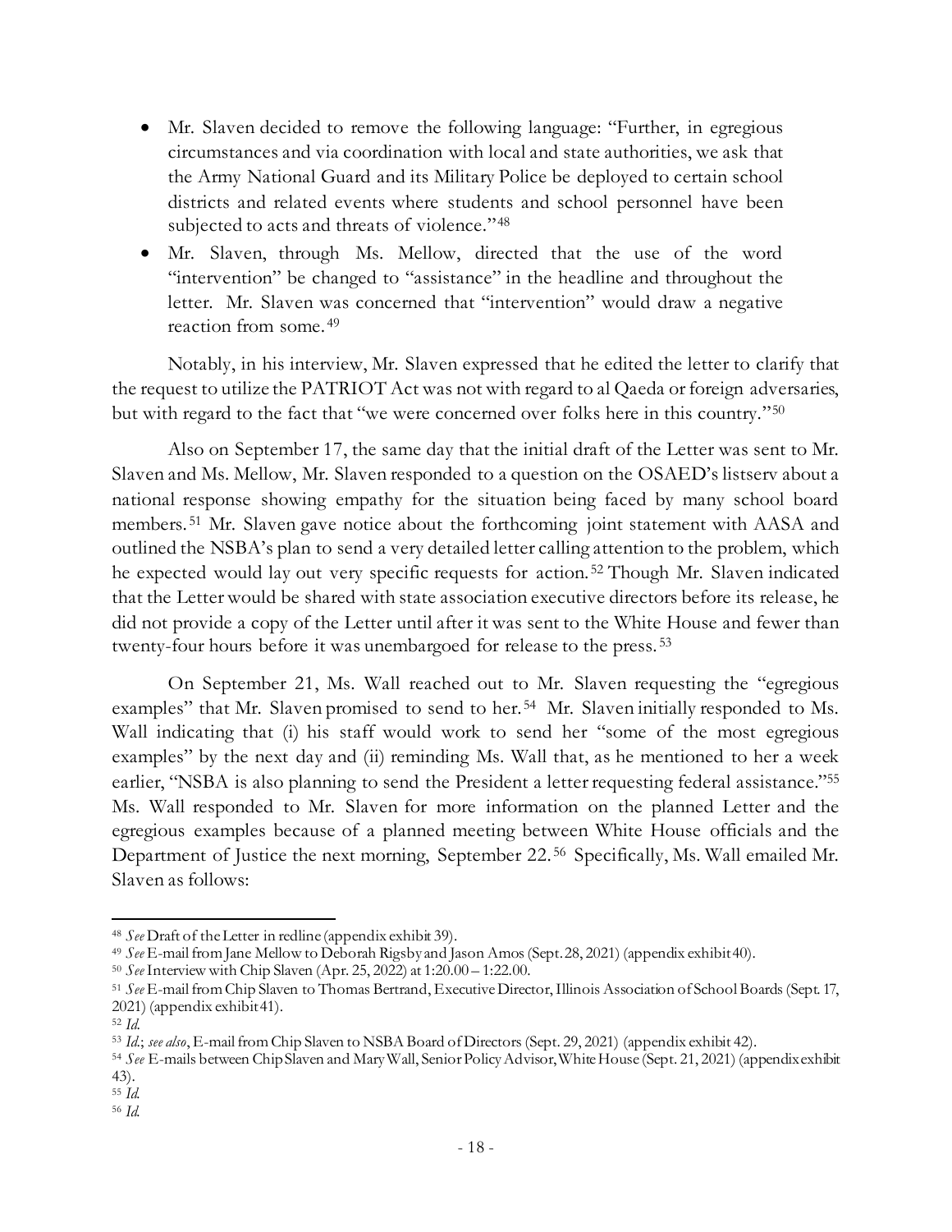- Mr. Slaven decided to remove the following language: "Further, in egregious circumstances and via coordination with local and state authorities, we ask that the Army National Guard and its Military Police be deployed to certain school districts and related events where students and school personnel have been subjected to acts and threats of violence."[48]
- Mr. Slaven, through Ms. Mellow, directed that the use of the word "intervention" be changed to "assistance" in the headline and throughout the letter. Mr. Slaven was concerned that "intervention" would draw a negative reaction from some.[49]

Notably, in his interview, Mr. Slaven expressed that he edited the letter to clarify that the request to utilize the PATRIOT Act was not with regard to al Qaeda or foreign adversaries, but with regard to the fact that "we were concerned over folks here in this country."[50]

Also on September 17, the same day that the initial draft of the Letter was sent to Mr. Slaven and Ms. Mellow, Mr. Slaven responded to a question on the OSAED's listserv about a national response showing empathy for the situation being faced by many school board members.[51] Mr. Slaven gave notice about the forthcoming joint statement with AASA and outlined the NSBA's plan to send a very detailed letter calling attention to the problem, which he expected would lay out very specific requests for action.[52] Though Mr. Slaven indicated that the Letter would be shared with state association executive directors before its release, he did not provide a copy of the Letter until after it was sent to the White House and fewer than twenty-four hours before it was unembargoed for release to the press.[53]

On September 21, Ms. Wall reached out to Mr. Slaven requesting the "egregious examples" that Mr. Slaven promised to send to her.[54] Mr. Slaven initially responded to Ms. Wall indicating that (i) his staff would work to send her "some of the most egregious examples" by the next day and (ii) reminding Ms. Wall that, as he mentioned to her a week earlier, "NSBA is also planning to send the President a letter requesting federal assistance."[55] Ms. Wall responded to Mr. Slaven for more information on the planned Letter and the egregious examples because of a planned meeting between White House officials and the Department of Justice the next morning, September 22.[56] Specifically, Ms. Wall emailed Mr. Slaven as follows:

---

[48] *See* Draft of the Letter in redline (appendix exhibit 39).

[49] *See* E-mail from Jane Mellow to Deborah Rigsby and Jason Amos (Sept. 28, 2021) (appendix exhibit 40).

[50] *See* Interview with Chip Slaven (Apr. 25, 2022) at 1:20.00 – 1:22.00.

[51] *See* E-mail from Chip Slaven to Thomas Bertrand, Executive Director, Illinois Association of School Boards (Sept. 17, 2021) (appendix exhibit 41).

[52] *Id.*

[53] *Id.*; *see also*, E-mail from Chip Slaven to NSBA Board of Directors (Sept. 29, 2021) (appendix exhibit 42).

[54] *See* E-mails between Chip Slaven and Mary Wall, Senior Policy Advisor, White House (Sept. 21, 2021) (appendix exhibit 43).

[55] *Id.*

[56] *Id.*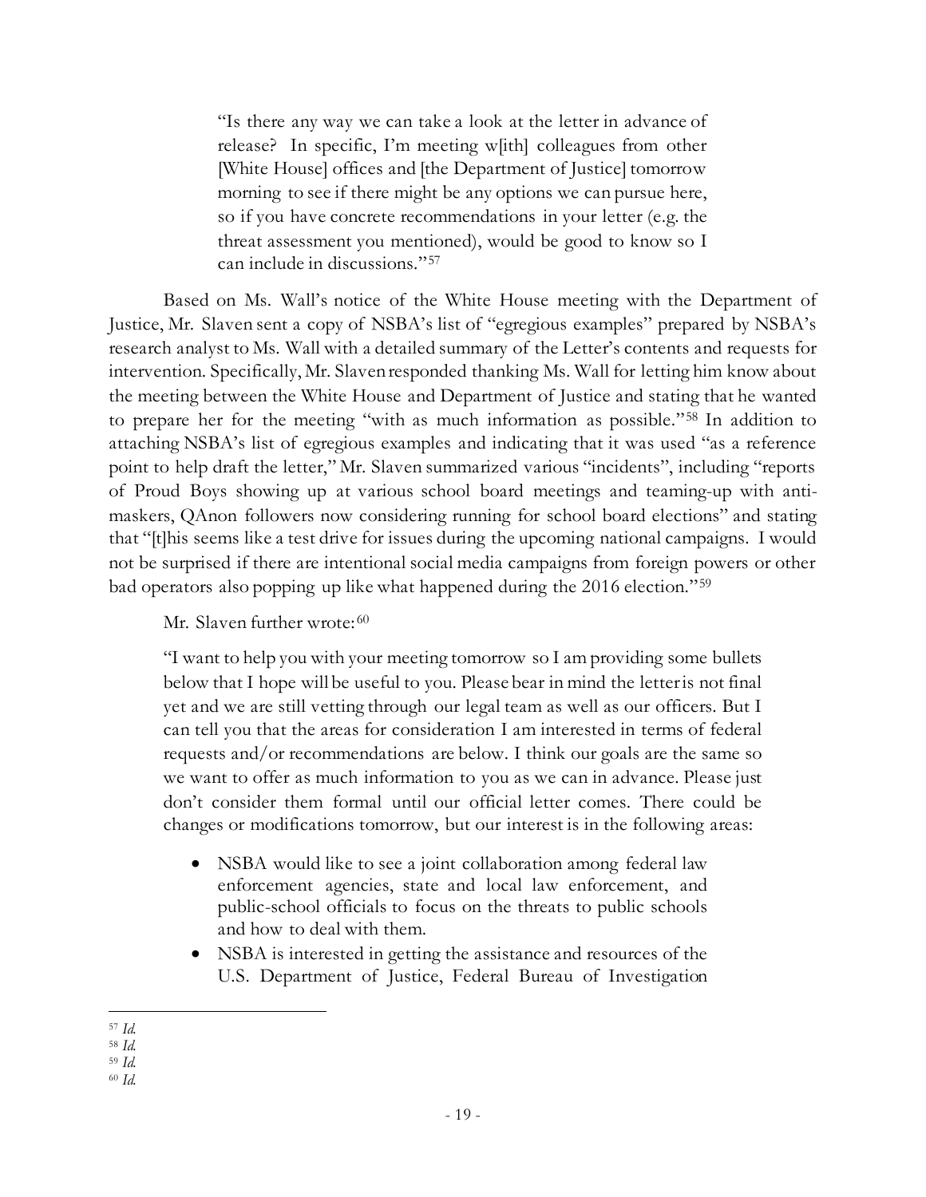> "Is there any way we can take a look at the letter in advance of release? In specific, I'm meeting w[ith] colleagues from other [White House] offices and [the Department of Justice] tomorrow morning to see if there might be any options we can pursue here, so if you have concrete recommendations in your letter (e.g. the threat assessment you mentioned), would be good to know so I can include in discussions."[57]

Based on Ms. Wall's notice of the White House meeting with the Department of Justice, Mr. Slaven sent a copy of NSBA's list of "egregious examples" prepared by NSBA's research analyst to Ms. Wall with a detailed summary of the Letter's contents and requests for intervention. Specifically, Mr. Slaven responded thanking Ms. Wall for letting him know about the meeting between the White House and Department of Justice and stating that he wanted to prepare her for the meeting "with as much information as possible."[58] In addition to attaching NSBA's list of egregious examples and indicating that it was used "as a reference point to help draft the letter," Mr. Slaven summarized various "incidents", including "reports of Proud Boys showing up at various school board meetings and teaming-up with anti-maskers, QAnon followers now considering running for school board elections" and stating that "[t]his seems like a test drive for issues during the upcoming national campaigns. I would not be surprised if there are intentional social media campaigns from foreign powers or other bad operators also popping up like what happened during the 2016 election."[59]

Mr. Slaven further wrote:[60]

> "I want to help you with your meeting tomorrow so I am providing some bullets below that I hope will be useful to you. Please bear in mind the letter is not final yet and we are still vetting through our legal team as well as our officers. But I can tell you that the areas for consideration I am interested in terms of federal requests and/or recommendations are below. I think our goals are the same so we want to offer as much information to you as we can in advance. Please just don't consider them formal until our official letter comes. There could be changes or modifications tomorrow, but our interest is in the following areas:
>
> - NSBA would like to see a joint collaboration among federal law enforcement agencies, state and local law enforcement, and public-school officials to focus on the threats to public schools and how to deal with them.
> - NSBA is interested in getting the assistance and resources of the U.S. Department of Justice, Federal Bureau of Investigation

[57] *Id.*
[58] *Id.*
[59] *Id.*
[60] *Id.*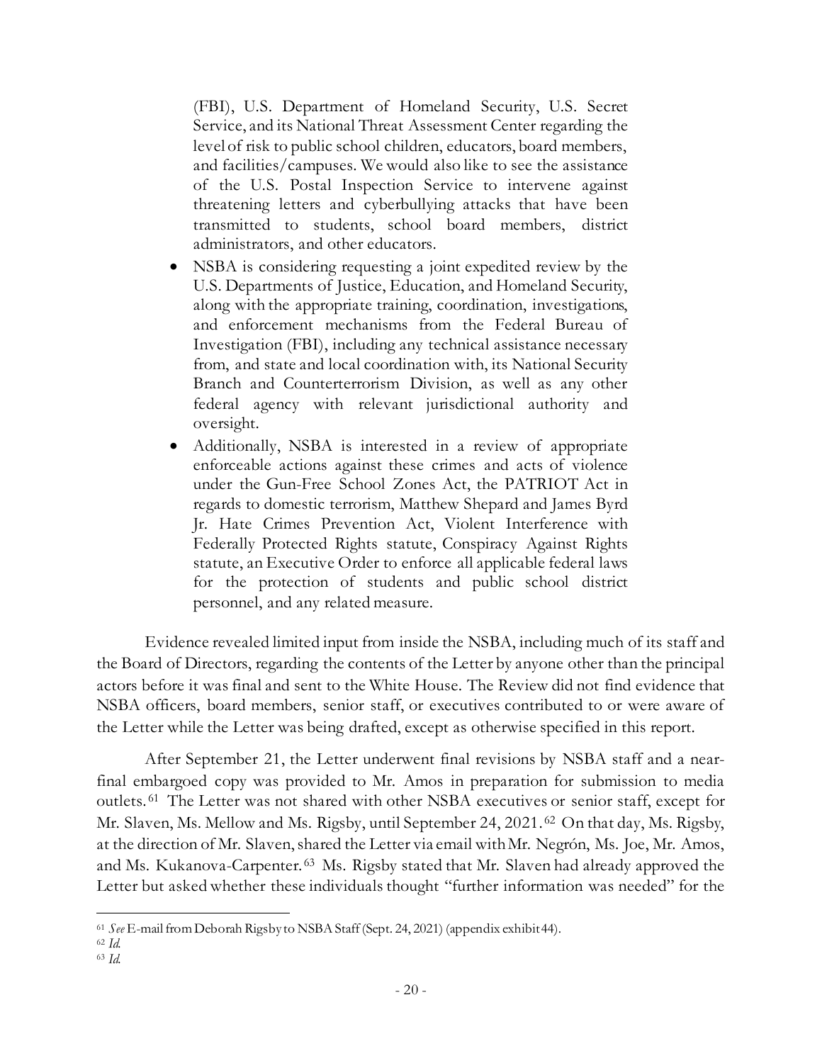(FBI), U.S. Department of Homeland Security, U.S. Secret Service, and its National Threat Assessment Center regarding the level of risk to public school children, educators, board members, and facilities/campuses. We would also like to see the assistance of the U.S. Postal Inspection Service to intervene against threatening letters and cyberbullying attacks that have been transmitted to students, school board members, district administrators, and other educators.

- NSBA is considering requesting a joint expedited review by the U.S. Departments of Justice, Education, and Homeland Security, along with the appropriate training, coordination, investigations, and enforcement mechanisms from the Federal Bureau of Investigation (FBI), including any technical assistance necessary from, and state and local coordination with, its National Security Branch and Counterterrorism Division, as well as any other federal agency with relevant jurisdictional authority and oversight.
- Additionally, NSBA is interested in a review of appropriate enforceable actions against these crimes and acts of violence under the Gun-Free School Zones Act, the PATRIOT Act in regards to domestic terrorism, Matthew Shepard and James Byrd Jr. Hate Crimes Prevention Act, Violent Interference with Federally Protected Rights statute, Conspiracy Against Rights statute, an Executive Order to enforce all applicable federal laws for the protection of students and public school district personnel, and any related measure.

Evidence revealed limited input from inside the NSBA, including much of its staff and the Board of Directors, regarding the contents of the Letter by anyone other than the principal actors before it was final and sent to the White House. The Review did not find evidence that NSBA officers, board members, senior staff, or executives contributed to or were aware of the Letter while the Letter was being drafted, except as otherwise specified in this report.

After September 21, the Letter underwent final revisions by NSBA staff and a near-final embargoed copy was provided to Mr. Amos in preparation for submission to media outlets.[61] The Letter was not shared with other NSBA executives or senior staff, except for Mr. Slaven, Ms. Mellow and Ms. Rigsby, until September 24, 2021.[62] On that day, Ms. Rigsby, at the direction of Mr. Slaven, shared the Letter via email with Mr. Negrón, Ms. Joe, Mr. Amos, and Ms. Kukanova-Carpenter.[63] Ms. Rigsby stated that Mr. Slaven had already approved the Letter but asked whether these individuals thought "further information was needed" for the

---

[61] *See* E-mail from Deborah Rigsby to NSBA Staff (Sept. 24, 2021) (appendix exhibit 44).

[62] *Id.*

[63] *Id.*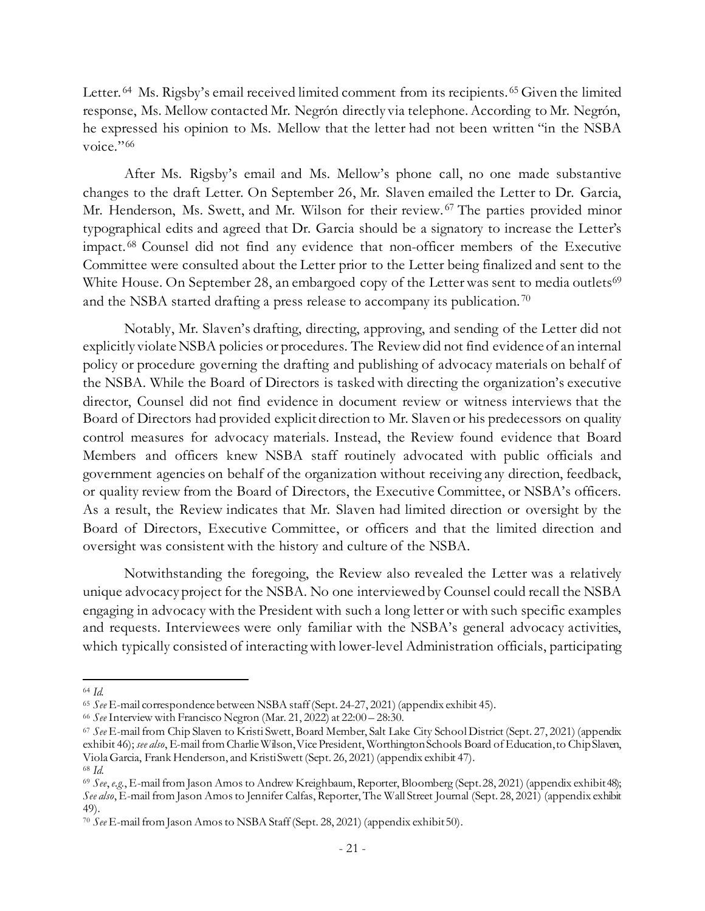Letter.[64] Ms. Rigsby's email received limited comment from its recipients.[65] Given the limited response, Ms. Mellow contacted Mr. Negrón directly via telephone. According to Mr. Negrón, he expressed his opinion to Ms. Mellow that the letter had not been written "in the NSBA voice."[66]

After Ms. Rigsby's email and Ms. Mellow's phone call, no one made substantive changes to the draft Letter. On September 26, Mr. Slaven emailed the Letter to Dr. Garcia, Mr. Henderson, Ms. Swett, and Mr. Wilson for their review.[67] The parties provided minor typographical edits and agreed that Dr. Garcia should be a signatory to increase the Letter's impact.[68] Counsel did not find any evidence that non-officer members of the Executive Committee were consulted about the Letter prior to the Letter being finalized and sent to the White House. On September 28, an embargoed copy of the Letter was sent to media outlets[69] and the NSBA started drafting a press release to accompany its publication.[70]

Notably, Mr. Slaven's drafting, directing, approving, and sending of the Letter did not explicitly violate NSBA policies or procedures. The Review did not find evidence of an internal policy or procedure governing the drafting and publishing of advocacy materials on behalf of the NSBA. While the Board of Directors is tasked with directing the organization's executive director, Counsel did not find evidence in document review or witness interviews that the Board of Directors had provided explicit direction to Mr. Slaven or his predecessors on quality control measures for advocacy materials. Instead, the Review found evidence that Board Members and officers knew NSBA staff routinely advocated with public officials and government agencies on behalf of the organization without receiving any direction, feedback, or quality review from the Board of Directors, the Executive Committee, or NSBA's officers. As a result, the Review indicates that Mr. Slaven had limited direction or oversight by the Board of Directors, Executive Committee, or officers and that the limited direction and oversight was consistent with the history and culture of the NSBA.

Notwithstanding the foregoing, the Review also revealed the Letter was a relatively unique advocacy project for the NSBA. No one interviewed by Counsel could recall the NSBA engaging in advocacy with the President with such a long letter or with such specific examples and requests. Interviewees were only familiar with the NSBA's general advocacy activities, which typically consisted of interacting with lower-level Administration officials, participating

---

[64] *Id.*

[65] *See* E-mail correspondence between NSBA staff (Sept. 24-27, 2021) (appendix exhibit 45).

[66] *See* Interview with Francisco Negron (Mar. 21, 2022) at 22:00 – 28:30.

[67] *See* E-mail from Chip Slaven to Kristi Swett, Board Member, Salt Lake City School District (Sept. 27, 2021) (appendix exhibit 46); *see also*, E-mail from Charlie Wilson, Vice President, Worthington Schools Board of Education, to Chip Slaven, Viola Garcia, Frank Henderson, and Kristi Swett (Sept. 26, 2021) (appendix exhibit 47).

[68] *Id.*

[69] *See, e.g.*, E-mail from Jason Amos to Andrew Kreighbaum, Reporter, Bloomberg (Sept. 28, 2021) (appendix exhibit 48); *See also*, E-mail from Jason Amos to Jennifer Calfas, Reporter, The Wall Street Journal (Sept. 28, 2021) (appendix exhibit 49).

[70] *See* E-mail from Jason Amos to NSBA Staff (Sept. 28, 2021) (appendix exhibit 50).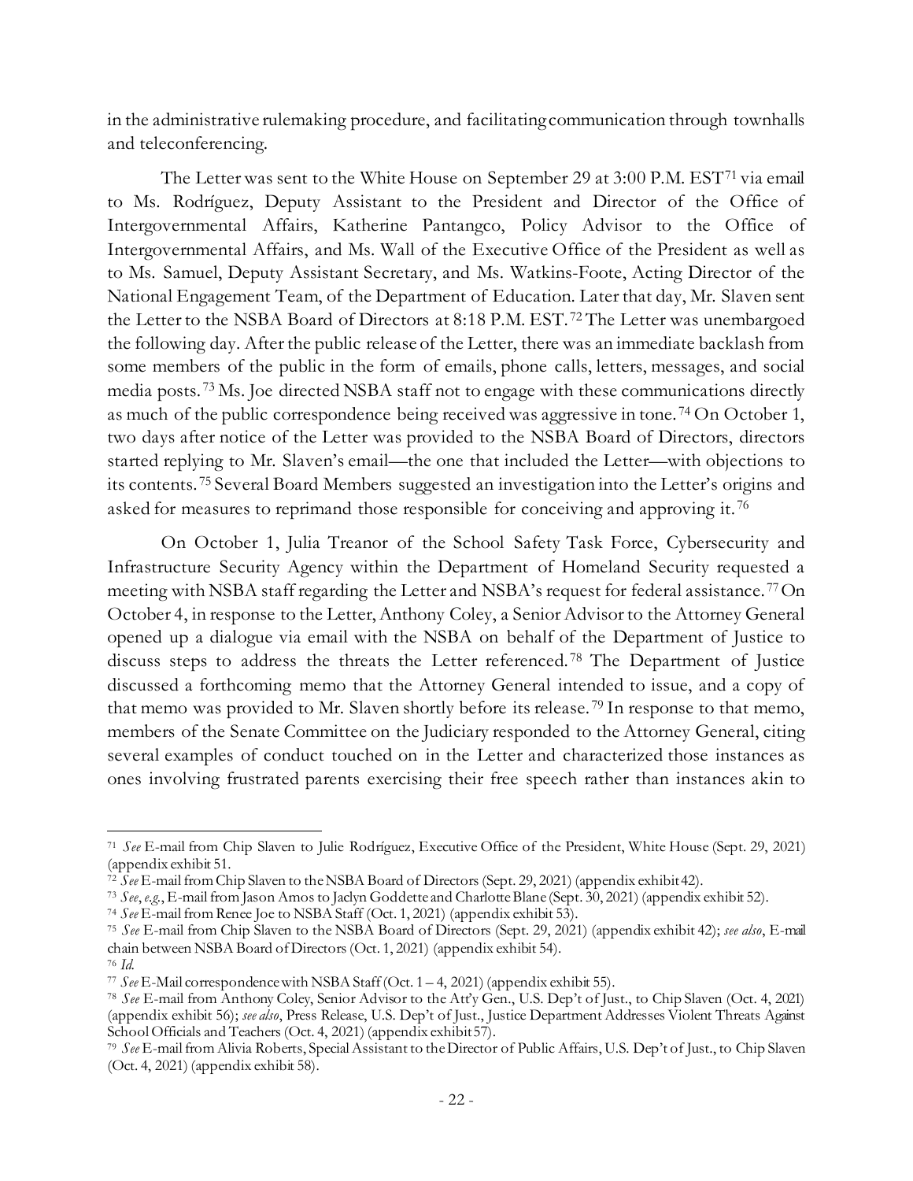in the administrative rulemaking procedure, and facilitating communication through townhalls and teleconferencing.

The Letter was sent to the White House on September 29 at 3:00 P.M. EST[71] via email to Ms. Rodríguez, Deputy Assistant to the President and Director of the Office of Intergovernmental Affairs, Katherine Pantangco, Policy Advisor to the Office of Intergovernmental Affairs, and Ms. Wall of the Executive Office of the President as well as to Ms. Samuel, Deputy Assistant Secretary, and Ms. Watkins-Foote, Acting Director of the National Engagement Team, of the Department of Education. Later that day, Mr. Slaven sent the Letter to the NSBA Board of Directors at 8:18 P.M. EST.[72] The Letter was unembargoed the following day. After the public release of the Letter, there was an immediate backlash from some members of the public in the form of emails, phone calls, letters, messages, and social media posts.[73] Ms. Joe directed NSBA staff not to engage with these communications directly as much of the public correspondence being received was aggressive in tone.[74] On October 1, two days after notice of the Letter was provided to the NSBA Board of Directors, directors started replying to Mr. Slaven's email—the one that included the Letter—with objections to its contents.[75] Several Board Members suggested an investigation into the Letter's origins and asked for measures to reprimand those responsible for conceiving and approving it.[76]

On October 1, Julia Treanor of the School Safety Task Force, Cybersecurity and Infrastructure Security Agency within the Department of Homeland Security requested a meeting with NSBA staff regarding the Letter and NSBA's request for federal assistance.[77] On October 4, in response to the Letter, Anthony Coley, a Senior Advisor to the Attorney General opened up a dialogue via email with the NSBA on behalf of the Department of Justice to discuss steps to address the threats the Letter referenced.[78] The Department of Justice discussed a forthcoming memo that the Attorney General intended to issue, and a copy of that memo was provided to Mr. Slaven shortly before its release.[79] In response to that memo, members of the Senate Committee on the Judiciary responded to the Attorney General, citing several examples of conduct touched on in the Letter and characterized those instances as ones involving frustrated parents exercising their free speech rather than instances akin to

---

[71] *See* E-mail from Chip Slaven to Julie Rodríguez, Executive Office of the President, White House (Sept. 29, 2021) (appendix exhibit 51.

[72] *See* E-mail from Chip Slaven to the NSBA Board of Directors (Sept. 29, 2021) (appendix exhibit 42).

[73] *See*, *e.g.*, E-mail from Jason Amos to Jaclyn Goddette and Charlotte Blane (Sept. 30, 2021) (appendix exhibit 52).

[74] *See* E-mail from Renee Joe to NSBA Staff (Oct. 1, 2021) (appendix exhibit 53).

[75] *See* E-mail from Chip Slaven to the NSBA Board of Directors (Sept. 29, 2021) (appendix exhibit 42); *see also*, E-mail chain between NSBA Board of Directors (Oct. 1, 2021) (appendix exhibit 54).

[76] *Id.*

[77] *See* E-Mail correspondence with NSBA Staff (Oct. 1 – 4, 2021) (appendix exhibit 55).

[78] *See* E-mail from Anthony Coley, Senior Advisor to the Att'y Gen., U.S. Dep't of Just., to Chip Slaven (Oct. 4, 2021) (appendix exhibit 56); *see also*, Press Release, U.S. Dep't of Just., Justice Department Addresses Violent Threats Against School Officials and Teachers (Oct. 4, 2021) (appendix exhibit 57).

[79] *See* E-mail from Alivia Roberts, Special Assistant to the Director of Public Affairs, U.S. Dep't of Just., to Chip Slaven (Oct. 4, 2021) (appendix exhibit 58).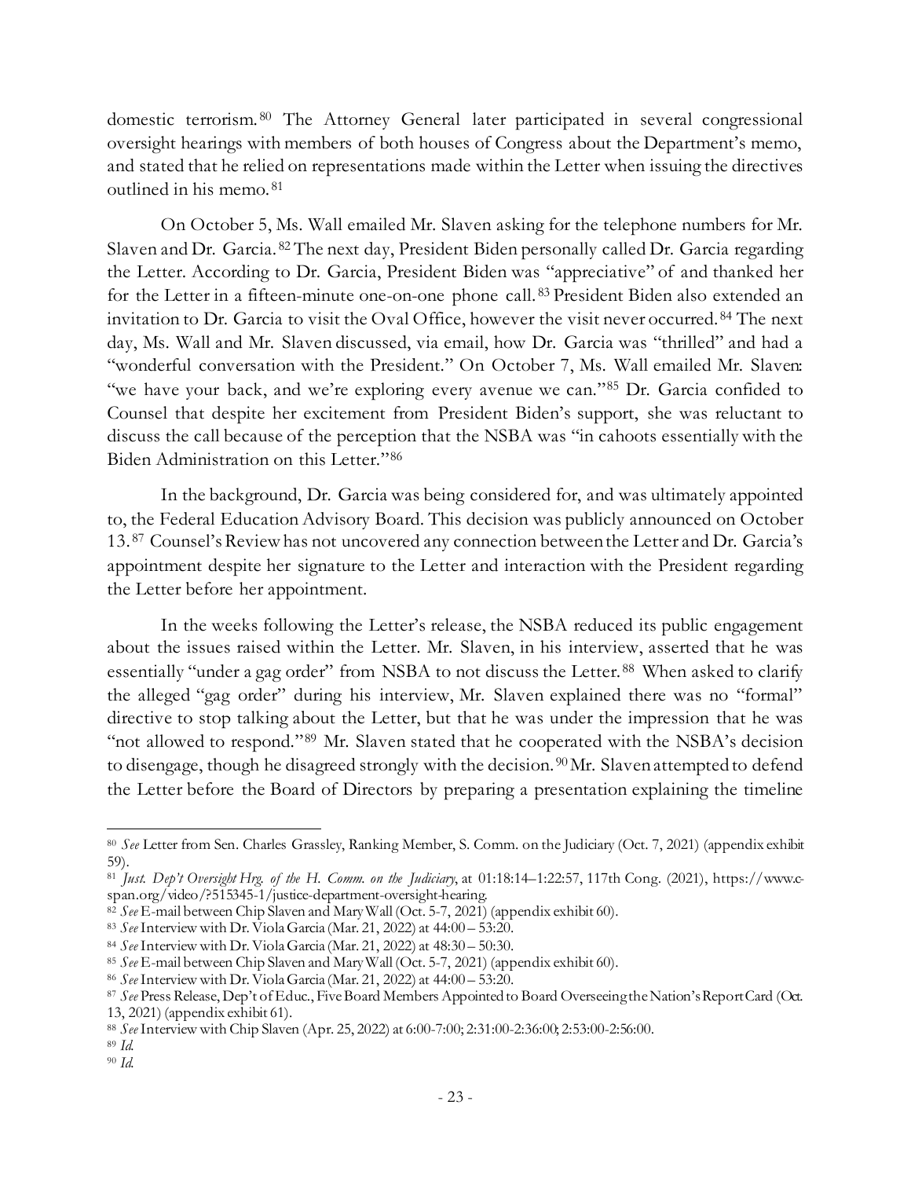domestic terrorism.[80] The Attorney General later participated in several congressional oversight hearings with members of both houses of Congress about the Department's memo, and stated that he relied on representations made within the Letter when issuing the directives outlined in his memo.[81]

On October 5, Ms. Wall emailed Mr. Slaven asking for the telephone numbers for Mr. Slaven and Dr. Garcia.[82] The next day, President Biden personally called Dr. Garcia regarding the Letter. According to Dr. Garcia, President Biden was "appreciative" of and thanked her for the Letter in a fifteen-minute one-on-one phone call.[83] President Biden also extended an invitation to Dr. Garcia to visit the Oval Office, however the visit never occurred.[84] The next day, Ms. Wall and Mr. Slaven discussed, via email, how Dr. Garcia was "thrilled" and had a "wonderful conversation with the President." On October 7, Ms. Wall emailed Mr. Slaven: "we have your back, and we're exploring every avenue we can."[85] Dr. Garcia confided to Counsel that despite her excitement from President Biden's support, she was reluctant to discuss the call because of the perception that the NSBA was "in cahoots essentially with the Biden Administration on this Letter."[86]

In the background, Dr. Garcia was being considered for, and was ultimately appointed to, the Federal Education Advisory Board. This decision was publicly announced on October 13.[87] Counsel's Review has not uncovered any connection between the Letter and Dr. Garcia's appointment despite her signature to the Letter and interaction with the President regarding the Letter before her appointment.

In the weeks following the Letter's release, the NSBA reduced its public engagement about the issues raised within the Letter. Mr. Slaven, in his interview, asserted that he was essentially "under a gag order" from NSBA to not discuss the Letter.[88] When asked to clarify the alleged "gag order" during his interview, Mr. Slaven explained there was no "formal" directive to stop talking about the Letter, but that he was under the impression that he was "not allowed to respond."[89] Mr. Slaven stated that he cooperated with the NSBA's decision to disengage, though he disagreed strongly with the decision.[90] Mr. Slaven attempted to defend the Letter before the Board of Directors by preparing a presentation explaining the timeline

---

[80] *See* Letter from Sen. Charles Grassley, Ranking Member, S. Comm. on the Judiciary (Oct. 7, 2021) (appendix exhibit 59).

[81] *Just. Dep't Oversight Hrg. of the H. Comm. on the Judiciary*, at 01:18:14–1:22:57, 117th Cong. (2021), https://www.c-span.org/video/?515345-1/justice-department-oversight-hearing.

[82] *See* E-mail between Chip Slaven and Mary Wall (Oct. 5-7, 2021) (appendix exhibit 60).

[83] *See* Interview with Dr. Viola Garcia (Mar. 21, 2022) at 44:00 – 53:20.

[84] *See* Interview with Dr. Viola Garcia (Mar. 21, 2022) at 48:30 – 50:30.

[85] *See* E-mail between Chip Slaven and Mary Wall (Oct. 5-7, 2021) (appendix exhibit 60).

[86] *See* Interview with Dr. Viola Garcia (Mar. 21, 2022) at 44:00 – 53:20.

[87] *See* Press Release, Dep't of Educ., Five Board Members Appointed to Board Overseeing the Nation's Report Card (Oct. 13, 2021) (appendix exhibit 61).

[88] *See* Interview with Chip Slaven (Apr. 25, 2022) at 6:00-7:00; 2:31:00-2:36:00; 2:53:00-2:56:00.

[89] *Id.*

[90] *Id.*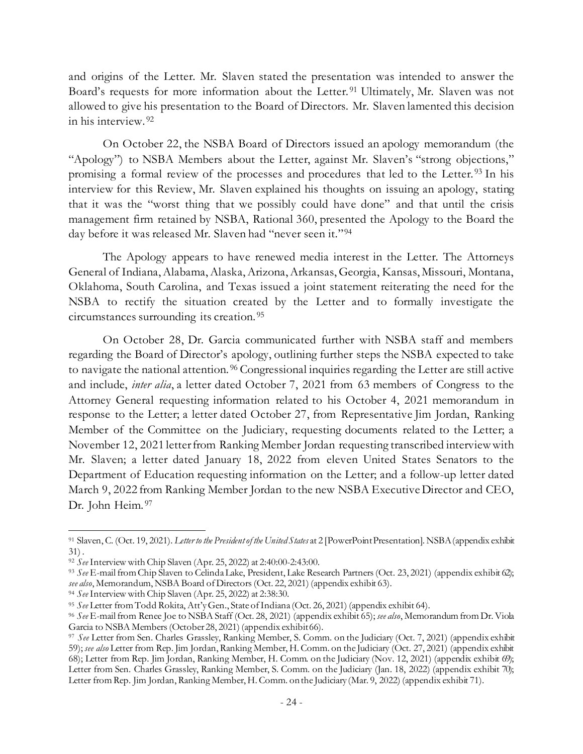and origins of the Letter. Mr. Slaven stated the presentation was intended to answer the Board's requests for more information about the Letter.[91] Ultimately, Mr. Slaven was not allowed to give his presentation to the Board of Directors. Mr. Slaven lamented this decision in his interview.[92]

On October 22, the NSBA Board of Directors issued an apology memorandum (the "Apology") to NSBA Members about the Letter, against Mr. Slaven's "strong objections," promising a formal review of the processes and procedures that led to the Letter.[93] In his interview for this Review, Mr. Slaven explained his thoughts on issuing an apology, stating that it was the "worst thing that we possibly could have done" and that until the crisis management firm retained by NSBA, Rational 360, presented the Apology to the Board the day before it was released Mr. Slaven had "never seen it."[94]

The Apology appears to have renewed media interest in the Letter. The Attorneys General of Indiana, Alabama, Alaska, Arizona, Arkansas, Georgia, Kansas, Missouri, Montana, Oklahoma, South Carolina, and Texas issued a joint statement reiterating the need for the NSBA to rectify the situation created by the Letter and to formally investigate the circumstances surrounding its creation.[95]

On October 28, Dr. Garcia communicated further with NSBA staff and members regarding the Board of Director's apology, outlining further steps the NSBA expected to take to navigate the national attention.[96] Congressional inquiries regarding the Letter are still active and include, *inter alia*, a letter dated October 7, 2021 from 63 members of Congress to the Attorney General requesting information related to his October 4, 2021 memorandum in response to the Letter; a letter dated October 27, from Representative Jim Jordan, Ranking Member of the Committee on the Judiciary, requesting documents related to the Letter; a November 12, 2021 letter from Ranking Member Jordan requesting transcribed interview with Mr. Slaven; a letter dated January 18, 2022 from eleven United States Senators to the Department of Education requesting information on the Letter; and a follow-up letter dated March 9, 2022 from Ranking Member Jordan to the new NSBA Executive Director and CEO, Dr. John Heim.[97]

---

[91] Slaven, C. (Oct. 19, 2021). *Letter to the President of the United States* at 2 [PowerPoint Presentation]. NSBA (appendix exhibit 31).

[92] *See* Interview with Chip Slaven (Apr. 25, 2022) at 2:40:00-2:43:00.

[93] *See* E-mail from Chip Slaven to Celinda Lake, President, Lake Research Partners (Oct. 23, 2021) (appendix exhibit 62); *see also*, Memorandum, NSBA Board of Directors (Oct. 22, 2021) (appendix exhibit 63).

[94] *See* Interview with Chip Slaven (Apr. 25, 2022) at 2:38:30.

[95] *See* Letter from Todd Rokita, Att'y Gen., State of Indiana (Oct. 26, 2021) (appendix exhibit 64).

[96] *See* E-mail from Renee Joe to NSBA Staff (Oct. 28, 2021) (appendix exhibit 65); *see also*, Memorandum from Dr. Viola Garcia to NSBA Members (October 28, 2021) (appendix exhibit 66).

[97] *See* Letter from Sen. Charles Grassley, Ranking Member, S. Comm. on the Judiciary (Oct. 7, 2021) (appendix exhibit 59); *see also* Letter from Rep. Jim Jordan, Ranking Member, H. Comm. on the Judiciary (Oct. 27, 2021) (appendix exhibit 68); Letter from Rep. Jim Jordan, Ranking Member, H. Comm. on the Judiciary (Nov. 12, 2021) (appendix exhibit 69); Letter from Sen. Charles Grassley, Ranking Member, S. Comm. on the Judiciary (Jan. 18, 2022) (appendix exhibit 70); Letter from Rep. Jim Jordan, Ranking Member, H. Comm. on the Judiciary (Mar. 9, 2022) (appendix exhibit 71).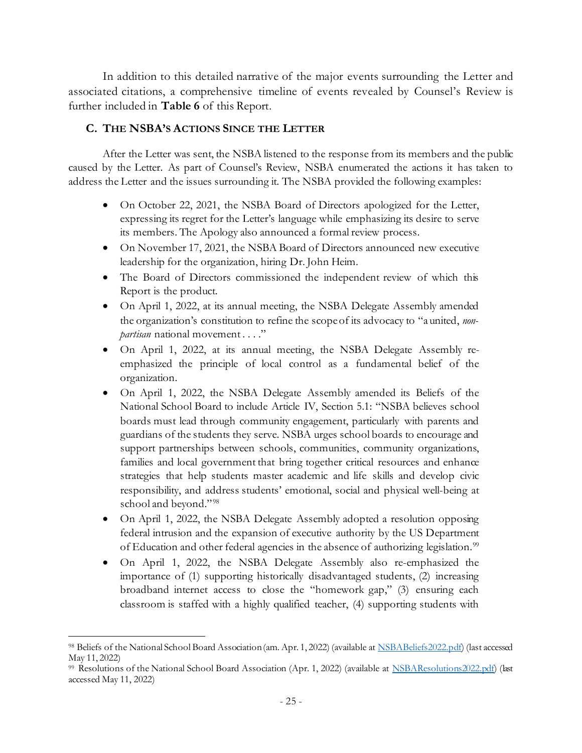In addition to this detailed narrative of the major events surrounding the Letter and associated citations, a comprehensive timeline of events revealed by Counsel's Review is further included in **Table 6** of this Report.

### C. THE NSBA'S ACTIONS SINCE THE LETTER

After the Letter was sent, the NSBA listened to the response from its members and the public caused by the Letter. As part of Counsel's Review, NSBA enumerated the actions it has taken to address the Letter and the issues surrounding it. The NSBA provided the following examples:

- On October 22, 2021, the NSBA Board of Directors apologized for the Letter, expressing its regret for the Letter's language while emphasizing its desire to serve its members. The Apology also announced a formal review process.
- On November 17, 2021, the NSBA Board of Directors announced new executive leadership for the organization, hiring Dr. John Heim.
- The Board of Directors commissioned the independent review of which this Report is the product.
- On April 1, 2022, at its annual meeting, the NSBA Delegate Assembly amended the organization's constitution to refine the scope of its advocacy to "a united, *non-partisan* national movement . . . ."
- On April 1, 2022, at its annual meeting, the NSBA Delegate Assembly re-emphasized the principle of local control as a fundamental belief of the organization.
- On April 1, 2022, the NSBA Delegate Assembly amended its Beliefs of the National School Board to include Article IV, Section 5.1: "NSBA believes school boards must lead through community engagement, particularly with parents and guardians of the students they serve. NSBA urges school boards to encourage and support partnerships between schools, communities, community organizations, families and local government that bring together critical resources and enhance strategies that help students master academic and life skills and develop civic responsibility, and address students' emotional, social and physical well-being at school and beyond."[98]
- On April 1, 2022, the NSBA Delegate Assembly adopted a resolution opposing federal intrusion and the expansion of executive authority by the US Department of Education and other federal agencies in the absence of authorizing legislation.[99]
- On April 1, 2022, the NSBA Delegate Assembly also re-emphasized the importance of (1) supporting historically disadvantaged students, (2) increasing broadband internet access to close the "homework gap," (3) ensuring each classroom is staffed with a highly qualified teacher, (4) supporting students with

---

[98] Beliefs of the National School Board Association (am. Apr. 1, 2022) (available at [NSBABeliefs2022.pdf](NSBABeliefs2022.pdf)) (last accessed May 11, 2022)

[99] Resolutions of the National School Board Association (Apr. 1, 2022) (available at [NSBAResolutions2022.pdf](NSBAResolutions2022.pdf)) (last accessed May 11, 2022)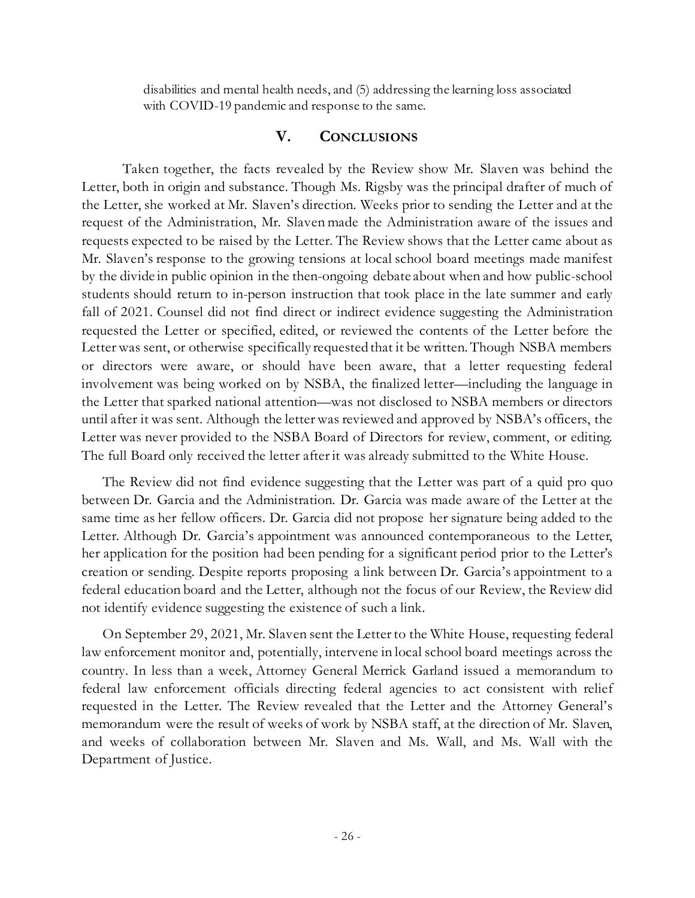disabilities and mental health needs, and (5) addressing the learning loss associated with COVID-19 pandemic and response to the same.

## V. CONCLUSIONS

Taken together, the facts revealed by the Review show Mr. Slaven was behind the Letter, both in origin and substance. Though Ms. Rigsby was the principal drafter of much of the Letter, she worked at Mr. Slaven's direction. Weeks prior to sending the Letter and at the request of the Administration, Mr. Slaven made the Administration aware of the issues and requests expected to be raised by the Letter. The Review shows that the Letter came about as Mr. Slaven's response to the growing tensions at local school board meetings made manifest by the divide in public opinion in the then-ongoing debate about when and how public-school students should return to in-person instruction that took place in the late summer and early fall of 2021. Counsel did not find direct or indirect evidence suggesting the Administration requested the Letter or specified, edited, or reviewed the contents of the Letter before the Letter was sent, or otherwise specifically requested that it be written. Though NSBA members or directors were aware, or should have been aware, that a letter requesting federal involvement was being worked on by NSBA, the finalized letter—including the language in the Letter that sparked national attention—was not disclosed to NSBA members or directors until after it was sent. Although the letter was reviewed and approved by NSBA's officers, the Letter was never provided to the NSBA Board of Directors for review, comment, or editing. The full Board only received the letter after it was already submitted to the White House.

The Review did not find evidence suggesting that the Letter was part of a quid pro quo between Dr. Garcia and the Administration. Dr. Garcia was made aware of the Letter at the same time as her fellow officers. Dr. Garcia did not propose her signature being added to the Letter. Although Dr. Garcia's appointment was announced contemporaneous to the Letter, her application for the position had been pending for a significant period prior to the Letter's creation or sending. Despite reports proposing a link between Dr. Garcia's appointment to a federal education board and the Letter, although not the focus of our Review, the Review did not identify evidence suggesting the existence of such a link.

On September 29, 2021, Mr. Slaven sent the Letter to the White House, requesting federal law enforcement monitor and, potentially, intervene in local school board meetings across the country. In less than a week, Attorney General Merrick Garland issued a memorandum to federal law enforcement officials directing federal agencies to act consistent with relief requested in the Letter. The Review revealed that the Letter and the Attorney General's memorandum were the result of weeks of work by NSBA staff, at the direction of Mr. Slaven, and weeks of collaboration between Mr. Slaven and Ms. Wall, and Ms. Wall with the Department of Justice.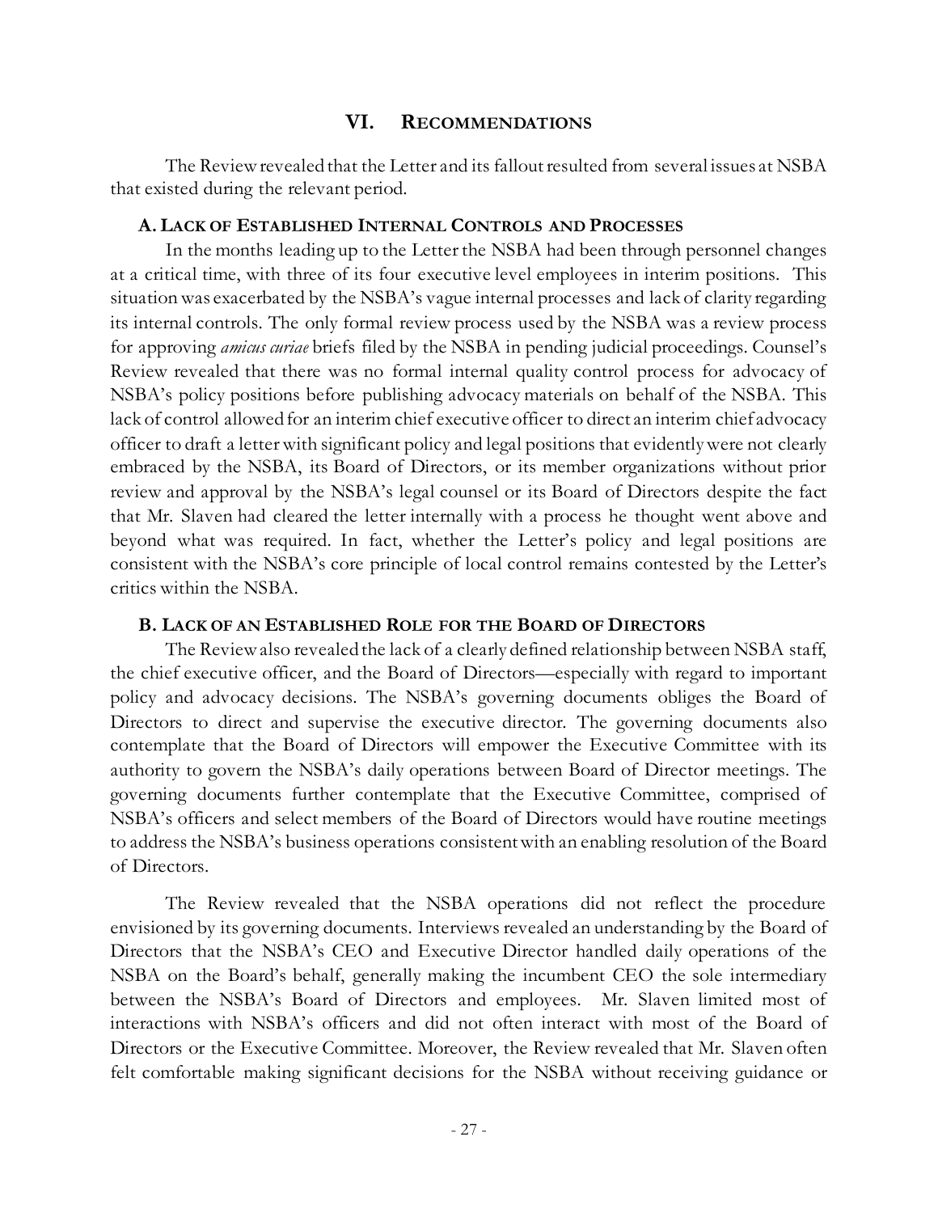## VI. Recommendations

The Review revealed that the Letter and its fallout resulted from several issues at NSBA that existed during the relevant period.

### A. Lack of Established Internal Controls and Processes

In the months leading up to the Letter the NSBA had been through personnel changes at a critical time, with three of its four executive level employees in interim positions. This situation was exacerbated by the NSBA's vague internal processes and lack of clarity regarding its internal controls. The only formal review process used by the NSBA was a review process for approving *amicus curiae* briefs filed by the NSBA in pending judicial proceedings. Counsel's Review revealed that there was no formal internal quality control process for advocacy of NSBA's policy positions before publishing advocacy materials on behalf of the NSBA. This lack of control allowed for an interim chief executive officer to direct an interim chief advocacy officer to draft a letter with significant policy and legal positions that evidently were not clearly embraced by the NSBA, its Board of Directors, or its member organizations without prior review and approval by the NSBA's legal counsel or its Board of Directors despite the fact that Mr. Slaven had cleared the letter internally with a process he thought went above and beyond what was required. In fact, whether the Letter's policy and legal positions are consistent with the NSBA's core principle of local control remains contested by the Letter's critics within the NSBA.

### B. Lack of an Established Role for the Board of Directors

The Review also revealed the lack of a clearly defined relationship between NSBA staff, the chief executive officer, and the Board of Directors—especially with regard to important policy and advocacy decisions. The NSBA's governing documents obliges the Board of Directors to direct and supervise the executive director. The governing documents also contemplate that the Board of Directors will empower the Executive Committee with its authority to govern the NSBA's daily operations between Board of Director meetings. The governing documents further contemplate that the Executive Committee, comprised of NSBA's officers and select members of the Board of Directors would have routine meetings to address the NSBA's business operations consistent with an enabling resolution of the Board of Directors.

The Review revealed that the NSBA operations did not reflect the procedure envisioned by its governing documents. Interviews revealed an understanding by the Board of Directors that the NSBA's CEO and Executive Director handled daily operations of the NSBA on the Board's behalf, generally making the incumbent CEO the sole intermediary between the NSBA's Board of Directors and employees. Mr. Slaven limited most of interactions with NSBA's officers and did not often interact with most of the Board of Directors or the Executive Committee. Moreover, the Review revealed that Mr. Slaven often felt comfortable making significant decisions for the NSBA without receiving guidance or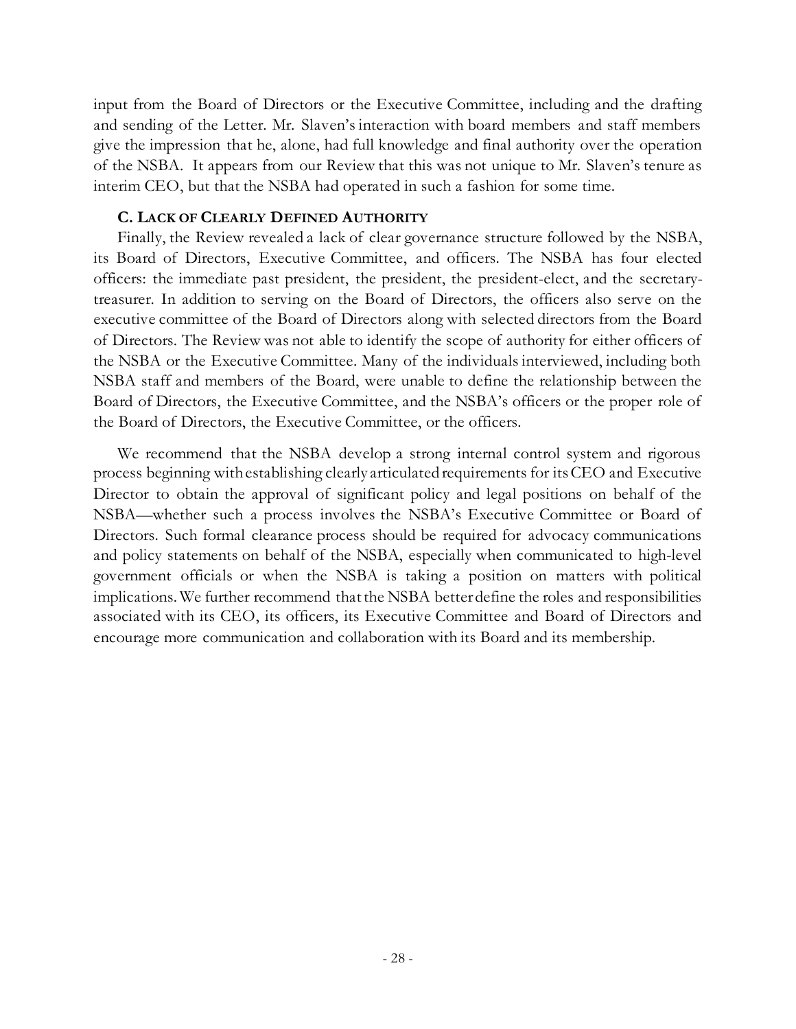input from the Board of Directors or the Executive Committee, including and the drafting and sending of the Letter. Mr. Slaven's interaction with board members and staff members give the impression that he, alone, had full knowledge and final authority over the operation of the NSBA. It appears from our Review that this was not unique to Mr. Slaven's tenure as interim CEO, but that the NSBA had operated in such a fashion for some time.

### C. Lack of Clearly Defined Authority

Finally, the Review revealed a lack of clear governance structure followed by the NSBA, its Board of Directors, Executive Committee, and officers. The NSBA has four elected officers: the immediate past president, the president, the president-elect, and the secretary-treasurer. In addition to serving on the Board of Directors, the officers also serve on the executive committee of the Board of Directors along with selected directors from the Board of Directors. The Review was not able to identify the scope of authority for either officers of the NSBA or the Executive Committee. Many of the individuals interviewed, including both NSBA staff and members of the Board, were unable to define the relationship between the Board of Directors, the Executive Committee, and the NSBA's officers or the proper role of the Board of Directors, the Executive Committee, or the officers.

We recommend that the NSBA develop a strong internal control system and rigorous process beginning with establishing clearly articulated requirements for its CEO and Executive Director to obtain the approval of significant policy and legal positions on behalf of the NSBA—whether such a process involves the NSBA's Executive Committee or Board of Directors. Such formal clearance process should be required for advocacy communications and policy statements on behalf of the NSBA, especially when communicated to high-level government officials or when the NSBA is taking a position on matters with political implications. We further recommend that the NSBA better define the roles and responsibilities associated with its CEO, its officers, its Executive Committee and Board of Directors and encourage more communication and collaboration with its Board and its membership.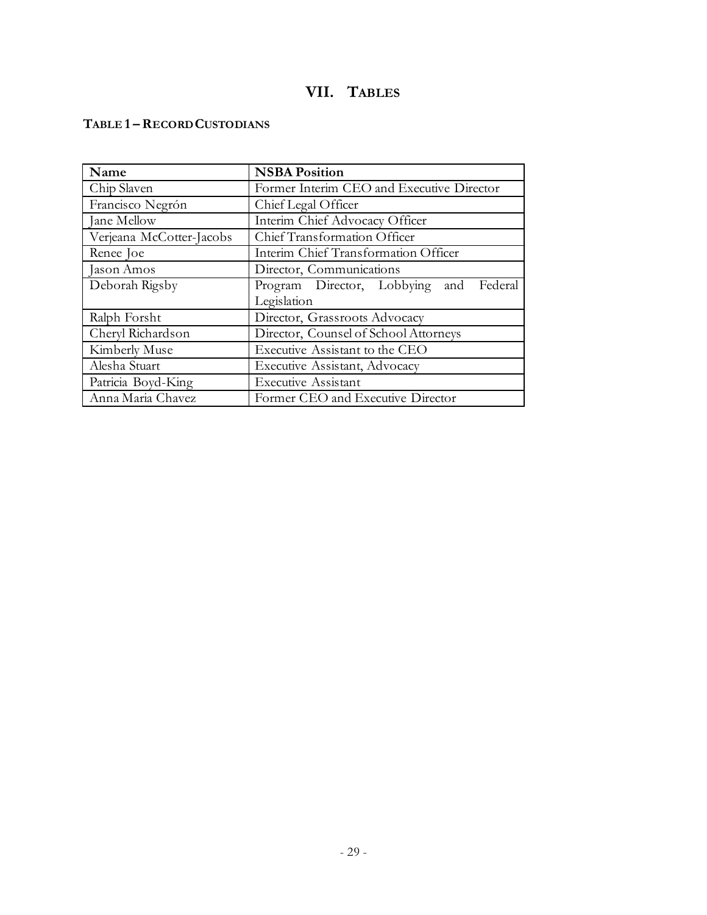# VII. TABLES

### TABLE 1 – RECORD CUSTODIANS

| Name | NSBA Position |
|---|---|
| Chip Slaven | Former Interim CEO and Executive Director |
| Francisco Negrón | Chief Legal Officer |
| Jane Mellow | Interim Chief Advocacy Officer |
| Verjeana McCotter-Jacobs | Chief Transformation Officer |
| Renee Joe | Interim Chief Transformation Officer |
| Jason Amos | Director, Communications |
| Deborah Rigsby | Program Director, Lobbying and Federal Legislation |
| Ralph Forsht | Director, Grassroots Advocacy |
| Cheryl Richardson | Director, Counsel of School Attorneys |
| Kimberly Muse | Executive Assistant to the CEO |
| Alesha Stuart | Executive Assistant, Advocacy |
| Patricia Boyd-King | Executive Assistant |
| Anna Maria Chavez | Former CEO and Executive Director |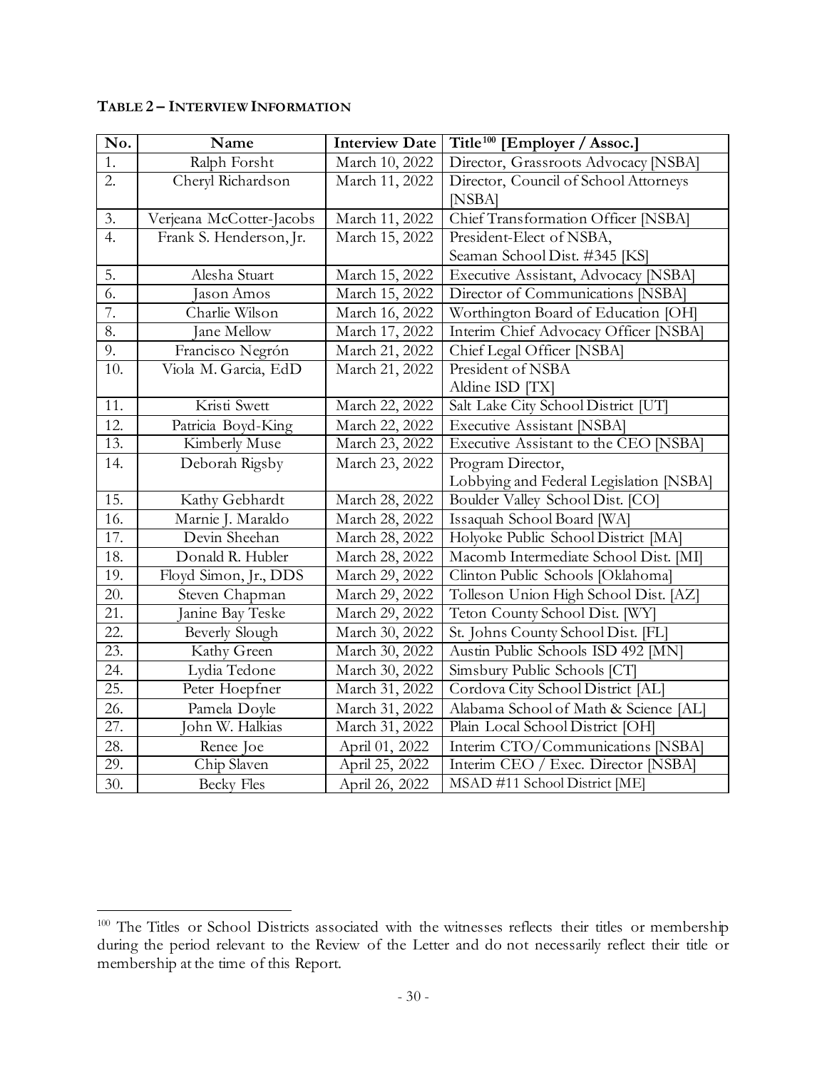**TABLE 2 – INTERVIEW INFORMATION**

| No. | Name | Interview Date | Title[100] [Employer / Assoc.] |
|---|---|---|---|
| 1. | Ralph Forsht | March 10, 2022 | Director, Grassroots Advocacy [NSBA] |
| 2. | Cheryl Richardson | March 11, 2022 | Director, Council of School Attorneys [NSBA] |
| 3. | Verjeana McCotter-Jacobs | March 11, 2022 | Chief Transformation Officer [NSBA] |
| 4. | Frank S. Henderson, Jr. | March 15, 2022 | President-Elect of NSBA, Seaman School Dist. #345 [KS] |
| 5. | Alesha Stuart | March 15, 2022 | Executive Assistant, Advocacy [NSBA] |
| 6. | Jason Amos | March 15, 2022 | Director of Communications [NSBA] |
| 7. | Charlie Wilson | March 16, 2022 | Worthington Board of Education [OH] |
| 8. | Jane Mellow | March 17, 2022 | Interim Chief Advocacy Officer [NSBA] |
| 9. | Francisco Negrón | March 21, 2022 | Chief Legal Officer [NSBA] |
| 10. | Viola M. Garcia, EdD | March 21, 2022 | President of NSBA Aldine ISD [TX] |
| 11. | Kristi Swett | March 22, 2022 | Salt Lake City School District [UT] |
| 12. | Patricia Boyd-King | March 22, 2022 | Executive Assistant [NSBA] |
| 13. | Kimberly Muse | March 23, 2022 | Executive Assistant to the CEO [NSBA] |
| 14. | Deborah Rigsby | March 23, 2022 | Program Director, Lobbying and Federal Legislation [NSBA] |
| 15. | Kathy Gebhardt | March 28, 2022 | Boulder Valley School Dist. [CO] |
| 16. | Marnie J. Maraldo | March 28, 2022 | Issaquah School Board [WA] |
| 17. | Devin Sheehan | March 28, 2022 | Holyoke Public School District [MA] |
| 18. | Donald R. Hubler | March 28, 2022 | Macomb Intermediate School Dist. [MI] |
| 19. | Floyd Simon, Jr., DDS | March 29, 2022 | Clinton Public Schools [Oklahoma] |
| 20. | Steven Chapman | March 29, 2022 | Tolleson Union High School Dist. [AZ] |
| 21. | Janine Bay Teske | March 29, 2022 | Teton County School Dist. [WY] |
| 22. | Beverly Slough | March 30, 2022 | St. Johns County School Dist. [FL] |
| 23. | Kathy Green | March 30, 2022 | Austin Public Schools ISD 492 [MN] |
| 24. | Lydia Tedone | March 30, 2022 | Simsbury Public Schools [CT] |
| 25. | Peter Hoepfner | March 31, 2022 | Cordova City School District [AL] |
| 26. | Pamela Doyle | March 31, 2022 | Alabama School of Math & Science [AL] |
| 27. | John W. Halkias | March 31, 2022 | Plain Local School District [OH] |
| 28. | Renee Joe | April 01, 2022 | Interim CTO/Communications [NSBA] |
| 29. | Chip Slaven | April 25, 2022 | Interim CEO / Exec. Director [NSBA] |
| 30. | Becky Fles | April 26, 2022 | MSAD #11 School District [ME] |

[100] The Titles or School Districts associated with the witnesses reflects their titles or membership during the period relevant to the Review of the Letter and do not necessarily reflect their title or membership at the time of this Report.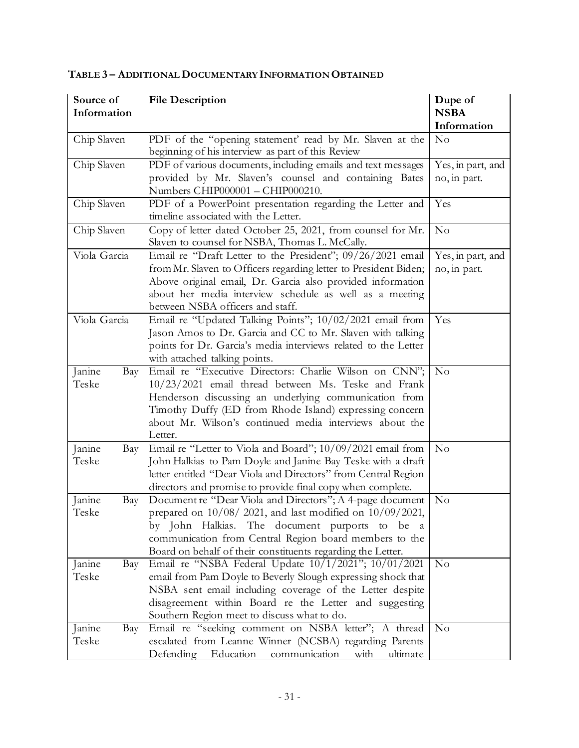**TABLE 3 – ADDITIONAL DOCUMENTARY INFORMATION OBTAINED**

| Source of Information | File Description | Dupe of NSBA Information |
|---|---|---|
| Chip Slaven | PDF of the "opening statement' read by Mr. Slaven at the beginning of his interview as part of this Review | No |
| Chip Slaven | PDF of various documents, including emails and text messages provided by Mr. Slaven's counsel and containing Bates Numbers CHIP000001 – CHIP000210. | Yes, in part, and no, in part. |
| Chip Slaven | PDF of a PowerPoint presentation regarding the Letter and timeline associated with the Letter. | Yes |
| Chip Slaven | Copy of letter dated October 25, 2021, from counsel for Mr. Slaven to counsel for NSBA, Thomas L. McCally. | No |
| Viola Garcia | Email re "Draft Letter to the President"; 09/26/2021 email from Mr. Slaven to Officers regarding letter to President Biden; Above original email, Dr. Garcia also provided information about her media interview schedule as well as a meeting between NSBA officers and staff. | Yes, in part, and no, in part. |
| Viola Garcia | Email re "Updated Talking Points"; 10/02/2021 email from Jason Amos to Dr. Garcia and CC to Mr. Slaven with talking points for Dr. Garcia's media interviews related to the Letter with attached talking points. | Yes |
| Janine Bay Teske | Email re "Executive Directors: Charlie Wilson on CNN"; 10/23/2021 email thread between Ms. Teske and Frank Henderson discussing an underlying communication from Timothy Duffy (ED from Rhode Island) expressing concern about Mr. Wilson's continued media interviews about the Letter. | No |
| Janine Bay Teske | Email re "Letter to Viola and Board"; 10/09/2021 email from John Halkias to Pam Doyle and Janine Bay Teske with a draft letter entitled "Dear Viola and Directors" from Central Region directors and promise to provide final copy when complete. | No |
| Janine Bay Teske | Document re "Dear Viola and Directors"; A 4-page document prepared on 10/08/ 2021, and last modified on 10/09/2021, by John Halkias. The document purports to be a communication from Central Region board members to the Board on behalf of their constituents regarding the Letter. | No |
| Janine Bay Teske | Email re "NSBA Federal Update 10/1/2021"; 10/01/2021 email from Pam Doyle to Beverly Slough expressing shock that NSBA sent email including coverage of the Letter despite disagreement within Board re the Letter and suggesting Southern Region meet to discuss what to do. | No |
| Janine Bay Teske | Email re "seeking comment on NSBA letter"; A thread escalated from Leanne Winner (NCSBA) regarding Parents Defending Education communication with ultimate | No |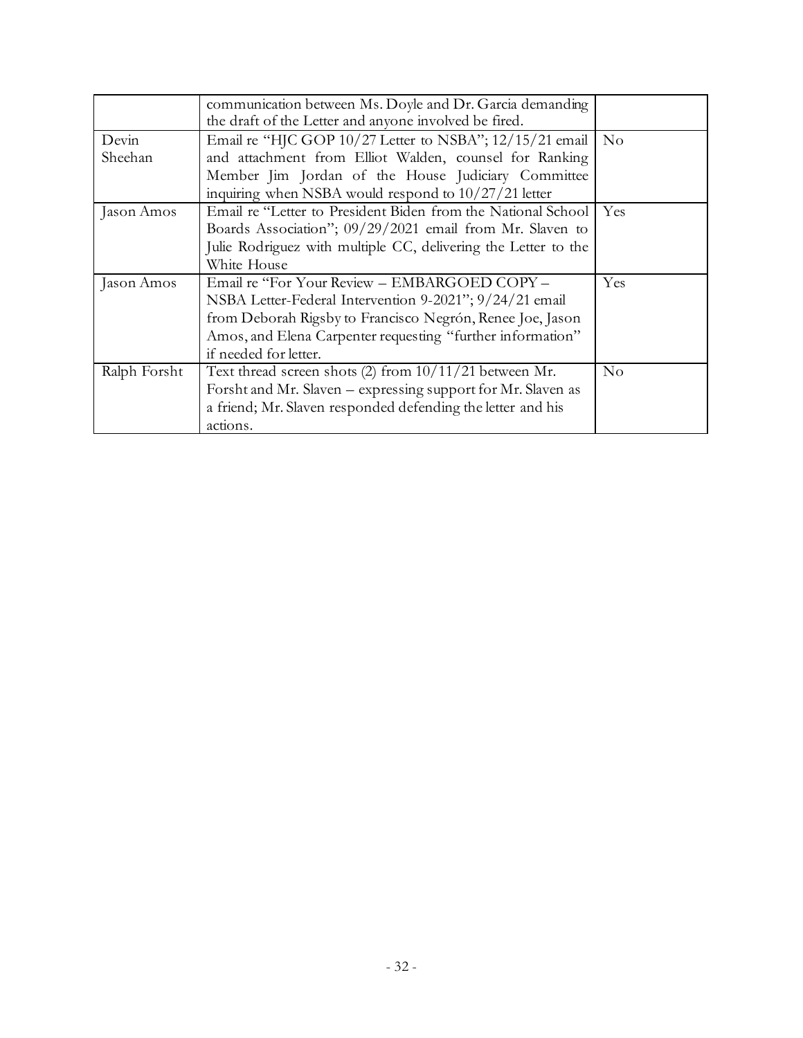| | | |
|---|---|---|
| | communication between Ms. Doyle and Dr. Garcia demanding the draft of the Letter and anyone involved be fired. | |
| Devin Sheehan | Email re "HJC GOP 10/27 Letter to NSBA"; 12/15/21 email and attachment from Elliot Walden, counsel for Ranking Member Jim Jordan of the House Judiciary Committee inquiring when NSBA would respond to 10/27/21 letter | No |
| Jason Amos | Email re "Letter to President Biden from the National School Boards Association"; 09/29/2021 email from Mr. Slaven to Julie Rodriguez with multiple CC, delivering the Letter to the White House | Yes |
| Jason Amos | Email re "For Your Review – EMBARGOED COPY – NSBA Letter-Federal Intervention 9-2021"; 9/24/21 email from Deborah Rigsby to Francisco Negrón, Renee Joe, Jason Amos, and Elena Carpenter requesting "further information" if needed for letter. | Yes |
| Ralph Forsht | Text thread screen shots (2) from 10/11/21 between Mr. Forsht and Mr. Slaven – expressing support for Mr. Slaven as a friend; Mr. Slaven responded defending the letter and his actions. | No |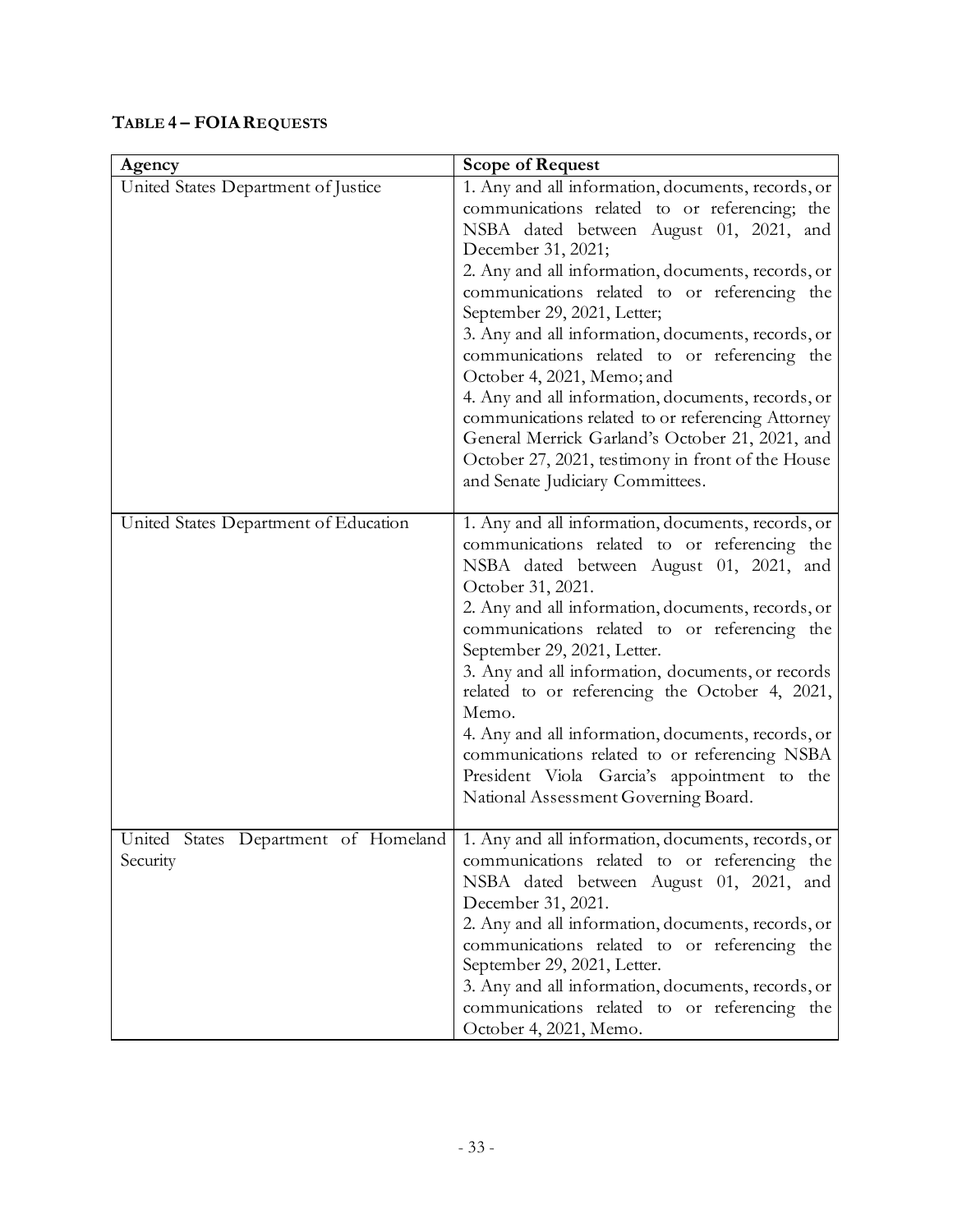**TABLE 4 – FOIA REQUESTS**

| Agency | Scope of Request |
|---|---|
| United States Department of Justice | 1. Any and all information, documents, records, or communications related to or referencing; the NSBA dated between August 01, 2021, and December 31, 2021;<br>2. Any and all information, documents, records, or communications related to or referencing the September 29, 2021, Letter;<br>3. Any and all information, documents, records, or communications related to or referencing the October 4, 2021, Memo; and<br>4. Any and all information, documents, records, or communications related to or referencing Attorney General Merrick Garland's October 21, 2021, and October 27, 2021, testimony in front of the House and Senate Judiciary Committees. |
| United States Department of Education | 1. Any and all information, documents, records, or communications related to or referencing the NSBA dated between August 01, 2021, and October 31, 2021.<br>2. Any and all information, documents, records, or communications related to or referencing the September 29, 2021, Letter.<br>3. Any and all information, documents, or records related to or referencing the October 4, 2021, Memo.<br>4. Any and all information, documents, records, or communications related to or referencing NSBA President Viola Garcia's appointment to the National Assessment Governing Board. |
| United States Department of Homeland Security | 1. Any and all information, documents, records, or communications related to or referencing the NSBA dated between August 01, 2021, and December 31, 2021.<br>2. Any and all information, documents, records, or communications related to or referencing the September 29, 2021, Letter.<br>3. Any and all information, documents, records, or communications related to or referencing the October 4, 2021, Memo. |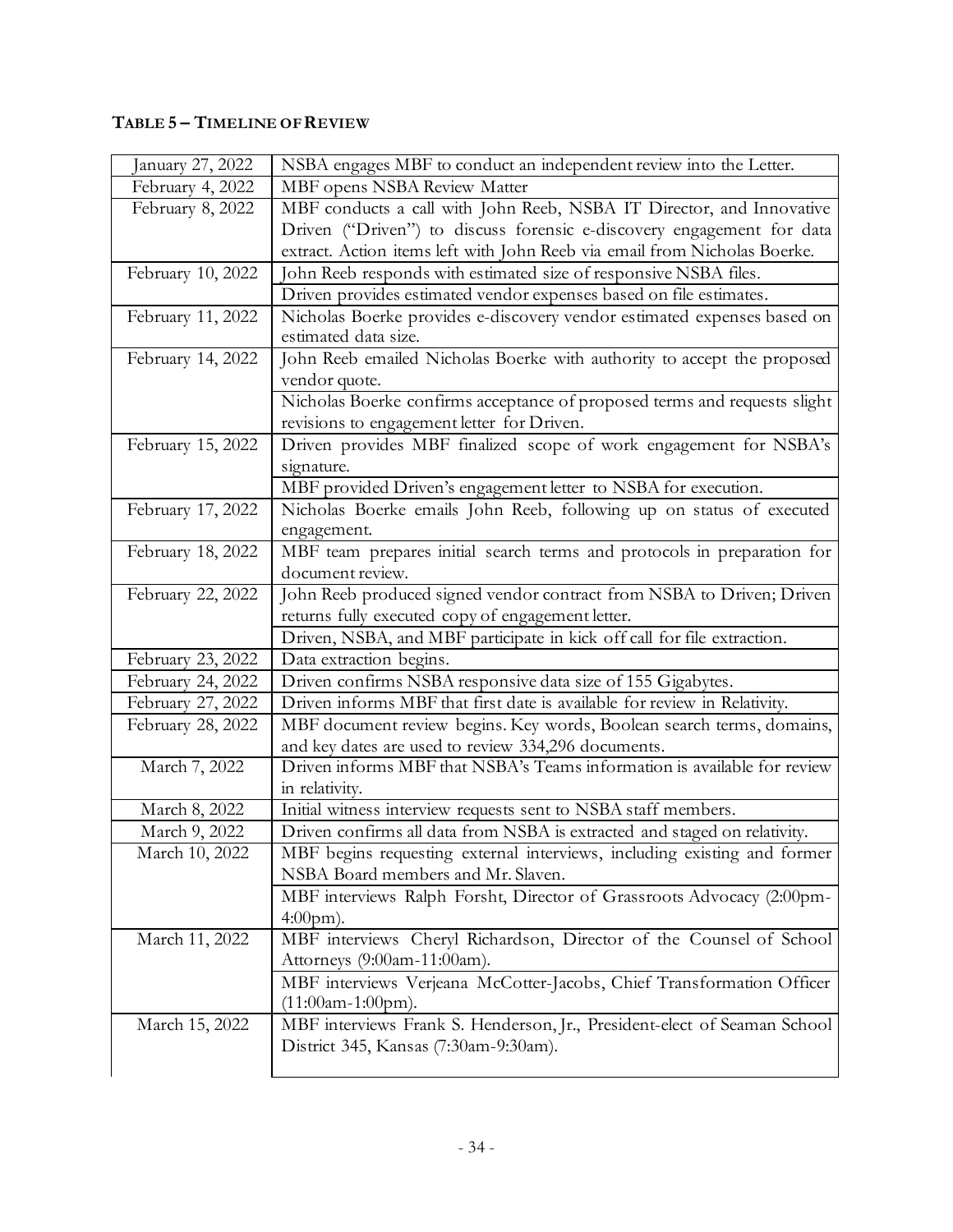**TABLE 5 – TIMELINE OF REVIEW**

| Date | Event |
|---|---|
| January 27, 2022 | NSBA engages MBF to conduct an independent review into the Letter. |
| February 4, 2022 | MBF opens NSBA Review Matter |
| February 8, 2022 | MBF conducts a call with John Reeb, NSBA IT Director, and Innovative Driven ("Driven") to discuss forensic e-discovery engagement for data extract. Action items left with John Reeb via email from Nicholas Boerke. |
| February 10, 2022 | John Reeb responds with estimated size of responsive NSBA files. |
| | Driven provides estimated vendor expenses based on file estimates. |
| February 11, 2022 | Nicholas Boerke provides e-discovery vendor estimated expenses based on estimated data size. |
| February 14, 2022 | John Reeb emailed Nicholas Boerke with authority to accept the proposed vendor quote. |
| | Nicholas Boerke confirms acceptance of proposed terms and requests slight revisions to engagement letter for Driven. |
| February 15, 2022 | Driven provides MBF finalized scope of work engagement for NSBA's signature. |
| | MBF provided Driven's engagement letter to NSBA for execution. |
| February 17, 2022 | Nicholas Boerke emails John Reeb, following up on status of executed engagement. |
| February 18, 2022 | MBF team prepares initial search terms and protocols in preparation for document review. |
| February 22, 2022 | John Reeb produced signed vendor contract from NSBA to Driven; Driven returns fully executed copy of engagement letter. |
| | Driven, NSBA, and MBF participate in kick off call for file extraction. |
| February 23, 2022 | Data extraction begins. |
| February 24, 2022 | Driven confirms NSBA responsive data size of 155 Gigabytes. |
| February 27, 2022 | Driven informs MBF that first date is available for review in Relativity. |
| February 28, 2022 | MBF document review begins. Key words, Boolean search terms, domains, and key dates are used to review 334,296 documents. |
| March 7, 2022 | Driven informs MBF that NSBA's Teams information is available for review in relativity. |
| March 8, 2022 | Initial witness interview requests sent to NSBA staff members. |
| March 9, 2022 | Driven confirms all data from NSBA is extracted and staged on relativity. |
| March 10, 2022 | MBF begins requesting external interviews, including existing and former NSBA Board members and Mr. Slaven. |
| | MBF interviews Ralph Forsht, Director of Grassroots Advocacy (2:00pm-4:00pm). |
| March 11, 2022 | MBF interviews Cheryl Richardson, Director of the Counsel of School Attorneys (9:00am-11:00am). |
| | MBF interviews Verjeana McCotter-Jacobs, Chief Transformation Officer (11:00am-1:00pm). |
| March 15, 2022 | MBF interviews Frank S. Henderson, Jr., President-elect of Seaman School District 345, Kansas (7:30am-9:30am). |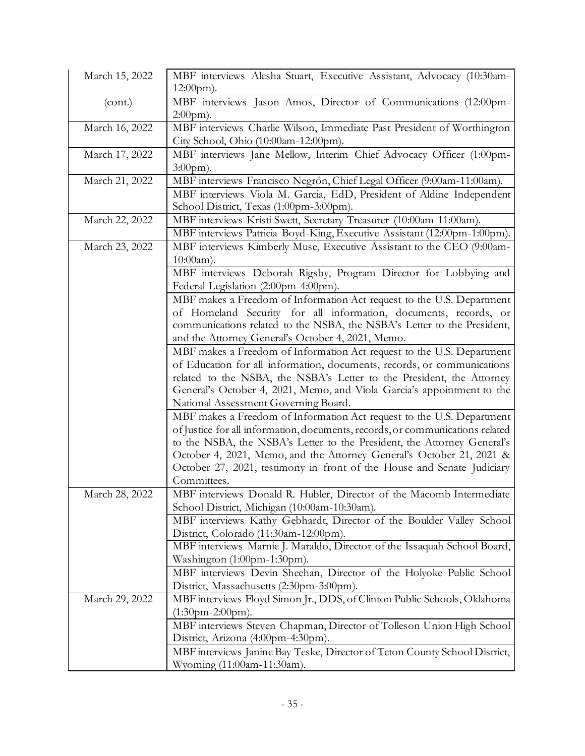| March 15, 2022 | MBF interviews Alesha Stuart, Executive Assistant, Advocacy (10:30am-12:00pm). |
|---|---|
| (cont.) | MBF interviews Jason Amos, Director of Communications (12:00pm-2:00pm). |
| March 16, 2022 | MBF interviews Charlie Wilson, Immediate Past President of Worthington City School, Ohio (10:00am-12:00pm). |
| March 17, 2022 | MBF interviews Jane Mellow, Interim Chief Advocacy Officer (1:00pm-3:00pm). |
| March 21, 2022 | MBF interviews Francisco Negrón, Chief Legal Officer (9:00am-11:00am). |
| | MBF interviews Viola M. Garcia, EdD, President of Aldine Independent School District, Texas (1:00pm-3:00pm). |
| March 22, 2022 | MBF interviews Kristi Swett, Secretary-Treasurer (10:00am-11:00am). |
| | MBF interviews Patricia Boyd-King, Executive Assistant (12:00pm-1:00pm). |
| March 23, 2022 | MBF interviews Kimberly Muse, Executive Assistant to the CEO (9:00am-10:00am). |
| | MBF interviews Deborah Rigsby, Program Director for Lobbying and Federal Legislation (2:00pm-4:00pm). |
| | MBF makes a Freedom of Information Act request to the U.S. Department of Homeland Security for all information, documents, records, or communications related to the NSBA, the NSBA's Letter to the President, and the Attorney General's October 4, 2021, Memo. |
| | MBF makes a Freedom of Information Act request to the U.S. Department of Education for all information, documents, records, or communications related to the NSBA, the NSBA's Letter to the President, the Attorney General's October 4, 2021, Memo, and Viola Garcia's appointment to the National Assessment Governing Board. |
| | MBF makes a Freedom of Information Act request to the U.S. Department of Justice for all information, documents, records, or communications related to the NSBA, the NSBA's Letter to the President, the Attorney General's October 4, 2021, Memo, and the Attorney General's October 21, 2021 & October 27, 2021, testimony in front of the House and Senate Judiciary Committees. |
| March 28, 2022 | MBF interviews Donald R. Hubler, Director of the Macomb Intermediate School District, Michigan (10:00am-10:30am). |
| | MBF interviews Kathy Gebhardt, Director of the Boulder Valley School District, Colorado (11:30am-12:00pm). |
| | MBF interviews Marnie J. Maraldo, Director of the Issaquah School Board, Washington (1:00pm-1:30pm). |
| | MBF interviews Devin Sheehan, Director of the Holyoke Public School District, Massachusetts (2:30pm-3:00pm). |
| March 29, 2022 | MBF interviews Floyd Simon Jr., DDS, of Clinton Public Schools, Oklahoma (1:30pm-2:00pm). |
| | MBF interviews Steven Chapman, Director of Tolleson Union High School District, Arizona (4:00pm-4:30pm). |
| | MBF interviews Janine Bay Teske, Director of Teton County School District, Wyoming (11:00am-11:30am). |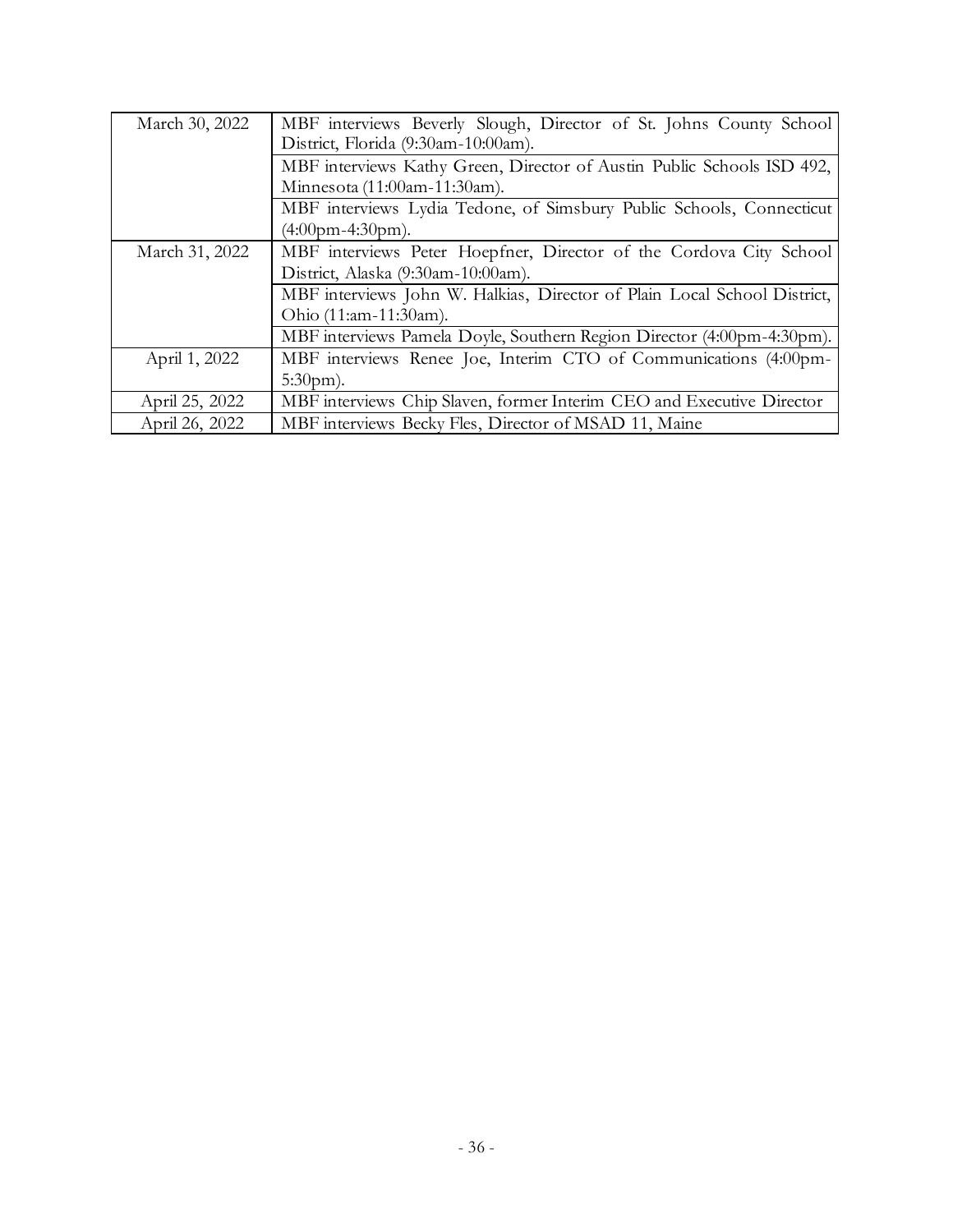| | |
|---|---|
| March 30, 2022 | MBF interviews Beverly Slough, Director of St. Johns County School District, Florida (9:30am-10:00am). |
| | MBF interviews Kathy Green, Director of Austin Public Schools ISD 492, Minnesota (11:00am-11:30am). |
| | MBF interviews Lydia Tedone, of Simsbury Public Schools, Connecticut (4:00pm-4:30pm). |
| March 31, 2022 | MBF interviews Peter Hoepfner, Director of the Cordova City School District, Alaska (9:30am-10:00am). |
| | MBF interviews John W. Halkias, Director of Plain Local School District, Ohio (11:am-11:30am). |
| | MBF interviews Pamela Doyle, Southern Region Director (4:00pm-4:30pm). |
| April 1, 2022 | MBF interviews Renee Joe, Interim CTO of Communications (4:00pm-5:30pm). |
| April 25, 2022 | MBF interviews Chip Slaven, former Interim CEO and Executive Director |
| April 26, 2022 | MBF interviews Becky Fles, Director of MSAD 11, Maine |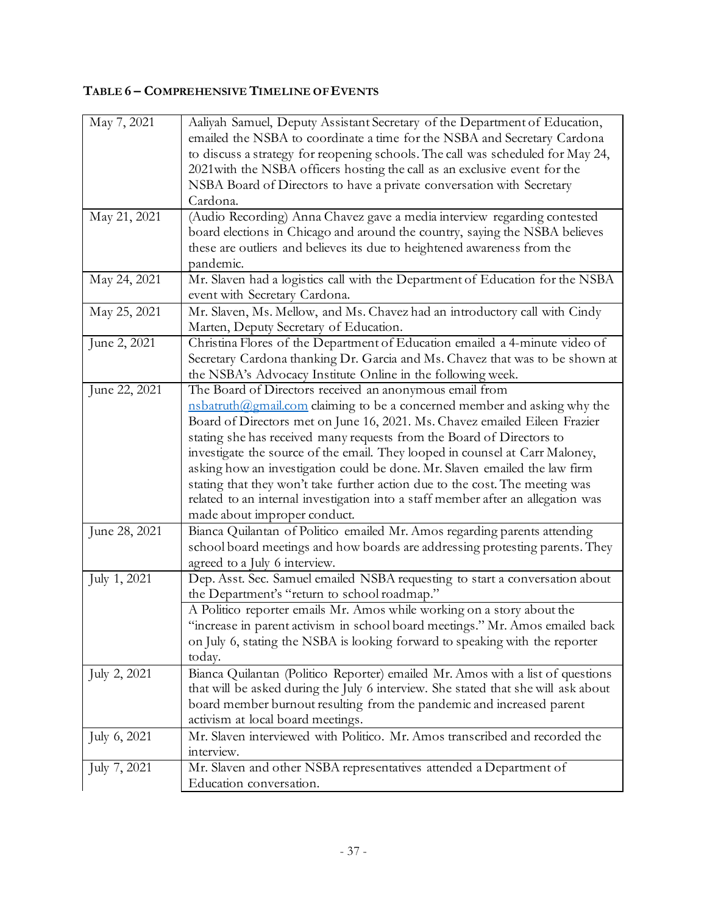**TABLE 6 – COMPREHENSIVE TIMELINE OF EVENTS**

| | |
|---|---|
| May 7, 2021 | Aaliyah Samuel, Deputy Assistant Secretary of the Department of Education, emailed the NSBA to coordinate a time for the NSBA and Secretary Cardona to discuss a strategy for reopening schools. The call was scheduled for May 24, 2021with the NSBA officers hosting the call as an exclusive event for the NSBA Board of Directors to have a private conversation with Secretary Cardona. |
| May 21, 2021 | (Audio Recording) Anna Chavez gave a media interview regarding contested board elections in Chicago and around the country, saying the NSBA believes these are outliers and believes its due to heightened awareness from the pandemic. |
| May 24, 2021 | Mr. Slaven had a logistics call with the Department of Education for the NSBA event with Secretary Cardona. |
| May 25, 2021 | Mr. Slaven, Ms. Mellow, and Ms. Chavez had an introductory call with Cindy Marten, Deputy Secretary of Education. |
| June 2, 2021 | Christina Flores of the Department of Education emailed a 4-minute video of Secretary Cardona thanking Dr. Garcia and Ms. Chavez that was to be shown at the NSBA's Advocacy Institute Online in the following week. |
| June 22, 2021 | The Board of Directors received an anonymous email from nsbatruth@gmail.com claiming to be a concerned member and asking why the Board of Directors met on June 16, 2021. Ms. Chavez emailed Eileen Frazier stating she has received many requests from the Board of Directors to investigate the source of the email. They looped in counsel at Carr Maloney, asking how an investigation could be done. Mr. Slaven emailed the law firm stating that they won't take further action due to the cost. The meeting was related to an internal investigation into a staff member after an allegation was made about improper conduct. |
| June 28, 2021 | Bianca Quilantan of Politico emailed Mr. Amos regarding parents attending school board meetings and how boards are addressing protesting parents. They agreed to a July 6 interview. |
| July 1, 2021 | Dep. Asst. Sec. Samuel emailed NSBA requesting to start a conversation about the Department's "return to school roadmap." |
| | A Politico reporter emails Mr. Amos while working on a story about the "increase in parent activism in school board meetings." Mr. Amos emailed back on July 6, stating the NSBA is looking forward to speaking with the reporter today. |
| July 2, 2021 | Bianca Quilantan (Politico Reporter) emailed Mr. Amos with a list of questions that will be asked during the July 6 interview. She stated that she will ask about board member burnout resulting from the pandemic and increased parent activism at local board meetings. |
| July 6, 2021 | Mr. Slaven interviewed with Politico. Mr. Amos transcribed and recorded the interview. |
| July 7, 2021 | Mr. Slaven and other NSBA representatives attended a Department of Education conversation. |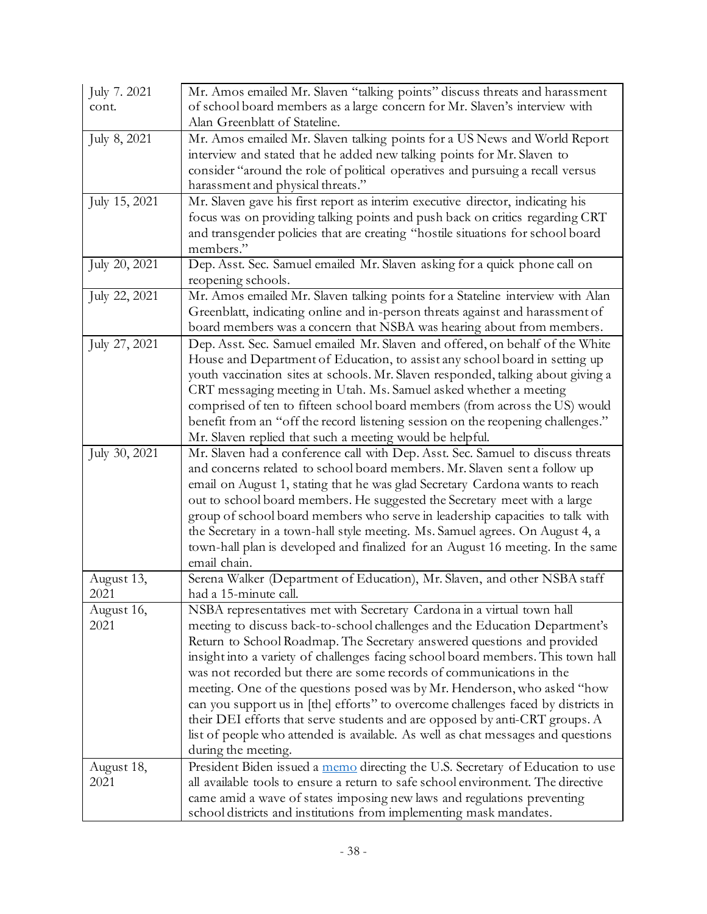| | |
|---|---|
| July 7. 2021 cont. | Mr. Amos emailed Mr. Slaven "talking points" discuss threats and harassment of school board members as a large concern for Mr. Slaven's interview with Alan Greenblatt of Stateline. |
| July 8, 2021 | Mr. Amos emailed Mr. Slaven talking points for a US News and World Report interview and stated that he added new talking points for Mr. Slaven to consider "around the role of political operatives and pursuing a recall versus harassment and physical threats." |
| July 15, 2021 | Mr. Slaven gave his first report as interim executive director, indicating his focus was on providing talking points and push back on critics regarding CRT and transgender policies that are creating "hostile situations for school board members." |
| July 20, 2021 | Dep. Asst. Sec. Samuel emailed Mr. Slaven asking for a quick phone call on reopening schools. |
| July 22, 2021 | Mr. Amos emailed Mr. Slaven talking points for a Stateline interview with Alan Greenblatt, indicating online and in-person threats against and harassment of board members was a concern that NSBA was hearing about from members. |
| July 27, 2021 | Dep. Asst. Sec. Samuel emailed Mr. Slaven and offered, on behalf of the White House and Department of Education, to assist any school board in setting up youth vaccination sites at schools. Mr. Slaven responded, talking about giving a CRT messaging meeting in Utah. Ms. Samuel asked whether a meeting comprised of ten to fifteen school board members (from across the US) would benefit from an "off the record listening session on the reopening challenges." Mr. Slaven replied that such a meeting would be helpful. |
| July 30, 2021 | Mr. Slaven had a conference call with Dep. Asst. Sec. Samuel to discuss threats and concerns related to school board members. Mr. Slaven sent a follow up email on August 1, stating that he was glad Secretary Cardona wants to reach out to school board members. He suggested the Secretary meet with a large group of school board members who serve in leadership capacities to talk with the Secretary in a town-hall style meeting. Ms. Samuel agrees. On August 4, a town-hall plan is developed and finalized for an August 16 meeting. In the same email chain. |
| August 13, 2021 | Serena Walker (Department of Education), Mr. Slaven, and other NSBA staff had a 15-minute call. |
| August 16, 2021 | NSBA representatives met with Secretary Cardona in a virtual town hall meeting to discuss back-to-school challenges and the Education Department's Return to School Roadmap. The Secretary answered questions and provided insight into a variety of challenges facing school board members. This town hall was not recorded but there are some records of communications in the meeting. One of the questions posed was by Mr. Henderson, who asked "how can you support us in [the] efforts" to overcome challenges faced by districts in their DEI efforts that serve students and are opposed by anti-CRT groups. A list of people who attended is available. As well as chat messages and questions during the meeting. |
| August 18, 2021 | President Biden issued a memo directing the U.S. Secretary of Education to use all available tools to ensure a return to safe school environment. The directive came amid a wave of states imposing new laws and regulations preventing school districts and institutions from implementing mask mandates. |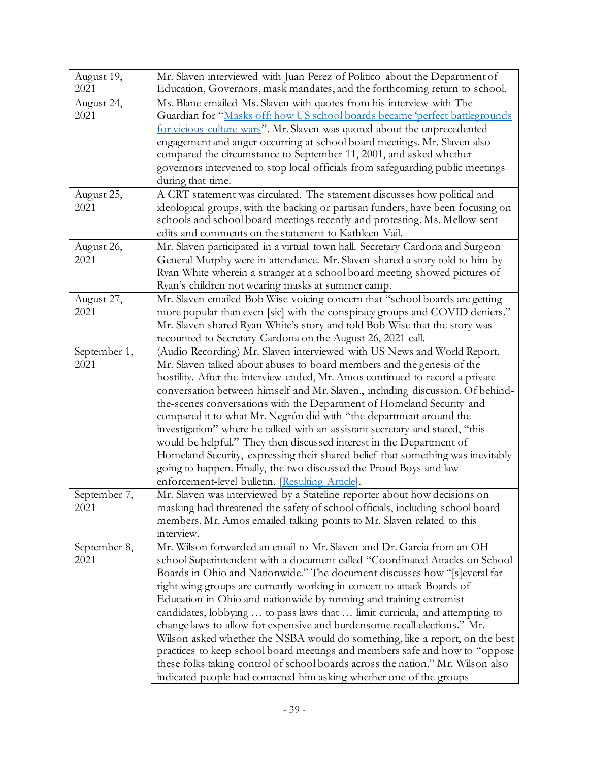| | |
|---|---|
| August 19, 2021 | Mr. Slaven interviewed with Juan Perez of Politico about the Department of Education, Governors, mask mandates, and the forthcoming return to school. |
| August 24, 2021 | Ms. Blane emailed Ms. Slaven with quotes from his interview with The Guardian for "[Masks off: how US school boards became 'perfect battlegrounds for vicious culture wars]()". Mr. Slaven was quoted about the unprecedented engagement and anger occurring at school board meetings. Mr. Slaven also compared the circumstance to September 11, 2001, and asked whether governors intervened to stop local officials from safeguarding public meetings during that time. |
| August 25, 2021 | A CRT statement was circulated. The statement discusses how political and ideological groups, with the backing or partisan funders, have been focusing on schools and school board meetings recently and protesting. Ms. Mellow sent edits and comments on the statement to Kathleen Vail. |
| August 26, 2021 | Mr. Slaven participated in a virtual town hall. Secretary Cardona and Surgeon General Murphy were in attendance. Mr. Slaven shared a story told to him by Ryan White wherein a stranger at a school board meeting showed pictures of Ryan's children not wearing masks at summer camp. |
| August 27, 2021 | Mr. Slaven emailed Bob Wise voicing concern that "school boards are getting more popular than even [sic] with the conspiracy groups and COVID deniers." Mr. Slaven shared Ryan White's story and told Bob Wise that the story was recounted to Secretary Cardona on the August 26, 2021 call. |
| September 1, 2021 | (Audio Recording) Mr. Slaven interviewed with US News and World Report. Mr. Slaven talked about abuses to board members and the genesis of the hostility. After the interview ended, Mr. Amos continued to record a private conversation between himself and Mr. Slaven., including discussion. Of behind-the-scenes conversations with the Department of Homeland Security and compared it to what Mr. Negrón did with "the department around the investigation" where he talked with an assistant secretary and stated, "this would be helpful." They then discussed interest in the Department of Homeland Security, expressing their shared belief that something was inevitably going to happen. Finally, the two discussed the Proud Boys and law enforcement-level bulletin. [[Resulting Article]()]. |
| September 7, 2021 | Mr. Slaven was interviewed by a Stateline reporter about how decisions on masking had threatened the safety of school officials, including school board members. Mr. Amos emailed talking points to Mr. Slaven related to this interview. |
| September 8, 2021 | Mr. Wilson forwarded an email to Mr. Slaven and Dr. Garcia from an OH school Superintendent with a document called "Coordinated Attacks on School Boards in Ohio and Nationwide." The document discusses how "[s]everal far-right wing groups are currently working in concert to attack Boards of Education in Ohio and nationwide by running and training extremist candidates, lobbying … to pass laws that … limit curricula, and attempting to change laws to allow for expensive and burdensome recall elections." Mr. Wilson asked whether the NSBA would do something, like a report, on the best practices to keep school board meetings and members safe and how to "oppose these folks taking control of school boards across the nation." Mr. Wilson also indicated people had contacted him asking whether one of the groups |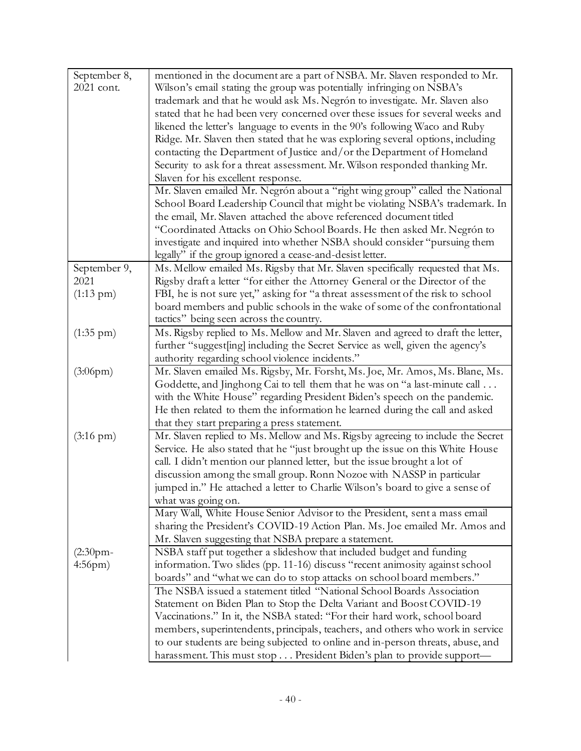| | |
|---|---|
| September 8, 2021 cont. | mentioned in the document are a part of NSBA. Mr. Slaven responded to Mr. Wilson's email stating the group was potentially infringing on NSBA's trademark and that he would ask Ms. Negrón to investigate. Mr. Slaven also stated that he had been very concerned over these issues for several weeks and likened the letter's language to events in the 90's following Waco and Ruby Ridge. Mr. Slaven then stated that he was exploring several options, including contacting the Department of Justice and/or the Department of Homeland Security to ask for a threat assessment. Mr. Wilson responded thanking Mr. Slaven for his excellent response. |
| | Mr. Slaven emailed Mr. Negrón about a "right wing group" called the National School Board Leadership Council that might be violating NSBA's trademark. In the email, Mr. Slaven attached the above referenced document titled "Coordinated Attacks on Ohio School Boards. He then asked Mr. Negrón to investigate and inquired into whether NSBA should consider "pursuing them legally" if the group ignored a cease-and-desist letter. |
| September 9, 2021 (1:13 pm) | Ms. Mellow emailed Ms. Rigsby that Mr. Slaven specifically requested that Ms. Rigsby draft a letter "for either the Attorney General or the Director of the FBI, he is not sure yet," asking for "a threat assessment of the risk to school board members and public schools in the wake of some of the confrontational tactics" being seen across the country. |
| (1:35 pm) | Ms. Rigsby replied to Ms. Mellow and Mr. Slaven and agreed to draft the letter, further "suggest[ing] including the Secret Service as well, given the agency's authority regarding school violence incidents." |
| (3:06pm) | Mr. Slaven emailed Ms. Rigsby, Mr. Forsht, Ms. Joe, Mr. Amos, Ms. Blane, Ms. Goddette, and Jinghong Cai to tell them that he was on "a last-minute call . . . with the White House" regarding President Biden's speech on the pandemic. He then related to them the information he learned during the call and asked that they start preparing a press statement. |
| (3:16 pm) | Mr. Slaven replied to Ms. Mellow and Ms. Rigsby agreeing to include the Secret Service. He also stated that he "just brought up the issue on this White House call. I didn't mention our planned letter, but the issue brought a lot of discussion among the small group. Ronn Nozoe with NASSP in particular jumped in." He attached a letter to Charlie Wilson's board to give a sense of what was going on. |
| | Mary Wall, White House Senior Advisor to the President, sent a mass email sharing the President's COVID-19 Action Plan. Ms. Joe emailed Mr. Amos and Mr. Slaven suggesting that NSBA prepare a statement. |
| (2:30pm-4:56pm) | NSBA staff put together a slideshow that included budget and funding information. Two slides (pp. 11-16) discuss "recent animosity against school boards" and "what we can do to stop attacks on school board members." |
| | The NSBA issued a statement titled "National School Boards Association Statement on Biden Plan to Stop the Delta Variant and Boost COVID-19 Vaccinations." In it, the NSBA stated: "For their hard work, school board members, superintendents, principals, teachers, and others who work in service to our students are being subjected to online and in-person threats, abuse, and harassment. This must stop . . . President Biden's plan to provide support— |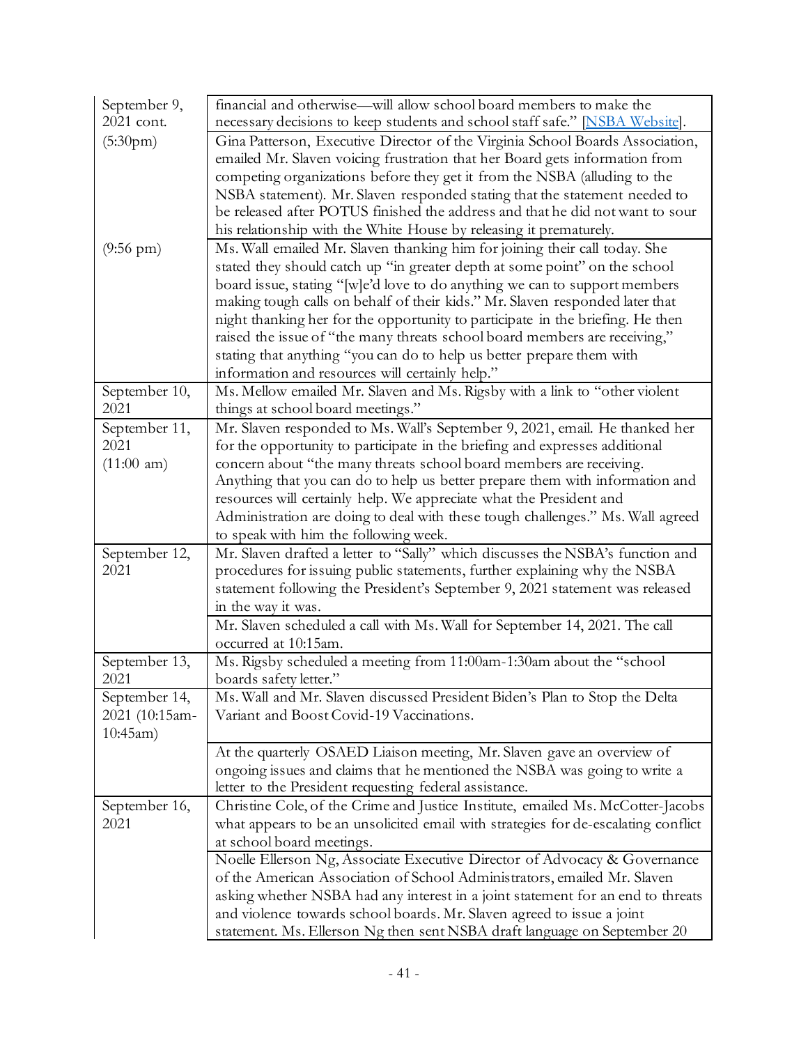| | |
|---|---|
| September 9, 2021 cont. | financial and otherwise—will allow school board members to make the necessary decisions to keep students and school staff safe." [NSBA Website]. |
| (5:30pm) | Gina Patterson, Executive Director of the Virginia School Boards Association, emailed Mr. Slaven voicing frustration that her Board gets information from competing organizations before they get it from the NSBA (alluding to the NSBA statement). Mr. Slaven responded stating that the statement needed to be released after POTUS finished the address and that he did not want to sour his relationship with the White House by releasing it prematurely. |
| (9:56 pm) | Ms. Wall emailed Mr. Slaven thanking him for joining their call today. She stated they should catch up "in greater depth at some point" on the school board issue, stating "[w]e'd love to do anything we can to support members making tough calls on behalf of their kids." Mr. Slaven responded later that night thanking her for the opportunity to participate in the briefing. He then raised the issue of "the many threats school board members are receiving," stating that anything "you can do to help us better prepare them with information and resources will certainly help." |
| September 10, 2021 | Ms. Mellow emailed Mr. Slaven and Ms. Rigsby with a link to "other violent things at school board meetings." |
| September 11, 2021 (11:00 am) | Mr. Slaven responded to Ms. Wall's September 9, 2021, email. He thanked her for the opportunity to participate in the briefing and expresses additional concern about "the many threats school board members are receiving. Anything that you can do to help us better prepare them with information and resources will certainly help. We appreciate what the President and Administration are doing to deal with these tough challenges." Ms. Wall agreed to speak with him the following week. |
| September 12, 2021 | Mr. Slaven drafted a letter to "Sally" which discusses the NSBA's function and procedures for issuing public statements, further explaining why the NSBA statement following the President's September 9, 2021 statement was released in the way it was. |
| | Mr. Slaven scheduled a call with Ms. Wall for September 14, 2021. The call occurred at 10:15am. |
| September 13, 2021 | Ms. Rigsby scheduled a meeting from 11:00am-1:30am about the "school boards safety letter." |
| September 14, 2021 (10:15am-10:45am) | Ms. Wall and Mr. Slaven discussed President Biden's Plan to Stop the Delta Variant and Boost Covid-19 Vaccinations. |
| | At the quarterly OSAED Liaison meeting, Mr. Slaven gave an overview of ongoing issues and claims that he mentioned the NSBA was going to write a letter to the President requesting federal assistance. |
| September 16, 2021 | Christine Cole, of the Crime and Justice Institute, emailed Ms. McCotter-Jacobs what appears to be an unsolicited email with strategies for de-escalating conflict at school board meetings. |
| | Noelle Ellerson Ng, Associate Executive Director of Advocacy & Governance of the American Association of School Administrators, emailed Mr. Slaven asking whether NSBA had any interest in a joint statement for an end to threats and violence towards school boards. Mr. Slaven agreed to issue a joint statement. Ms. Ellerson Ng then sent NSBA draft language on September 20 |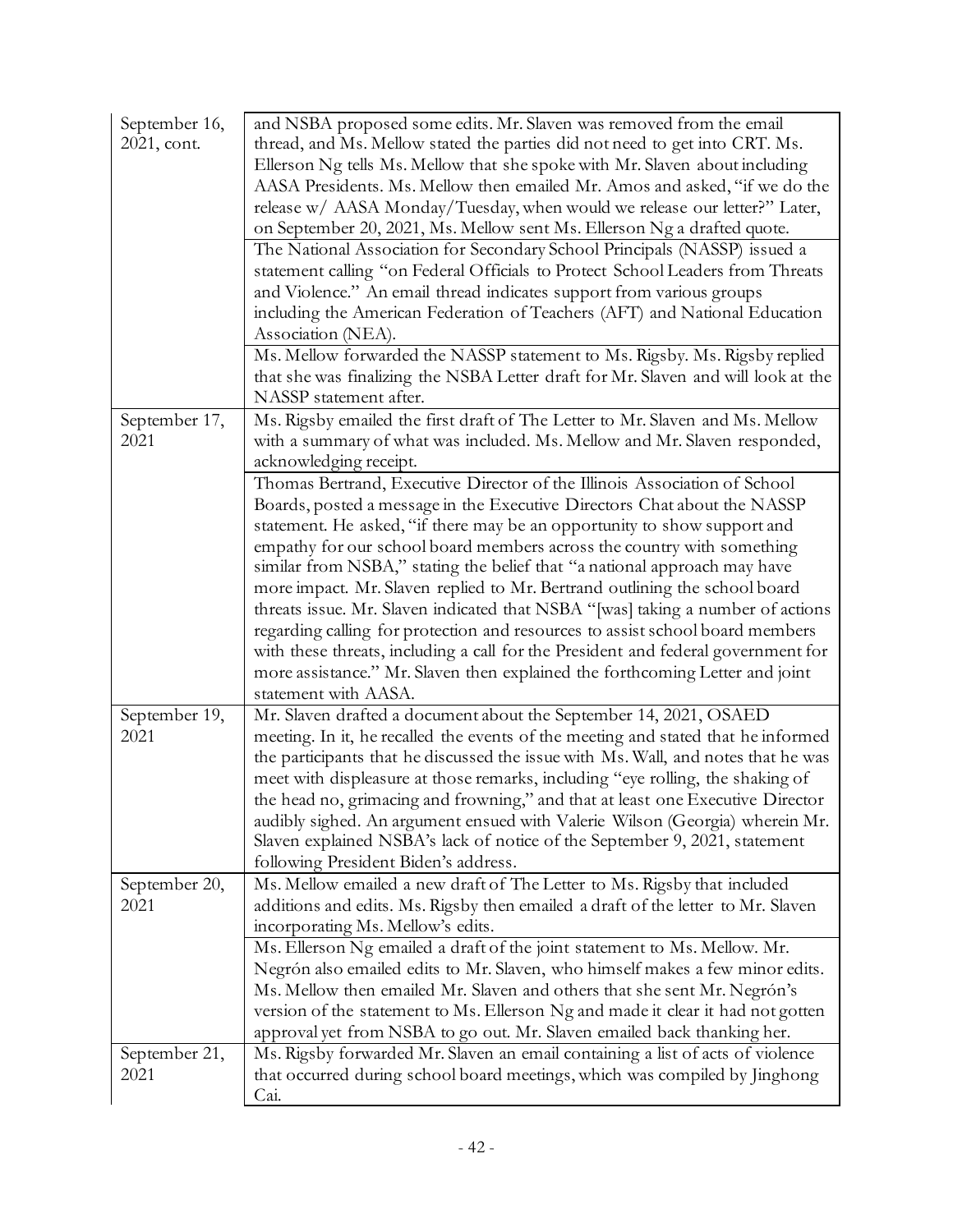| | |
|---|---|
| September 16, 2021, cont. | and NSBA proposed some edits. Mr. Slaven was removed from the email thread, and Ms. Mellow stated the parties did not need to get into CRT. Ms. Ellerson Ng tells Ms. Mellow that she spoke with Mr. Slaven about including AASA Presidents. Ms. Mellow then emailed Mr. Amos and asked, "if we do the release w/ AASA Monday/Tuesday, when would we release our letter?" Later, on September 20, 2021, Ms. Mellow sent Ms. Ellerson Ng a drafted quote. |
| | The National Association for Secondary School Principals (NASSP) issued a statement calling "on Federal Officials to Protect School Leaders from Threats and Violence." An email thread indicates support from various groups including the American Federation of Teachers (AFT) and National Education Association (NEA). |
| | Ms. Mellow forwarded the NASSP statement to Ms. Rigsby. Ms. Rigsby replied that she was finalizing the NSBA Letter draft for Mr. Slaven and will look at the NASSP statement after. |
| September 17, 2021 | Ms. Rigsby emailed the first draft of The Letter to Mr. Slaven and Ms. Mellow with a summary of what was included. Ms. Mellow and Mr. Slaven responded, acknowledging receipt. |
| | Thomas Bertrand, Executive Director of the Illinois Association of School Boards, posted a message in the Executive Directors Chat about the NASSP statement. He asked, "if there may be an opportunity to show support and empathy for our school board members across the country with something similar from NSBA," stating the belief that "a national approach may have more impact. Mr. Slaven replied to Mr. Bertrand outlining the school board threats issue. Mr. Slaven indicated that NSBA "[was] taking a number of actions regarding calling for protection and resources to assist school board members with these threats, including a call for the President and federal government for more assistance." Mr. Slaven then explained the forthcoming Letter and joint statement with AASA. |
| September 19, 2021 | Mr. Slaven drafted a document about the September 14, 2021, OSAED meeting. In it, he recalled the events of the meeting and stated that he informed the participants that he discussed the issue with Ms. Wall, and notes that he was meet with displeasure at those remarks, including "eye rolling, the shaking of the head no, grimacing and frowning," and that at least one Executive Director audibly sighed. An argument ensued with Valerie Wilson (Georgia) wherein Mr. Slaven explained NSBA's lack of notice of the September 9, 2021, statement following President Biden's address. |
| September 20, 2021 | Ms. Mellow emailed a new draft of The Letter to Ms. Rigsby that included additions and edits. Ms. Rigsby then emailed a draft of the letter to Mr. Slaven incorporating Ms. Mellow's edits. |
| | Ms. Ellerson Ng emailed a draft of the joint statement to Ms. Mellow. Mr. Negrón also emailed edits to Mr. Slaven, who himself makes a few minor edits. Ms. Mellow then emailed Mr. Slaven and others that she sent Mr. Negrón's version of the statement to Ms. Ellerson Ng and made it clear it had not gotten approval yet from NSBA to go out. Mr. Slaven emailed back thanking her. |
| September 21, 2021 | Ms. Rigsby forwarded Mr. Slaven an email containing a list of acts of violence that occurred during school board meetings, which was compiled by Jinghong Cai. |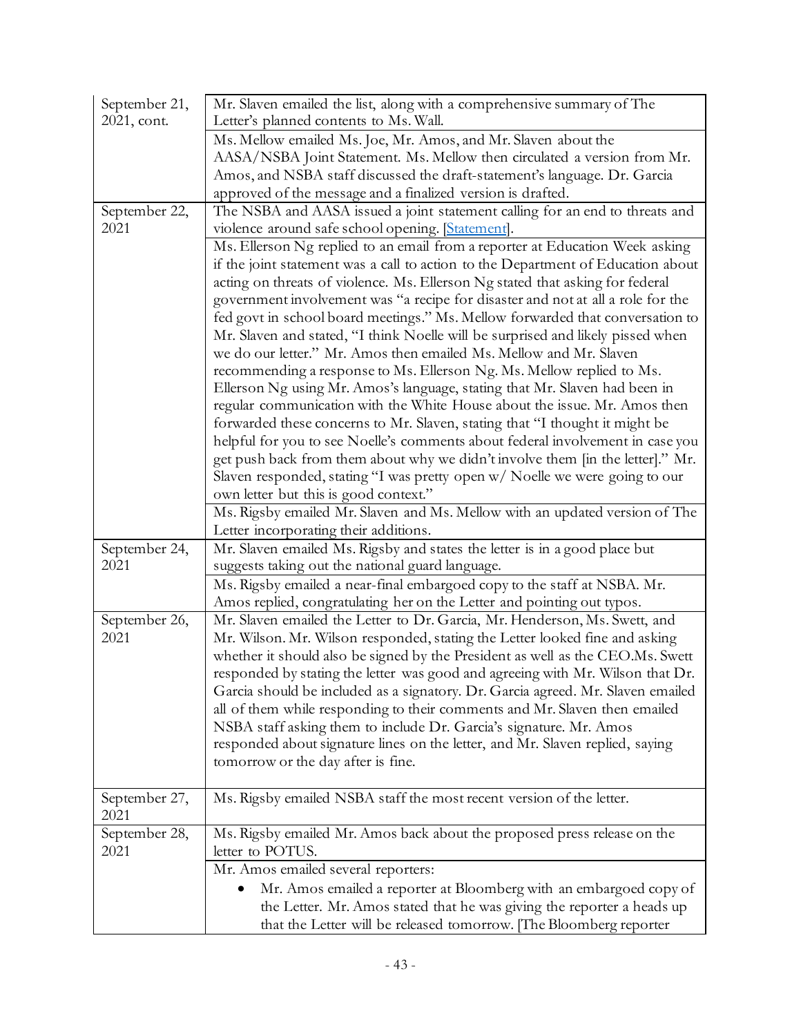| | |
|---|---|
| September 21, 2021, cont. | Mr. Slaven emailed the list, along with a comprehensive summary of The Letter's planned contents to Ms. Wall. |
| | Ms. Mellow emailed Ms. Joe, Mr. Amos, and Mr. Slaven about the AASA/NSBA Joint Statement. Ms. Mellow then circulated a version from Mr. Amos, and NSBA staff discussed the draft-statement's language. Dr. Garcia approved of the message and a finalized version is drafted. |
| September 22, 2021 | The NSBA and AASA issued a joint statement calling for an end to threats and violence around safe school opening. [Statement]. |
| | Ms. Ellerson Ng replied to an email from a reporter at Education Week asking if the joint statement was a call to action to the Department of Education about acting on threats of violence. Ms. Ellerson Ng stated that asking for federal government involvement was "a recipe for disaster and not at all a role for the fed govt in school board meetings." Ms. Mellow forwarded that conversation to Mr. Slaven and stated, "I think Noelle will be surprised and likely pissed when we do our letter." Mr. Amos then emailed Ms. Mellow and Mr. Slaven recommending a response to Ms. Ellerson Ng. Ms. Mellow replied to Ms. Ellerson Ng using Mr. Amos's language, stating that Mr. Slaven had been in regular communication with the White House about the issue. Mr. Amos then forwarded these concerns to Mr. Slaven, stating that "I thought it might be helpful for you to see Noelle's comments about federal involvement in case you get push back from them about why we didn't involve them [in the letter]." Mr. Slaven responded, stating "I was pretty open w/ Noelle we were going to our own letter but this is good context." |
| | Ms. Rigsby emailed Mr. Slaven and Ms. Mellow with an updated version of The Letter incorporating their additions. |
| September 24, 2021 | Mr. Slaven emailed Ms. Rigsby and states the letter is in a good place but suggests taking out the national guard language. |
| | Ms. Rigsby emailed a near-final embargoed copy to the staff at NSBA. Mr. Amos replied, congratulating her on the Letter and pointing out typos. |
| September 26, 2021 | Mr. Slaven emailed the Letter to Dr. Garcia, Mr. Henderson, Ms. Swett, and Mr. Wilson. Mr. Wilson responded, stating the Letter looked fine and asking whether it should also be signed by the President as well as the CEO.Ms. Swett responded by stating the letter was good and agreeing with Mr. Wilson that Dr. Garcia should be included as a signatory. Dr. Garcia agreed. Mr. Slaven emailed all of them while responding to their comments and Mr. Slaven then emailed NSBA staff asking them to include Dr. Garcia's signature. Mr. Amos responded about signature lines on the letter, and Mr. Slaven replied, saying tomorrow or the day after is fine. |
| September 27, 2021 | Ms. Rigsby emailed NSBA staff the most recent version of the letter. |
| September 28, 2021 | Ms. Rigsby emailed Mr. Amos back about the proposed press release on the letter to POTUS. |
| | Mr. Amos emailed several reporters:<br>• Mr. Amos emailed a reporter at Bloomberg with an embargoed copy of the Letter. Mr. Amos stated that he was giving the reporter a heads up that the Letter will be released tomorrow. [The Bloomberg reporter |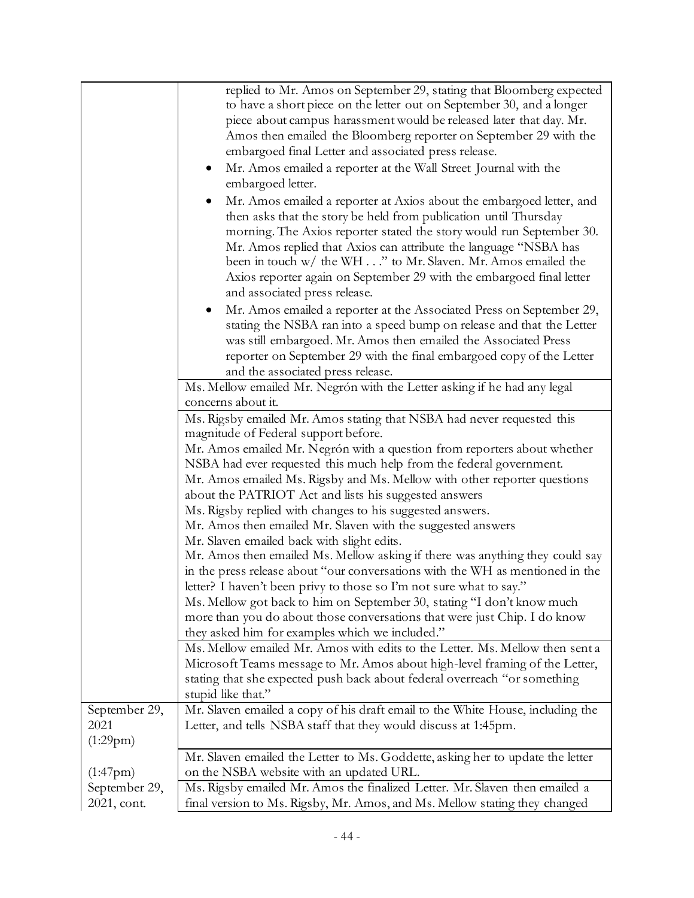| | |
|---|---|
| | replied to Mr. Amos on September 29, stating that Bloomberg expected to have a short piece on the letter out on September 30, and a longer piece about campus harassment would be released later that day. Mr. Amos then emailed the Bloomberg reporter on September 29 with the embargoed final Letter and associated press release.<br>• Mr. Amos emailed a reporter at the Wall Street Journal with the embargoed letter.<br>• Mr. Amos emailed a reporter at Axios about the embargoed letter, and then asks that the story be held from publication until Thursday morning. The Axios reporter stated the story would run September 30. Mr. Amos replied that Axios can attribute the language "NSBA has been in touch w/ the WH . . ." to Mr. Slaven. Mr. Amos emailed the Axios reporter again on September 29 with the embargoed final letter and associated press release.<br>• Mr. Amos emailed a reporter at the Associated Press on September 29, stating the NSBA ran into a speed bump on release and that the Letter was still embargoed. Mr. Amos then emailed the Associated Press reporter on September 29 with the final embargoed copy of the Letter and the associated press release. |
| | Ms. Mellow emailed Mr. Negrón with the Letter asking if he had any legal concerns about it. |
| | Ms. Rigsby emailed Mr. Amos stating that NSBA had never requested this magnitude of Federal support before.<br>Mr. Amos emailed Mr. Negrón with a question from reporters about whether NSBA had ever requested this much help from the federal government.<br>Mr. Amos emailed Ms. Rigsby and Ms. Mellow with other reporter questions about the PATRIOT Act and lists his suggested answers<br>Ms. Rigsby replied with changes to his suggested answers.<br>Mr. Amos then emailed Mr. Slaven with the suggested answers<br>Mr. Slaven emailed back with slight edits.<br>Mr. Amos then emailed Ms. Mellow asking if there was anything they could say in the press release about "our conversations with the WH as mentioned in the letter? I haven't been privy to those so I'm not sure what to say."<br>Ms. Mellow got back to him on September 30, stating "I don't know much more than you do about those conversations that were just Chip. I do know they asked him for examples which we included." |
| | Ms. Mellow emailed Mr. Amos with edits to the Letter. Ms. Mellow then sent a Microsoft Teams message to Mr. Amos about high-level framing of the Letter, stating that she expected push back about federal overreach "or something stupid like that." |
| September 29, 2021 (1:29pm) | Mr. Slaven emailed a copy of his draft email to the White House, including the Letter, and tells NSBA staff that they would discuss at 1:45pm. |
| (1:47pm) | Mr. Slaven emailed the Letter to Ms. Goddette, asking her to update the letter on the NSBA website with an updated URL. |
| September 29, 2021, cont. | Ms. Rigsby emailed Mr. Amos the finalized Letter. Mr. Slaven then emailed a final version to Ms. Rigsby, Mr. Amos, and Ms. Mellow stating they changed |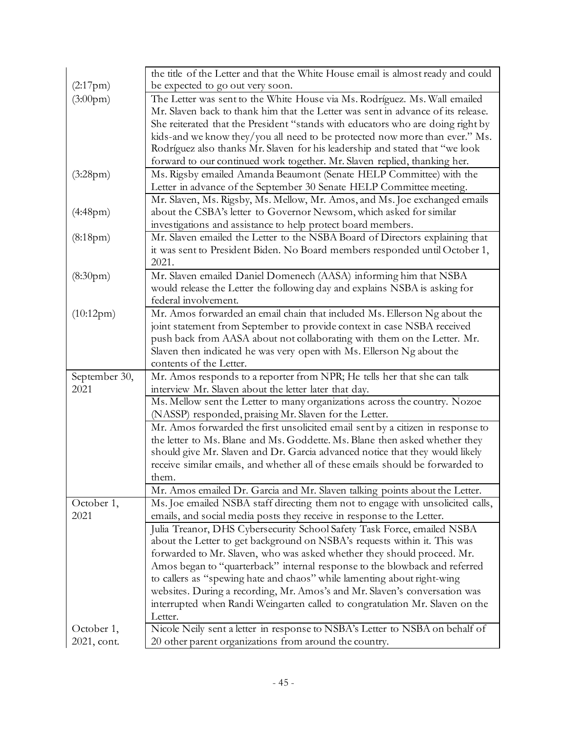| | |
|---|---|
| (2:17pm) | the title of the Letter and that the White House email is almost ready and could be expected to go out very soon. |
| (3:00pm) | The Letter was sent to the White House via Ms. Rodríguez. Ms. Wall emailed Mr. Slaven back to thank him that the Letter was sent in advance of its release. She reiterated that the President "stands with educators who are doing right by kids-and we know they/you all need to be protected now more than ever." Ms. Rodríguez also thanks Mr. Slaven for his leadership and stated that "we look forward to our continued work together. Mr. Slaven replied, thanking her. |
| (3:28pm) | Ms. Rigsby emailed Amanda Beaumont (Senate HELP Committee) with the Letter in advance of the September 30 Senate HELP Committee meeting. |
| (4:48pm) | Mr. Slaven, Ms. Rigsby, Ms. Mellow, Mr. Amos, and Ms. Joe exchanged emails about the CSBA's letter to Governor Newsom, which asked for similar investigations and assistance to help protect board members. |
| (8:18pm) | Mr. Slaven emailed the Letter to the NSBA Board of Directors explaining that it was sent to President Biden. No Board members responded until October 1, 2021. |
| (8:30pm) | Mr. Slaven emailed Daniel Domenech (AASA) informing him that NSBA would release the Letter the following day and explains NSBA is asking for federal involvement. |
| (10:12pm) | Mr. Amos forwarded an email chain that included Ms. Ellerson Ng about the joint statement from September to provide context in case NSBA received push back from AASA about not collaborating with them on the Letter. Mr. Slaven then indicated he was very open with Ms. Ellerson Ng about the contents of the Letter. |
| September 30, 2021 | Mr. Amos responds to a reporter from NPR; He tells her that she can talk interview Mr. Slaven about the letter later that day. |
| | Ms. Mellow sent the Letter to many organizations across the country. Nozoe (NASSP) responded, praising Mr. Slaven for the Letter. |
| | Mr. Amos forwarded the first unsolicited email sent by a citizen in response to the letter to Ms. Blane and Ms. Goddette. Ms. Blane then asked whether they should give Mr. Slaven and Dr. Garcia advanced notice that they would likely receive similar emails, and whether all of these emails should be forwarded to them. |
| | Mr. Amos emailed Dr. Garcia and Mr. Slaven talking points about the Letter. |
| October 1, 2021 | Ms. Joe emailed NSBA staff directing them not to engage with unsolicited calls, emails, and social media posts they receive in response to the Letter. |
| | Julia Treanor, DHS Cybersecurity School Safety Task Force, emailed NSBA about the Letter to get background on NSBA's requests within it. This was forwarded to Mr. Slaven, who was asked whether they should proceed. Mr. Amos began to "quarterback" internal response to the blowback and referred to callers as "spewing hate and chaos" while lamenting about right-wing websites. During a recording, Mr. Amos's and Mr. Slaven's conversation was interrupted when Randi Weingarten called to congratulation Mr. Slaven on the Letter. |
| October 1, 2021, cont. | Nicole Neily sent a letter in response to NSBA's Letter to NSBA on behalf of 20 other parent organizations from around the country. |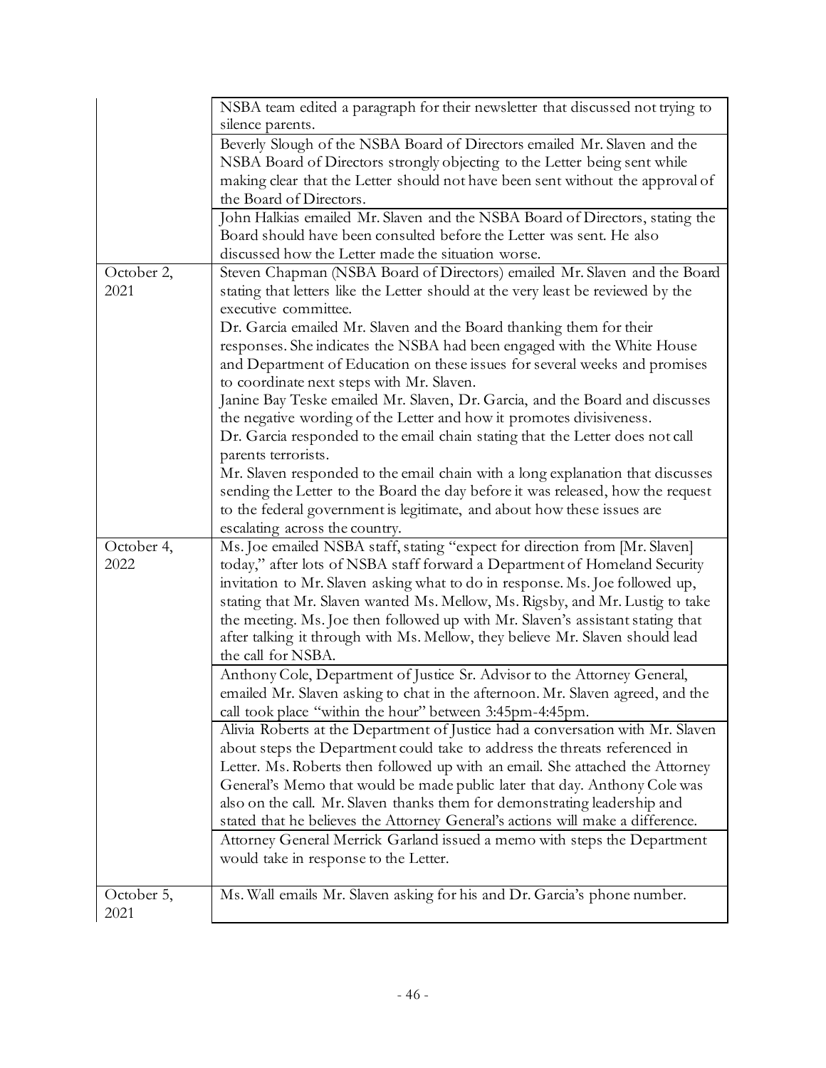| | |
|---|---|
| | NSBA team edited a paragraph for their newsletter that discussed not trying to silence parents. |
| | Beverly Slough of the NSBA Board of Directors emailed Mr. Slaven and the NSBA Board of Directors strongly objecting to the Letter being sent while making clear that the Letter should not have been sent without the approval of the Board of Directors. |
| | John Halkias emailed Mr. Slaven and the NSBA Board of Directors, stating the Board should have been consulted before the Letter was sent. He also discussed how the Letter made the situation worse. |
| October 2, 2021 | Steven Chapman (NSBA Board of Directors) emailed Mr. Slaven and the Board stating that letters like the Letter should at the very least be reviewed by the executive committee.<br>Dr. Garcia emailed Mr. Slaven and the Board thanking them for their responses. She indicates the NSBA had been engaged with the White House and Department of Education on these issues for several weeks and promises to coordinate next steps with Mr. Slaven.<br>Janine Bay Teske emailed Mr. Slaven, Dr. Garcia, and the Board and discusses the negative wording of the Letter and how it promotes divisiveness.<br>Dr. Garcia responded to the email chain stating that the Letter does not call parents terrorists.<br>Mr. Slaven responded to the email chain with a long explanation that discusses sending the Letter to the Board the day before it was released, how the request to the federal government is legitimate, and about how these issues are escalating across the country. |
| October 4, 2022 | Ms. Joe emailed NSBA staff, stating "expect for direction from [Mr. Slaven] today," after lots of NSBA staff forward a Department of Homeland Security invitation to Mr. Slaven asking what to do in response. Ms. Joe followed up, stating that Mr. Slaven wanted Ms. Mellow, Ms. Rigsby, and Mr. Lustig to take the meeting. Ms. Joe then followed up with Mr. Slaven's assistant stating that after talking it through with Ms. Mellow, they believe Mr. Slaven should lead the call for NSBA. |
| | Anthony Cole, Department of Justice Sr. Advisor to the Attorney General, emailed Mr. Slaven asking to chat in the afternoon. Mr. Slaven agreed, and the call took place "within the hour" between 3:45pm-4:45pm. |
| | Alivia Roberts at the Department of Justice had a conversation with Mr. Slaven about steps the Department could take to address the threats referenced in Letter. Ms. Roberts then followed up with an email. She attached the Attorney General's Memo that would be made public later that day. Anthony Cole was also on the call. Mr. Slaven thanks them for demonstrating leadership and stated that he believes the Attorney General's actions will make a difference. |
| | Attorney General Merrick Garland issued a memo with steps the Department would take in response to the Letter. |
| October 5, 2021 | Ms. Wall emails Mr. Slaven asking for his and Dr. Garcia's phone number. |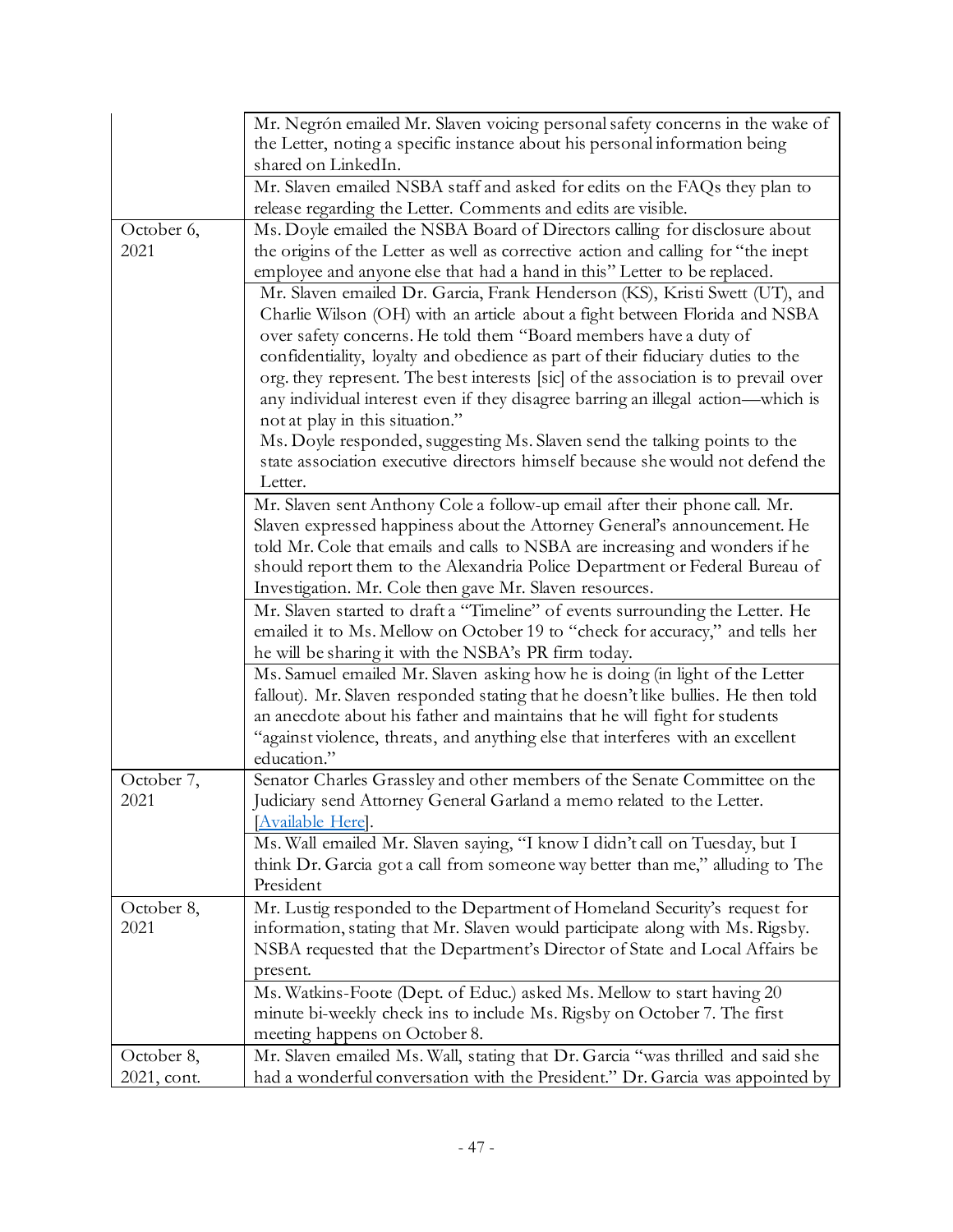| | |
|---|---|
| | Mr. Negrón emailed Mr. Slaven voicing personal safety concerns in the wake of the Letter, noting a specific instance about his personal information being shared on LinkedIn. |
| | Mr. Slaven emailed NSBA staff and asked for edits on the FAQs they plan to release regarding the Letter. Comments and edits are visible. |
| October 6, 2021 | Ms. Doyle emailed the NSBA Board of Directors calling for disclosure about the origins of the Letter as well as corrective action and calling for "the inept employee and anyone else that had a hand in this" Letter to be replaced. |
| | Mr. Slaven emailed Dr. Garcia, Frank Henderson (KS), Kristi Swett (UT), and Charlie Wilson (OH) with an article about a fight between Florida and NSBA over safety concerns. He told them "Board members have a duty of confidentiality, loyalty and obedience as part of their fiduciary duties to the org. they represent. The best interests [sic] of the association is to prevail over any individual interest even if they disagree barring an illegal action—which is not at play in this situation." Ms. Doyle responded, suggesting Ms. Slaven send the talking points to the state association executive directors himself because she would not defend the Letter. |
| | Mr. Slaven sent Anthony Cole a follow-up email after their phone call. Mr. Slaven expressed happiness about the Attorney General's announcement. He told Mr. Cole that emails and calls to NSBA are increasing and wonders if he should report them to the Alexandria Police Department or Federal Bureau of Investigation. Mr. Cole then gave Mr. Slaven resources. |
| | Mr. Slaven started to draft a "Timeline" of events surrounding the Letter. He emailed it to Ms. Mellow on October 19 to "check for accuracy," and tells her he will be sharing it with the NSBA's PR firm today. |
| | Ms. Samuel emailed Mr. Slaven asking how he is doing (in light of the Letter fallout). Mr. Slaven responded stating that he doesn't like bullies. He then told an anecdote about his father and maintains that he will fight for students "against violence, threats, and anything else that interferes with an excellent education." |
| October 7, 2021 | Senator Charles Grassley and other members of the Senate Committee on the Judiciary send Attorney General Garland a memo related to the Letter. [Available Here]. |
| | Ms. Wall emailed Mr. Slaven saying, "I know I didn't call on Tuesday, but I think Dr. Garcia got a call from someone way better than me," alluding to The President |
| October 8, 2021 | Mr. Lustig responded to the Department of Homeland Security's request for information, stating that Mr. Slaven would participate along with Ms. Rigsby. NSBA requested that the Department's Director of State and Local Affairs be present. |
| | Ms. Watkins-Foote (Dept. of Educ.) asked Ms. Mellow to start having 20 minute bi-weekly check ins to include Ms. Rigsby on October 7. The first meeting happens on October 8. |
| October 8, 2021, cont. | Mr. Slaven emailed Ms. Wall, stating that Dr. Garcia "was thrilled and said she had a wonderful conversation with the President." Dr. Garcia was appointed by |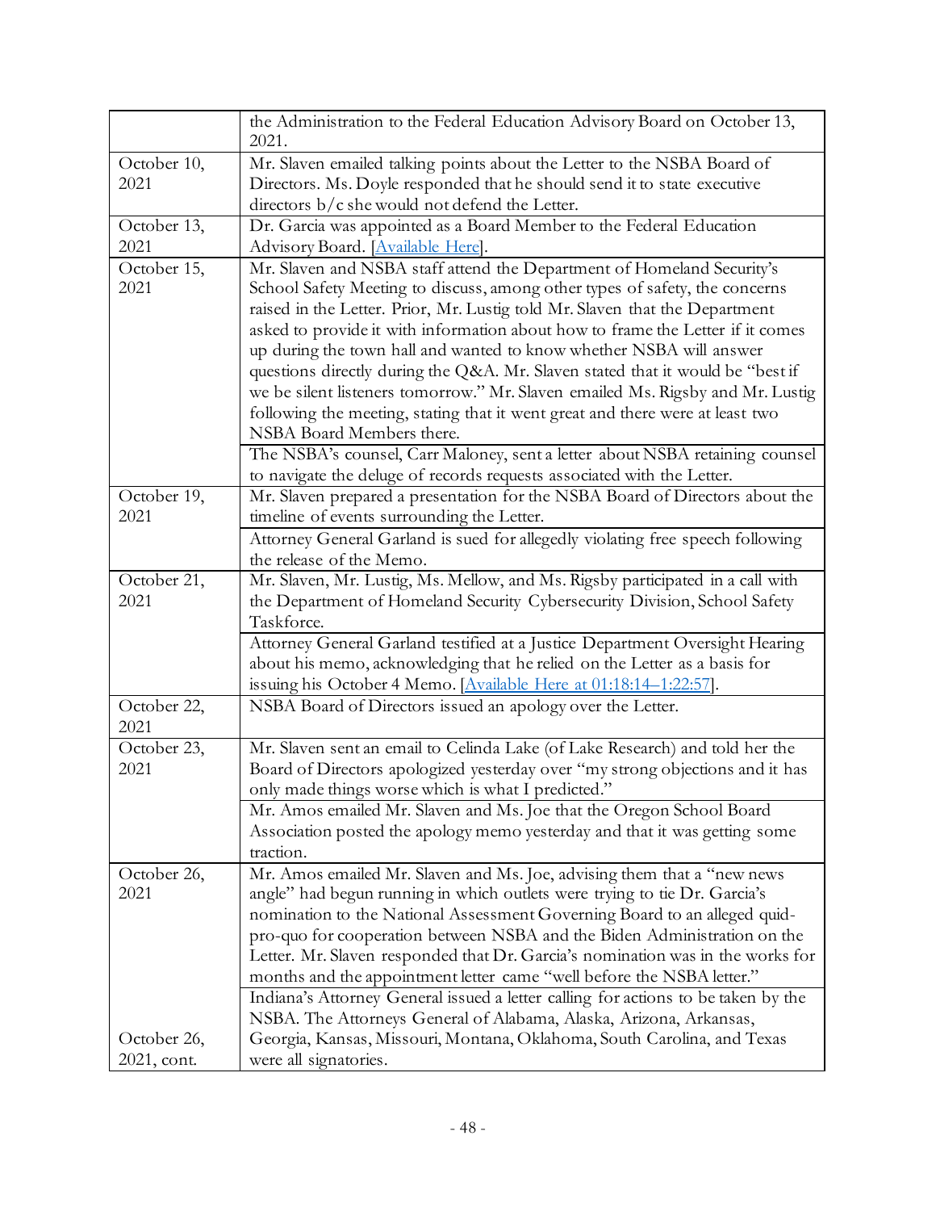| | |
|---|---|
| | the Administration to the Federal Education Advisory Board on October 13, 2021. |
| October 10, 2021 | Mr. Slaven emailed talking points about the Letter to the NSBA Board of Directors. Ms. Doyle responded that he should send it to state executive directors b/c she would not defend the Letter. |
| October 13, 2021 | Dr. Garcia was appointed as a Board Member to the Federal Education Advisory Board. [Available Here]. |
| October 15, 2021 | Mr. Slaven and NSBA staff attend the Department of Homeland Security's School Safety Meeting to discuss, among other types of safety, the concerns raised in the Letter. Prior, Mr. Lustig told Mr. Slaven that the Department asked to provide it with information about how to frame the Letter if it comes up during the town hall and wanted to know whether NSBA will answer questions directly during the Q&A. Mr. Slaven stated that it would be "best if we be silent listeners tomorrow." Mr. Slaven emailed Ms. Rigsby and Mr. Lustig following the meeting, stating that it went great and there were at least two NSBA Board Members there. |
| | The NSBA's counsel, Carr Maloney, sent a letter about NSBA retaining counsel to navigate the deluge of records requests associated with the Letter. |
| October 19, 2021 | Mr. Slaven prepared a presentation for the NSBA Board of Directors about the timeline of events surrounding the Letter. |
| | Attorney General Garland is sued for allegedly violating free speech following the release of the Memo. |
| October 21, 2021 | Mr. Slaven, Mr. Lustig, Ms. Mellow, and Ms. Rigsby participated in a call with the Department of Homeland Security Cybersecurity Division, School Safety Taskforce. |
| | Attorney General Garland testified at a Justice Department Oversight Hearing about his memo, acknowledging that he relied on the Letter as a basis for issuing his October 4 Memo. [Available Here at 01:18:14–1:22:57]. |
| October 22, 2021 | NSBA Board of Directors issued an apology over the Letter. |
| October 23, 2021 | Mr. Slaven sent an email to Celinda Lake (of Lake Research) and told her the Board of Directors apologized yesterday over "my strong objections and it has only made things worse which is what I predicted." |
| | Mr. Amos emailed Mr. Slaven and Ms. Joe that the Oregon School Board Association posted the apology memo yesterday and that it was getting some traction. |
| October 26, 2021 | Mr. Amos emailed Mr. Slaven and Ms. Joe, advising them that a "new news angle" had begun running in which outlets were trying to tie Dr. Garcia's nomination to the National Assessment Governing Board to an alleged quid-pro-quo for cooperation between NSBA and the Biden Administration on the Letter. Mr. Slaven responded that Dr. Garcia's nomination was in the works for months and the appointment letter came "well before the NSBA letter." |
| October 26, 2021, cont. | Indiana's Attorney General issued a letter calling for actions to be taken by the NSBA. The Attorneys General of Alabama, Alaska, Arizona, Arkansas, Georgia, Kansas, Missouri, Montana, Oklahoma, South Carolina, and Texas were all signatories. |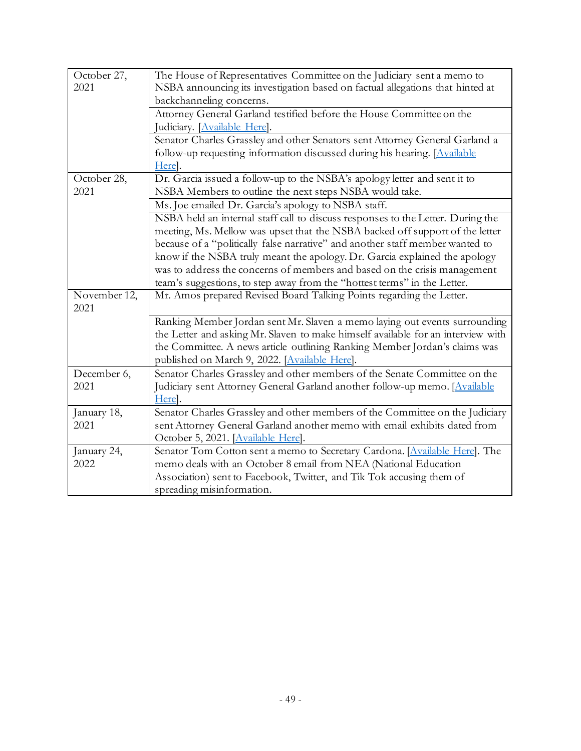| | |
|---|---|
| October 27, 2021 | The House of Representatives Committee on the Judiciary sent a memo to NSBA announcing its investigation based on factual allegations that hinted at backchanneling concerns. |
| | Attorney General Garland testified before the House Committee on the Judiciary. [Available Here]. |
| | Senator Charles Grassley and other Senators sent Attorney General Garland a follow-up requesting information discussed during his hearing. [Available Here]. |
| October 28, 2021 | Dr. Garcia issued a follow-up to the NSBA's apology letter and sent it to NSBA Members to outline the next steps NSBA would take. |
| | Ms. Joe emailed Dr. Garcia's apology to NSBA staff. |
| | NSBA held an internal staff call to discuss responses to the Letter. During the meeting, Ms. Mellow was upset that the NSBA backed off support of the letter because of a "politically false narrative" and another staff member wanted to know if the NSBA truly meant the apology. Dr. Garcia explained the apology was to address the concerns of members and based on the crisis management team's suggestions, to step away from the "hottest terms" in the Letter. |
| November 12, 2021 | Mr. Amos prepared Revised Board Talking Points regarding the Letter. |
| | Ranking Member Jordan sent Mr. Slaven a memo laying out events surrounding the Letter and asking Mr. Slaven to make himself available for an interview with the Committee. A news article outlining Ranking Member Jordan's claims was published on March 9, 2022. [Available Here]. |
| December 6, 2021 | Senator Charles Grassley and other members of the Senate Committee on the Judiciary sent Attorney General Garland another follow-up memo. [Available Here]. |
| January 18, 2021 | Senator Charles Grassley and other members of the Committee on the Judiciary sent Attorney General Garland another memo with email exhibits dated from October 5, 2021. [Available Here]. |
| January 24, 2022 | Senator Tom Cotton sent a memo to Secretary Cardona. [Available Here]. The memo deals with an October 8 email from NEA (National Education Association) sent to Facebook, Twitter, and Tik Tok accusing them of spreading misinformation. |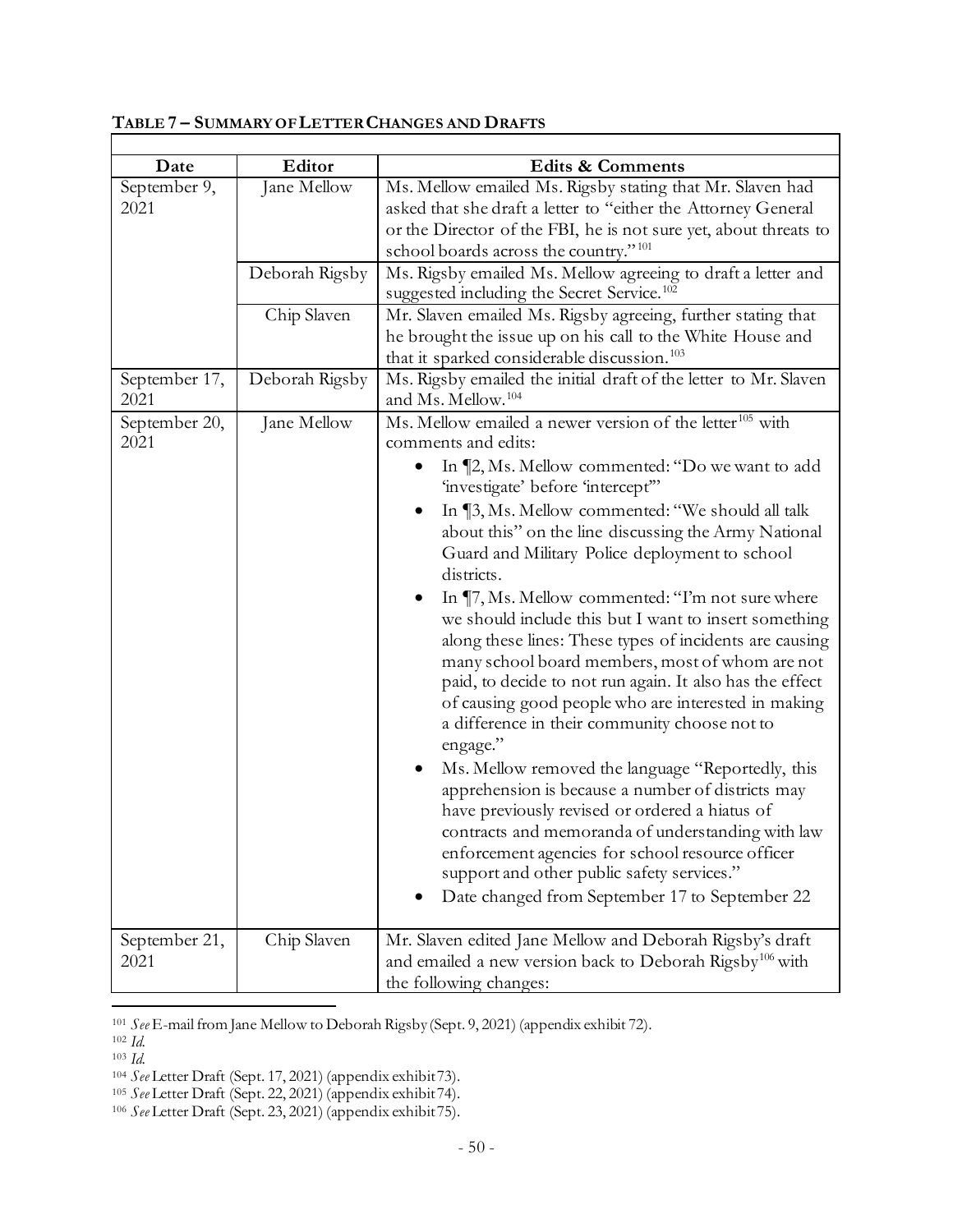**TABLE 7 – SUMMARY OF LETTER CHANGES AND DRAFTS**

| Date | Editor | Edits & Comments |
|---|---|---|
| September 9, 2021 | Jane Mellow | Ms. Mellow emailed Ms. Rigsby stating that Mr. Slaven had asked that she draft a letter to "either the Attorney General or the Director of the FBI, he is not sure yet, about threats to school boards across the country."[101] |
| | Deborah Rigsby | Ms. Rigsby emailed Ms. Mellow agreeing to draft a letter and suggested including the Secret Service.[102] |
| | Chip Slaven | Mr. Slaven emailed Ms. Rigsby agreeing, further stating that he brought the issue up on his call to the White House and that it sparked considerable discussion.[103] |
| September 17, 2021 | Deborah Rigsby | Ms. Rigsby emailed the initial draft of the letter to Mr. Slaven and Ms. Mellow.[104] |
| September 20, 2021 | Jane Mellow | Ms. Mellow emailed a newer version of the letter[105] with comments and edits:<br>• In ¶2, Ms. Mellow commented: "Do we want to add 'investigate' before 'intercept'"<br>• In ¶3, Ms. Mellow commented: "We should all talk about this" on the line discussing the Army National Guard and Military Police deployment to school districts.<br>• In ¶7, Ms. Mellow commented: "I'm not sure where we should include this but I want to insert something along these lines: These types of incidents are causing many school board members, most of whom are not paid, to decide to not run again. It also has the effect of causing good people who are interested in making a difference in their community choose not to engage."<br>• Ms. Mellow removed the language "Reportedly, this apprehension is because a number of districts may have previously revised or ordered a hiatus of contracts and memoranda of understanding with law enforcement agencies for school resource officer support and other public safety services."<br>• Date changed from September 17 to September 22 |
| September 21, 2021 | Chip Slaven | Mr. Slaven edited Jane Mellow and Deborah Rigsby's draft and emailed a new version back to Deborah Rigsby[106] with the following changes: |

[101] *See* E-mail from Jane Mellow to Deborah Rigsby (Sept. 9, 2021) (appendix exhibit 72).

[102] *Id.*

[103] *Id.*

[104] *See* Letter Draft (Sept. 17, 2021) (appendix exhibit 73).

[105] *See* Letter Draft (Sept. 22, 2021) (appendix exhibit 74).

[106] *See* Letter Draft (Sept. 23, 2021) (appendix exhibit 75).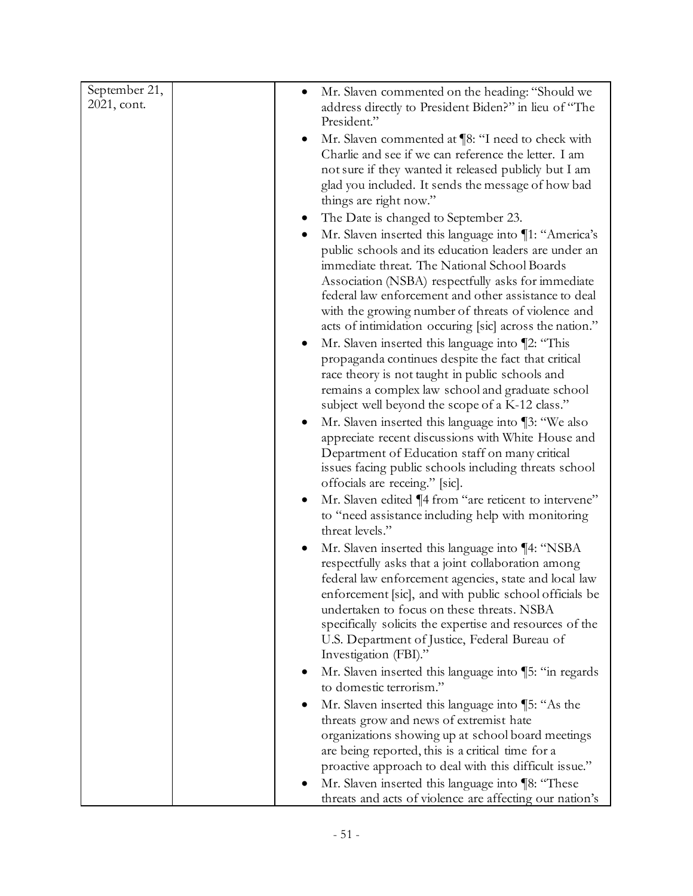| September 21, 2021, cont. | | • Mr. Slaven commented on the heading: "Should we address directly to President Biden?" in lieu of "The President."<br>• Mr. Slaven commented at ¶8: "I need to check with Charlie and see if we can reference the letter. I am not sure if they wanted it released publicly but I am glad you included. It sends the message of how bad things are right now."<br>• The Date is changed to September 23.<br>• Mr. Slaven inserted this language into ¶1: "America's public schools and its education leaders are under an immediate threat. The National School Boards Association (NSBA) respectfully asks for immediate federal law enforcement and other assistance to deal with the growing number of threats of violence and acts of intimidation occuring [sic] across the nation."<br>• Mr. Slaven inserted this language into ¶2: "This propaganda continues despite the fact that critical race theory is not taught in public schools and remains a complex law school and graduate school subject well beyond the scope of a K-12 class."<br>• Mr. Slaven inserted this language into ¶3: "We also appreciate recent discussions with White House and Department of Education staff on many critical issues facing public schools including threats school offocials are receing." [sic].<br>• Mr. Slaven edited ¶4 from "are reticent to intervene" to "need assistance including help with monitoring threat levels."<br>• Mr. Slaven inserted this language into ¶4: "NSBA respectfully asks that a joint collaboration among federal law enforcement agencies, state and local law enforcement [sic], and with public school officials be undertaken to focus on these threats. NSBA specifically solicits the expertise and resources of the U.S. Department of Justice, Federal Bureau of Investigation (FBI)."<br>• Mr. Slaven inserted this language into ¶5: "in regards to domestic terrorism."<br>• Mr. Slaven inserted this language into ¶5: "As the threats grow and news of extremist hate organizations showing up at school board meetings are being reported, this is a critical time for a proactive approach to deal with this difficult issue."<br>• Mr. Slaven inserted this language into ¶8: "These threats and acts of violence are affecting our nation's |
|---|---|---|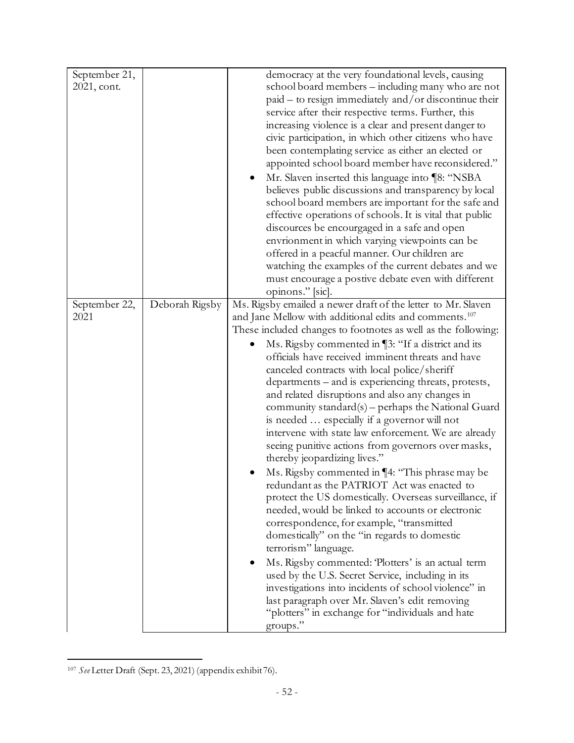| | | |
|---|---|---|
| September 21, 2021, cont. | | democracy at the very foundational levels, causing school board members – including many who are not paid – to resign immediately and/or discontinue their service after their respective terms. Further, this increasing violence is a clear and present danger to civic participation, in which other citizens who have been contemplating service as either an elected or appointed school board member have reconsidered."<br>• Mr. Slaven inserted this language into ¶8: "NSBA believes public discussions and transparency by local school board members are important for the safe and effective operations of schools. It is vital that public discources be encourgaged in a safe and open envrionment in which varying viewpoints can be offered in a peacful manner. Our children are watching the examples of the current debates and we must encourage a postive debate even with different opinons." [sic]. |
| September 22, 2021 | Deborah Rigsby | Ms. Rigsby emailed a newer draft of the letter to Mr. Slaven and Jane Mellow with additional edits and comments.[107] These included changes to footnotes as well as the following:<br>• Ms. Rigsby commented in ¶3: "If a district and its officials have received imminent threats and have canceled contracts with local police/sheriff departments – and is experiencing threats, protests, and related disruptions and also any changes in community standard(s) – perhaps the National Guard is needed … especially if a governor will not intervene with state law enforcement. We are already seeing punitive actions from governors over masks, thereby jeopardizing lives."<br>• Ms. Rigsby commented in ¶4: "This phrase may be redundant as the PATRIOT Act was enacted to protect the US domestically. Overseas surveillance, if needed, would be linked to accounts or electronic correspondence, for example, "transmitted domestically" on the "in regards to domestic terrorism" language.<br>• Ms. Rigsby commented: 'Plotters' is an actual term used by the U.S. Secret Service, including in its investigations into incidents of school violence" in last paragraph over Mr. Slaven's edit removing "plotters" in exchange for "individuals and hate groups." |

[107] *See* Letter Draft (Sept. 23, 2021) (appendix exhibit 76).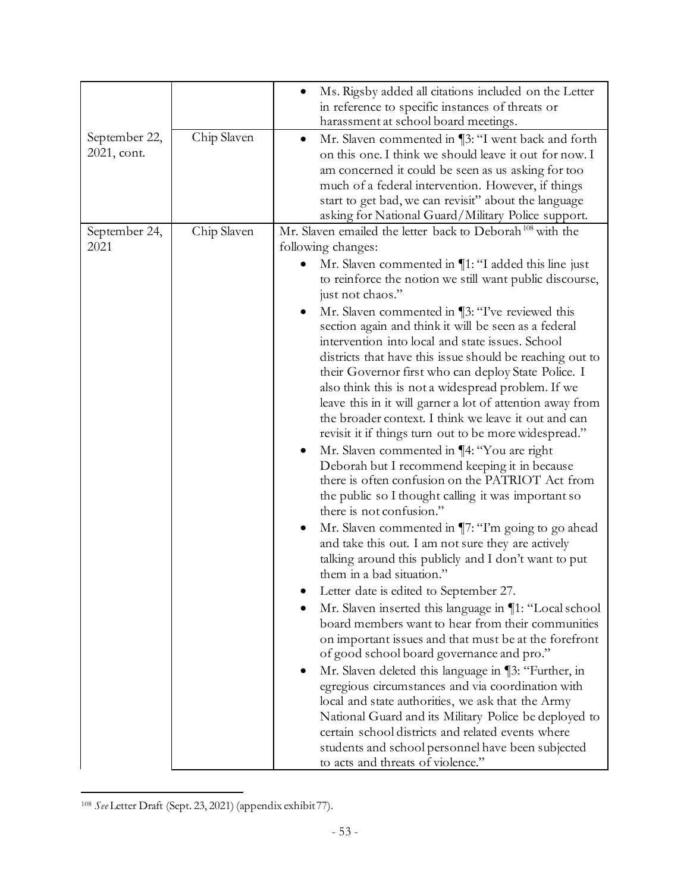| | | |
|---|---|---|
| | | • Ms. Rigsby added all citations included on the Letter in reference to specific instances of threats or harassment at school board meetings. |
| September 22, 2021, cont. | Chip Slaven | • Mr. Slaven commented in ¶3: "I went back and forth on this one. I think we should leave it out for now. I am concerned it could be seen as us asking for too much of a federal intervention. However, if things start to get bad, we can revisit" about the language asking for National Guard/Military Police support. |
| September 24, 2021 | Chip Slaven | Mr. Slaven emailed the letter back to Deborah[108] with the following changes: <br>• Mr. Slaven commented in ¶1: "I added this line just to reinforce the notion we still want public discourse, just not chaos." <br>• Mr. Slaven commented in ¶3: "I've reviewed this section again and think it will be seen as a federal intervention into local and state issues. School districts that have this issue should be reaching out to their Governor first who can deploy State Police. I also think this is not a widespread problem. If we leave this in it will garner a lot of attention away from the broader context. I think we leave it out and can revisit it if things turn out to be more widespread." <br>• Mr. Slaven commented in ¶4: "You are right Deborah but I recommend keeping it in because there is often confusion on the PATRIOT Act from the public so I thought calling it was important so there is not confusion." <br>• Mr. Slaven commented in ¶7: "I'm going to go ahead and take this out. I am not sure they are actively talking around this publicly and I don't want to put them in a bad situation." <br>• Letter date is edited to September 27. <br>• Mr. Slaven inserted this language in ¶1: "Local school board members want to hear from their communities on important issues and that must be at the forefront of good school board governance and pro." <br>• Mr. Slaven deleted this language in ¶3: "Further, in egregious circumstances and via coordination with local and state authorities, we ask that the Army National Guard and its Military Police be deployed to certain school districts and related events where students and school personnel have been subjected to acts and threats of violence." |

[108] *See* Letter Draft (Sept. 23, 2021) (appendix exhibit 77).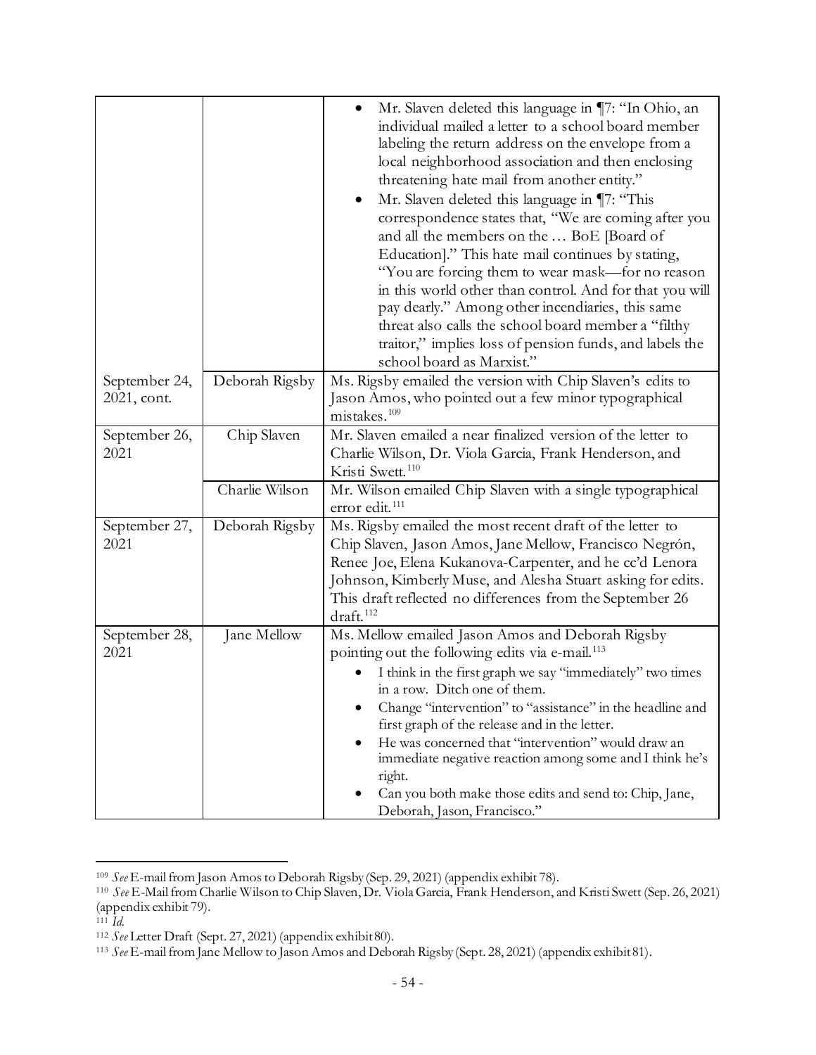| | | |
|---|---|---|
| | | • Mr. Slaven deleted this language in ¶7: "In Ohio, an individual mailed a letter to a school board member labeling the return address on the envelope from a local neighborhood association and then enclosing threatening hate mail from another entity." <br> • Mr. Slaven deleted this language in ¶7: "This correspondence states that, "We are coming after you and all the members on the … BoE [Board of Education]." This hate mail continues by stating, "You are forcing them to wear mask—for no reason in this world other than control. And for that you will pay dearly." Among other incendiaries, this same threat also calls the school board member a "filthy traitor," implies loss of pension funds, and labels the school board as Marxist." |
| September 24, 2021, cont. | Deborah Rigsby | Ms. Rigsby emailed the version with Chip Slaven's edits to Jason Amos, who pointed out a few minor typographical mistakes.[109] |
| September 26, 2021 | Chip Slaven | Mr. Slaven emailed a near finalized version of the letter to Charlie Wilson, Dr. Viola Garcia, Frank Henderson, and Kristi Swett.[110] |
| | Charlie Wilson | Mr. Wilson emailed Chip Slaven with a single typographical error edit.[111] |
| September 27, 2021 | Deborah Rigsby | Ms. Rigsby emailed the most recent draft of the letter to Chip Slaven, Jason Amos, Jane Mellow, Francisco Negrón, Renee Joe, Elena Kukanova-Carpenter, and he cc'd Lenora Johnson, Kimberly Muse, and Alesha Stuart asking for edits. This draft reflected no differences from the September 26 draft.[112] |
| September 28, 2021 | Jane Mellow | Ms. Mellow emailed Jason Amos and Deborah Rigsby pointing out the following edits via e-mail.[113] <br> • I think in the first graph we say "immediately" two times in a row. Ditch one of them. <br> • Change "intervention" to "assistance" in the headline and first graph of the release and in the letter. <br> • He was concerned that "intervention" would draw an immediate negative reaction among some and I think he's right. <br> • Can you both make those edits and send to: Chip, Jane, Deborah, Jason, Francisco." |

[109] *See* E-mail from Jason Amos to Deborah Rigsby (Sep. 29, 2021) (appendix exhibit 78).

[110] *See* E-Mail from Charlie Wilson to Chip Slaven, Dr. Viola Garcia, Frank Henderson, and Kristi Swett (Sep. 26, 2021) (appendix exhibit 79).

[111] *Id.*

[112] *See* Letter Draft (Sept. 27, 2021) (appendix exhibit 80).

[113] *See* E-mail from Jane Mellow to Jason Amos and Deborah Rigsby (Sept. 28, 2021) (appendix exhibit 81).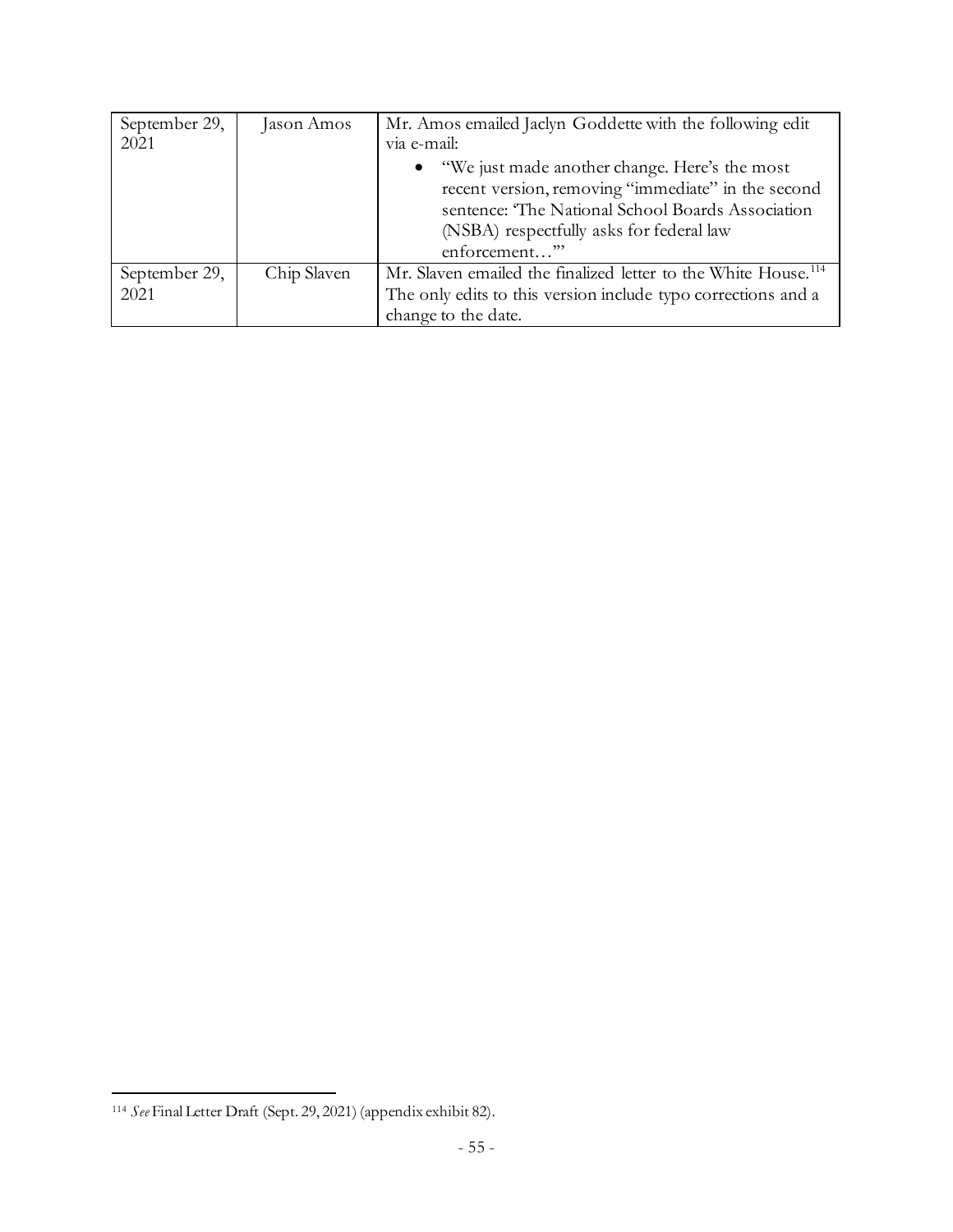| | | |
|---|---|---|
| September 29, 2021 | Jason Amos | Mr. Amos emailed Jaclyn Goddette with the following edit via e-mail:<br>• "We just made another change. Here's the most recent version, removing "immediate" in the second sentence: 'The National School Boards Association (NSBA) respectfully asks for federal law enforcement…'" |
| September 29, 2021 | Chip Slaven | Mr. Slaven emailed the finalized letter to the White House.[114] The only edits to this version include typo corrections and a change to the date. |

[114] *See* Final Letter Draft (Sept. 29, 2021) (appendix exhibit 82).